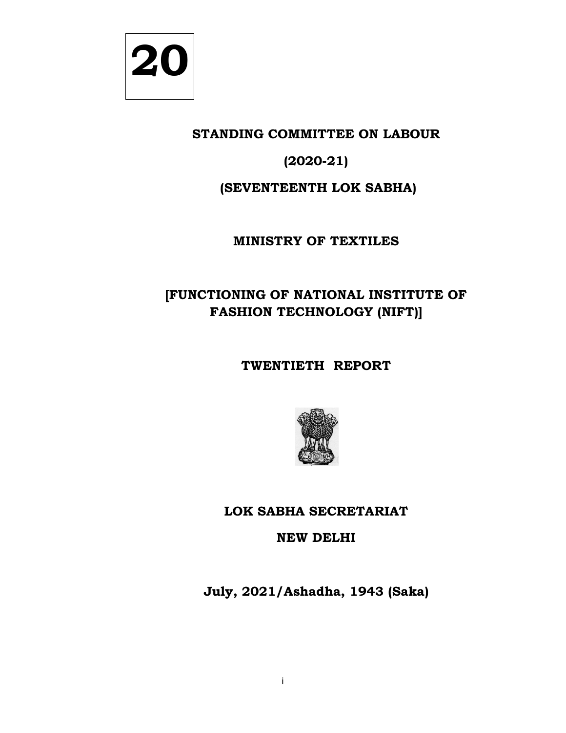**20**

# STANDING COMMITTEE ON LABOUR

## (2020-21)

## (SEVENTEENTH LOK SABHA)

## MINISTRY OF TEXTILES

## [FUNCTIONING OF NATIONAL INSTITUTE OF FASHION TECHNOLOGY (NIFT)]

## TWENTIETH REPORT

**LOK SABHA SECRETARIAT**

**NEW DELHI**

**July, 2021/Ashadha, 1943 (Saka)**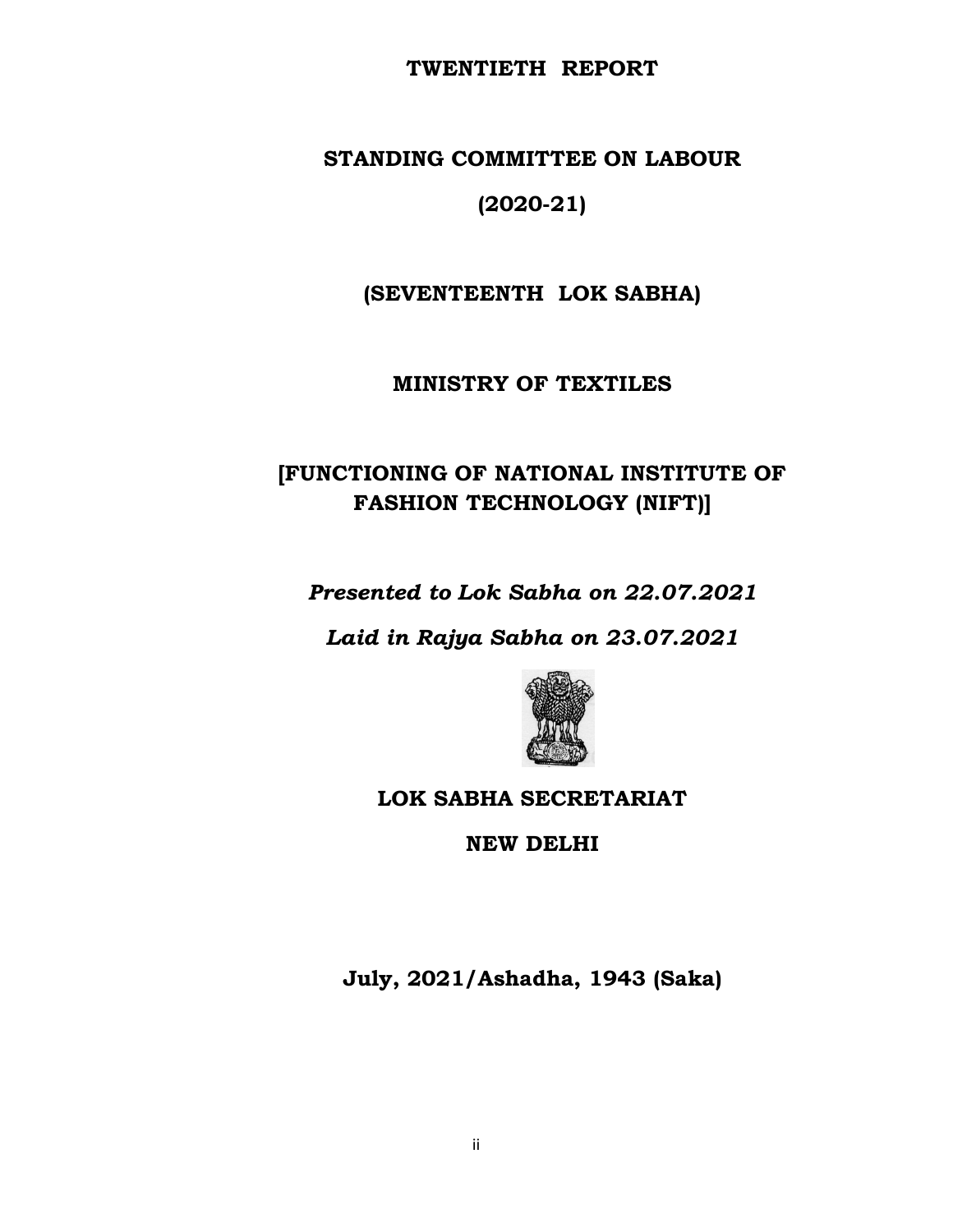**TWENTIETH REPORT**

**STANDING COMMITTEE ON LABOUR**

**(2020-21)**

**(SEVENTEENTH LOK SABHA)**

**MINISTRY OF TEXTILES**

**[FUNCTIONING OF NATIONAL INSTITUTE OF FASHION TECHNOLOGY (NIFT)]**

***Presented to Lok Sabha on 22.07.2021***

***Laid in Rajya Sabha on 23.07.2021***

**LOK SABHA SECRETARIAT**

**NEW DELHI**

**July, 2021/Ashadha, 1943 (Saka)**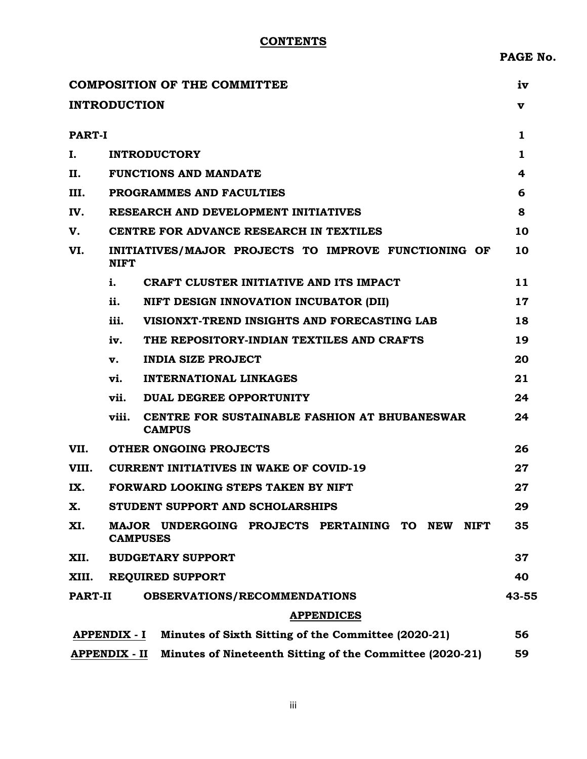# CONTENTS

| | | | PAGE No. |
|---|---|---|---|
| **COMPOSITION OF THE COMMITTEE** | | | **iv** |
| **INTRODUCTION** | | | **v** |
| **PART-I** | | | **1** |
| **I.** | **INTRODUCTORY** | | **1** |
| **II.** | **FUNCTIONS AND MANDATE** | | **4** |
| **III.** | **PROGRAMMES AND FACULTIES** | | **6** |
| **IV.** | **RESEARCH AND DEVELOPMENT INITIATIVES** | | **8** |
| **V.** | **CENTRE FOR ADVANCE RESEARCH IN TEXTILES** | | **10** |
| **VI.** | **INITIATIVES/MAJOR PROJECTS TO IMPROVE FUNCTIONING OF NIFT** | | **10** |
| | **i.** | **CRAFT CLUSTER INITIATIVE AND ITS IMPACT** | **11** |
| | **ii.** | **NIFT DESIGN INNOVATION INCUBATOR (DII)** | **17** |
| | **iii.** | **VISIONXT-TREND INSIGHTS AND FORECASTING LAB** | **18** |
| | **iv.** | **THE REPOSITORY-INDIAN TEXTILES AND CRAFTS** | **19** |
| | **v.** | **INDIA SIZE PROJECT** | **20** |
| | **vi.** | **INTERNATIONAL LINKAGES** | **21** |
| | **vii.** | **DUAL DEGREE OPPORTUNITY** | **24** |
| | **viii.** | **CENTRE FOR SUSTAINABLE FASHION AT BHUBANESWAR CAMPUS** | **24** |
| **VII.** | **OTHER ONGOING PROJECTS** | | **26** |
| **VIII.** | **CURRENT INITIATIVES IN WAKE OF COVID-19** | | **27** |
| **IX.** | **FORWARD LOOKING STEPS TAKEN BY NIFT** | | **27** |
| **X.** | **STUDENT SUPPORT AND SCHOLARSHIPS** | | **29** |
| **XI.** | **MAJOR UNDERGOING PROJECTS PERTAINING TO NEW NIFT CAMPUSES** | | **35** |
| **XII.** | **BUDGETARY SUPPORT** | | **37** |
| **XIII.** | **REQUIRED SUPPORT** | | **40** |
| **PART-II** | **OBSERVATIONS/RECOMMENDATIONS** | | **43-55** |

## APPENDICES

| | | |
|---|---|---|
| **APPENDIX - I** | **Minutes of Sixth Sitting of the Committee (2020-21)** | **56** |
| **APPENDIX - II** | **Minutes of Nineteenth Sitting of the Committee (2020-21)** | **59** |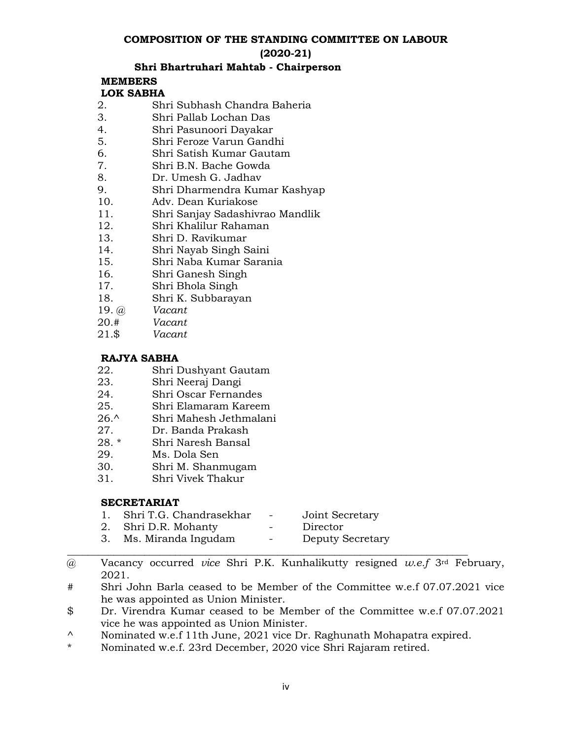## COMPOSITION OF THE STANDING COMMITTEE ON LABOUR (2020-21)

**Shri Bhartruhari Mahtab - Chairperson**

**MEMBERS**

**LOK SABHA**

2. Shri Subhash Chandra Baheria
3. Shri Pallab Lochan Das
4. Shri Pasunoori Dayakar
5. Shri Feroze Varun Gandhi
6. Shri Satish Kumar Gautam
7. Shri B.N. Bache Gowda
8. Dr. Umesh G. Jadhav
9. Shri Dharmendra Kumar Kashyap
10. Adv. Dean Kuriakose
11. Shri Sanjay Sadashivrao Mandlik
12. Shri Khalilur Rahaman
13. Shri D. Ravikumar
14. Shri Nayab Singh Saini
15. Shri Naba Kumar Sarania
16. Shri Ganesh Singh
17. Shri Bhola Singh
18. Shri K. Subbarayan

19.@ *Vacant*

20.# *Vacant*

21.$ *Vacant*

**RAJYA SABHA**

22. Shri Dushyant Gautam
23. Shri Neeraj Dangi
24. Shri Oscar Fernandes
25. Shri Elamaram Kareem

26.^ Shri Mahesh Jethmalani

27. Dr. Banda Prakash

28.* Shri Naresh Bansal

29. Ms. Dola Sen
30. Shri M. Shanmugam
31. Shri Vivek Thakur

**SECRETARIAT**

1. Shri T.G. Chandrasekhar - Joint Secretary
2. Shri D.R. Mohanty - Director
3. Ms. Miranda Ingudam - Deputy Secretary

---

@ Vacancy occurred *vice* Shri P.K. Kunhalikutty resigned *w.e.f* 3rd February, 2021.

# Shri John Barla ceased to be Member of the Committee w.e.f 07.07.2021 vice he was appointed as Union Minister.

$ Dr. Virendra Kumar ceased to be Member of the Committee w.e.f 07.07.2021 vice he was appointed as Union Minister.

^ Nominated w.e.f 11th June, 2021 vice Dr. Raghunath Mohapatra expired.

* Nominated w.e.f. 23rd December, 2020 vice Shri Rajaram retired.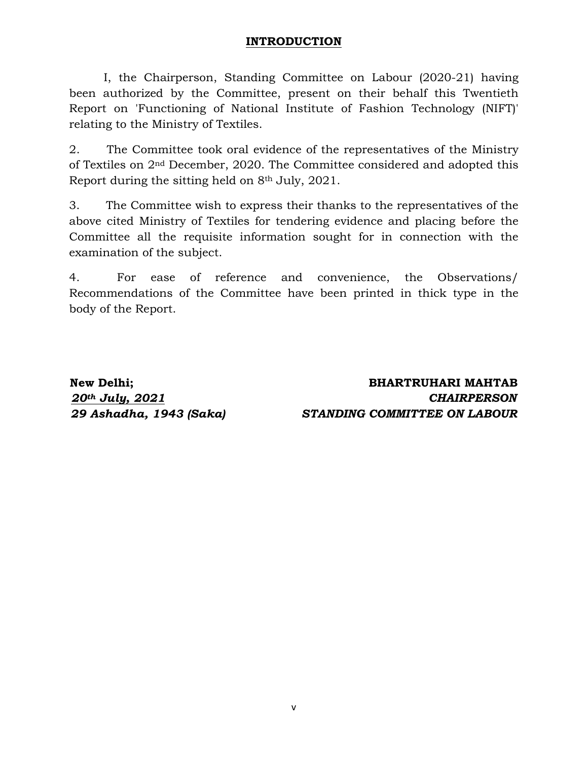# INTRODUCTION

I, the Chairperson, Standing Committee on Labour (2020-21) having been authorized by the Committee, present on their behalf this Twentieth Report on 'Functioning of National Institute of Fashion Technology (NIFT)' relating to the Ministry of Textiles.

2. The Committee took oral evidence of the representatives of the Ministry of Textiles on 2nd December, 2020. The Committee considered and adopted this Report during the sitting held on 8th July, 2021.

3. The Committee wish to express their thanks to the representatives of the above cited Ministry of Textiles for tendering evidence and placing before the Committee all the requisite information sought for in connection with the examination of the subject.

4. For ease of reference and convenience, the Observations/ Recommendations of the Committee have been printed in thick type in the body of the Report.

**New Delhi;**
***20th July, 2021***
***29 Ashadha, 1943 (Saka)***

**BHARTRUHARI MAHTAB**
***CHAIRPERSON***
***STANDING COMMITTEE ON LABOUR***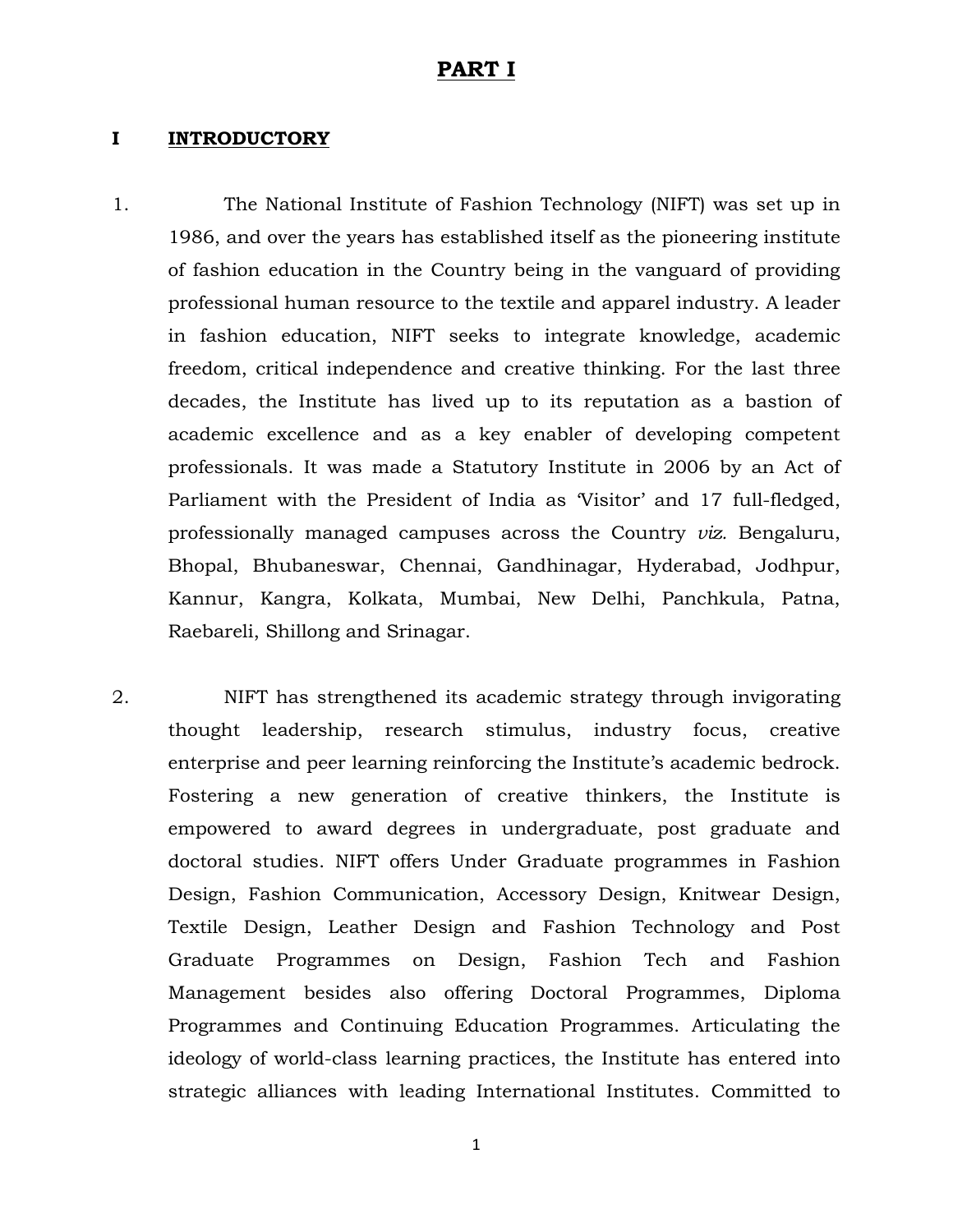# PART I

## I INTRODUCTORY

1. The National Institute of Fashion Technology (NIFT) was set up in 1986, and over the years has established itself as the pioneering institute of fashion education in the Country being in the vanguard of providing professional human resource to the textile and apparel industry. A leader in fashion education, NIFT seeks to integrate knowledge, academic freedom, critical independence and creative thinking. For the last three decades, the Institute has lived up to its reputation as a bastion of academic excellence and as a key enabler of developing competent professionals. It was made a Statutory Institute in 2006 by an Act of Parliament with the President of India as 'Visitor' and 17 full-fledged, professionally managed campuses across the Country *viz.* Bengaluru, Bhopal, Bhubaneswar, Chennai, Gandhinagar, Hyderabad, Jodhpur, Kannur, Kangra, Kolkata, Mumbai, New Delhi, Panchkula, Patna, Raebareli, Shillong and Srinagar.

2. NIFT has strengthened its academic strategy through invigorating thought leadership, research stimulus, industry focus, creative enterprise and peer learning reinforcing the Institute's academic bedrock. Fostering a new generation of creative thinkers, the Institute is empowered to award degrees in undergraduate, post graduate and doctoral studies. NIFT offers Under Graduate programmes in Fashion Design, Fashion Communication, Accessory Design, Knitwear Design, Textile Design, Leather Design and Fashion Technology and Post Graduate Programmes on Design, Fashion Tech and Fashion Management besides also offering Doctoral Programmes, Diploma Programmes and Continuing Education Programmes. Articulating the ideology of world-class learning practices, the Institute has entered into strategic alliances with leading International Institutes. Committed to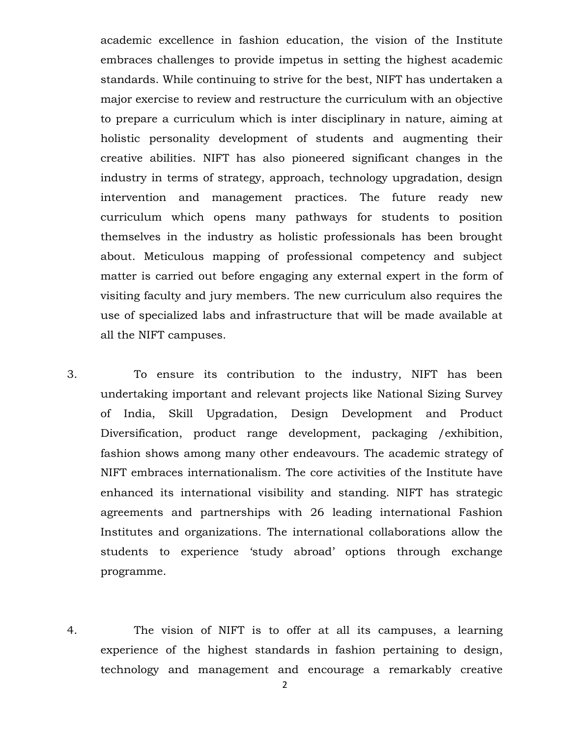academic excellence in fashion education, the vision of the Institute embraces challenges to provide impetus in setting the highest academic standards. While continuing to strive for the best, NIFT has undertaken a major exercise to review and restructure the curriculum with an objective to prepare a curriculum which is inter disciplinary in nature, aiming at holistic personality development of students and augmenting their creative abilities. NIFT has also pioneered significant changes in the industry in terms of strategy, approach, technology upgradation, design intervention and management practices. The future ready new curriculum which opens many pathways for students to position themselves in the industry as holistic professionals has been brought about. Meticulous mapping of professional competency and subject matter is carried out before engaging any external expert in the form of visiting faculty and jury members. The new curriculum also requires the use of specialized labs and infrastructure that will be made available at all the NIFT campuses.

3. To ensure its contribution to the industry, NIFT has been undertaking important and relevant projects like National Sizing Survey of India, Skill Upgradation, Design Development and Product Diversification, product range development, packaging /exhibition, fashion shows among many other endeavours. The academic strategy of NIFT embraces internationalism. The core activities of the Institute have enhanced its international visibility and standing. NIFT has strategic agreements and partnerships with 26 leading international Fashion Institutes and organizations. The international collaborations allow the students to experience 'study abroad' options through exchange programme.

4. The vision of NIFT is to offer at all its campuses, a learning experience of the highest standards in fashion pertaining to design, technology and management and encourage a remarkably creative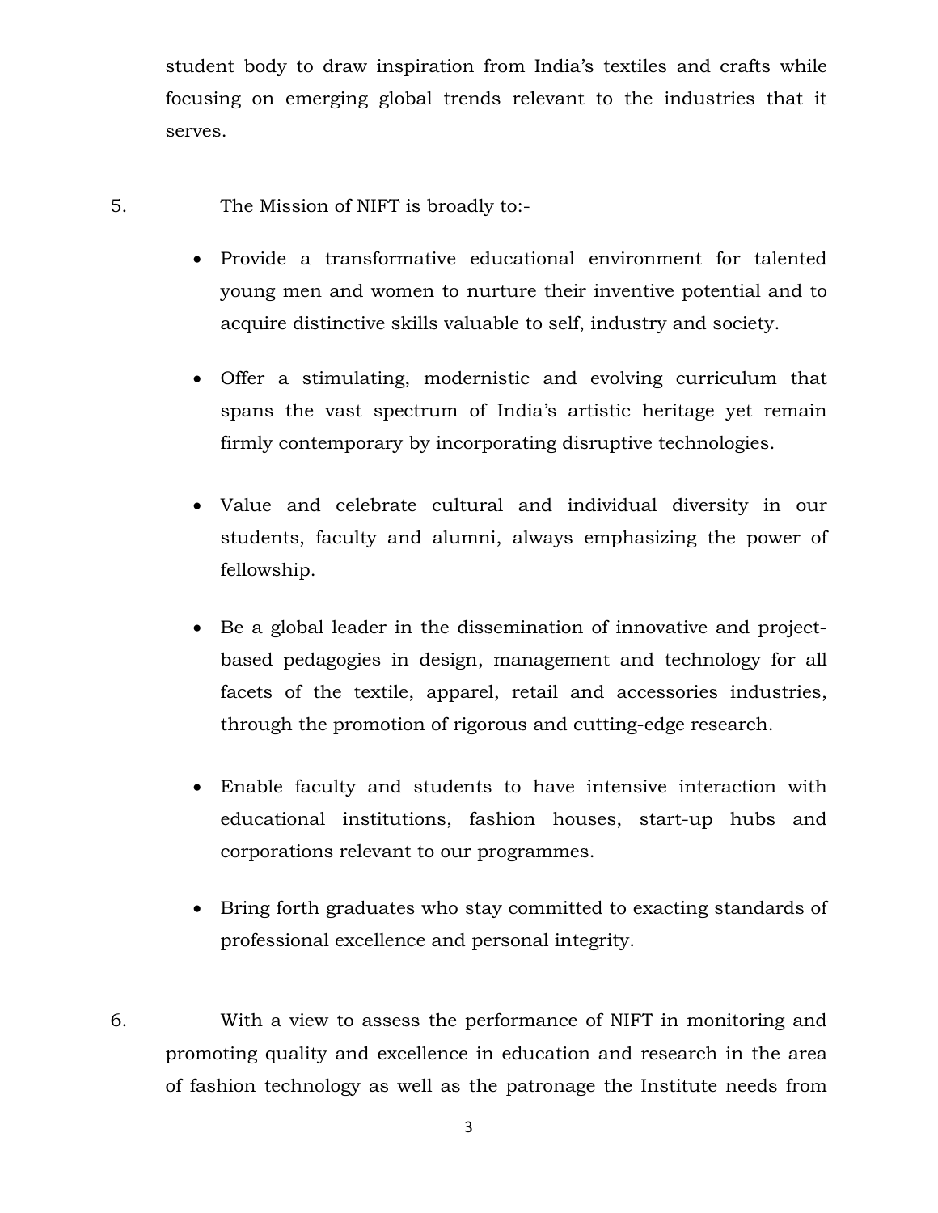student body to draw inspiration from India's textiles and crafts while focusing on emerging global trends relevant to the industries that it serves.

5. The Mission of NIFT is broadly to:-

- Provide a transformative educational environment for talented young men and women to nurture their inventive potential and to acquire distinctive skills valuable to self, industry and society.

- Offer a stimulating, modernistic and evolving curriculum that spans the vast spectrum of India's artistic heritage yet remain firmly contemporary by incorporating disruptive technologies.

- Value and celebrate cultural and individual diversity in our students, faculty and alumni, always emphasizing the power of fellowship.

- Be a global leader in the dissemination of innovative and project-based pedagogies in design, management and technology for all facets of the textile, apparel, retail and accessories industries, through the promotion of rigorous and cutting-edge research.

- Enable faculty and students to have intensive interaction with educational institutions, fashion houses, start-up hubs and corporations relevant to our programmes.

- Bring forth graduates who stay committed to exacting standards of professional excellence and personal integrity.

6. With a view to assess the performance of NIFT in monitoring and promoting quality and excellence in education and research in the area of fashion technology as well as the patronage the Institute needs from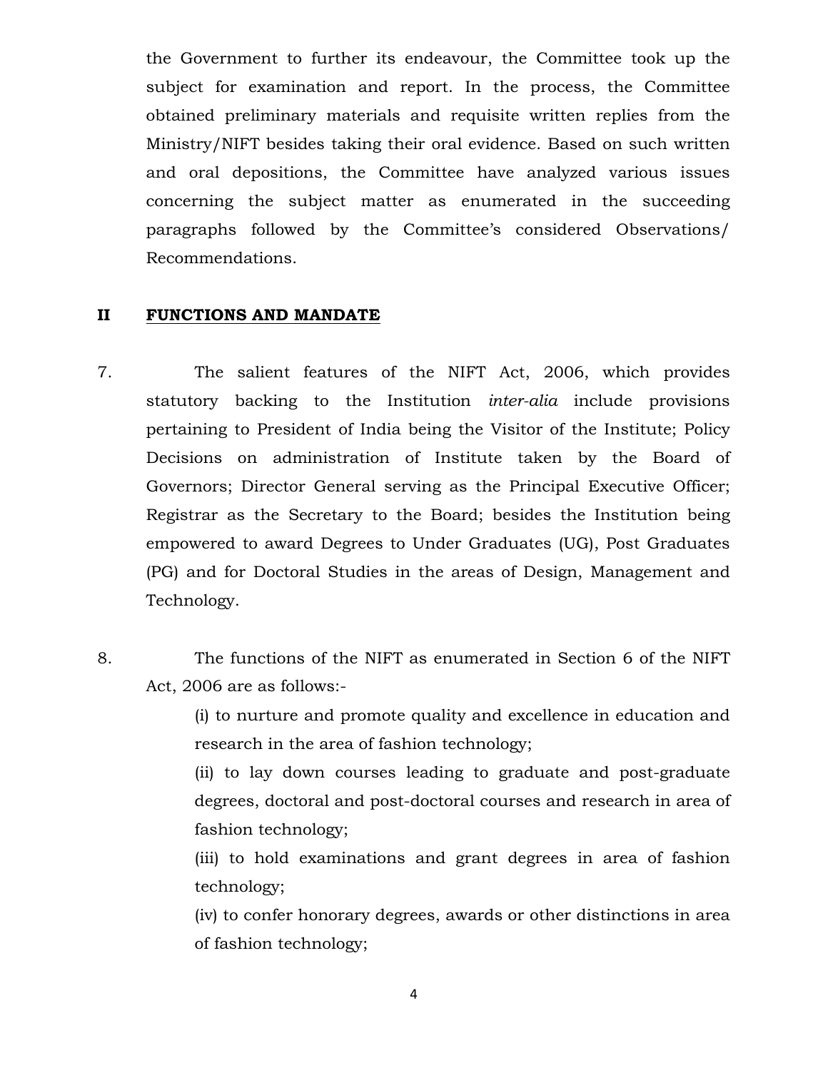the Government to further its endeavour, the Committee took up the subject for examination and report. In the process, the Committee obtained preliminary materials and requisite written replies from the Ministry/NIFT besides taking their oral evidence. Based on such written and oral depositions, the Committee have analyzed various issues concerning the subject matter as enumerated in the succeeding paragraphs followed by the Committee's considered Observations/ Recommendations.

## II FUNCTIONS AND MANDATE

7. The salient features of the NIFT Act, 2006, which provides statutory backing to the Institution *inter-alia* include provisions pertaining to President of India being the Visitor of the Institute; Policy Decisions on administration of Institute taken by the Board of Governors; Director General serving as the Principal Executive Officer; Registrar as the Secretary to the Board; besides the Institution being empowered to award Degrees to Under Graduates (UG), Post Graduates (PG) and for Doctoral Studies in the areas of Design, Management and Technology.

8. The functions of the NIFT as enumerated in Section 6 of the NIFT Act, 2006 are as follows:-

   (i) to nurture and promote quality and excellence in education and research in the area of fashion technology;

   (ii) to lay down courses leading to graduate and post-graduate degrees, doctoral and post-doctoral courses and research in area of fashion technology;

   (iii) to hold examinations and grant degrees in area of fashion technology;

   (iv) to confer honorary degrees, awards or other distinctions in area of fashion technology;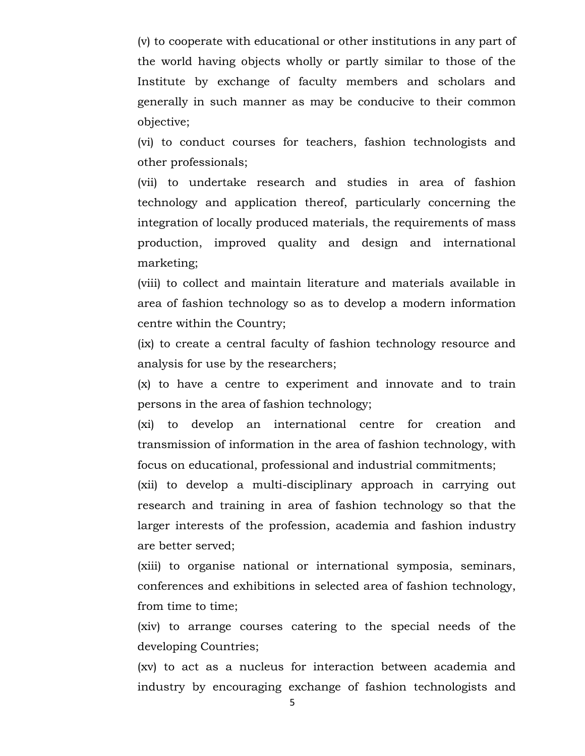(v) to cooperate with educational or other institutions in any part of the world having objects wholly or partly similar to those of the Institute by exchange of faculty members and scholars and generally in such manner as may be conducive to their common objective;

(vi) to conduct courses for teachers, fashion technologists and other professionals;

(vii) to undertake research and studies in area of fashion technology and application thereof, particularly concerning the integration of locally produced materials, the requirements of mass production, improved quality and design and international marketing;

(viii) to collect and maintain literature and materials available in area of fashion technology so as to develop a modern information centre within the Country;

(ix) to create a central faculty of fashion technology resource and analysis for use by the researchers;

(x) to have a centre to experiment and innovate and to train persons in the area of fashion technology;

(xi) to develop an international centre for creation and transmission of information in the area of fashion technology, with focus on educational, professional and industrial commitments;

(xii) to develop a multi-disciplinary approach in carrying out research and training in area of fashion technology so that the larger interests of the profession, academia and fashion industry are better served;

(xiii) to organise national or international symposia, seminars, conferences and exhibitions in selected area of fashion technology, from time to time;

(xiv) to arrange courses catering to the special needs of the developing Countries;

(xv) to act as a nucleus for interaction between academia and industry by encouraging exchange of fashion technologists and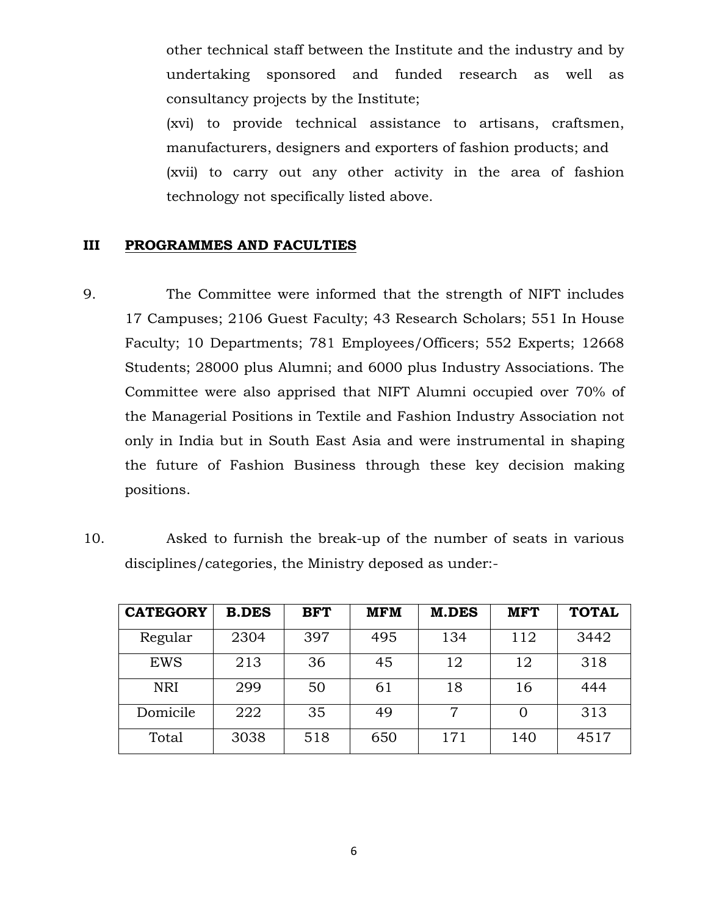other technical staff between the Institute and the industry and by undertaking sponsored and funded research as well as consultancy projects by the Institute;

(xvi) to provide technical assistance to artisans, craftsmen, manufacturers, designers and exporters of fashion products; and

(xvii) to carry out any other activity in the area of fashion technology not specifically listed above.

## III PROGRAMMES AND FACULTIES

9. The Committee were informed that the strength of NIFT includes 17 Campuses; 2106 Guest Faculty; 43 Research Scholars; 551 In House Faculty; 10 Departments; 781 Employees/Officers; 552 Experts; 12668 Students; 28000 plus Alumni; and 6000 plus Industry Associations. The Committee were also apprised that NIFT Alumni occupied over 70% of the Managerial Positions in Textile and Fashion Industry Association not only in India but in South East Asia and were instrumental in shaping the future of Fashion Business through these key decision making positions.

10. Asked to furnish the break-up of the number of seats in various disciplines/categories, the Ministry deposed as under:-

| CATEGORY | B.DES | BFT | MFM | M.DES | MFT | TOTAL |
|---|---|---|---|---|---|---|
| Regular | 2304 | 397 | 495 | 134 | 112 | 3442 |
| EWS | 213 | 36 | 45 | 12 | 12 | 318 |
| NRI | 299 | 50 | 61 | 18 | 16 | 444 |
| Domicile | 222 | 35 | 49 | 7 | 0 | 313 |
| Total | 3038 | 518 | 650 | 171 | 140 | 4517 |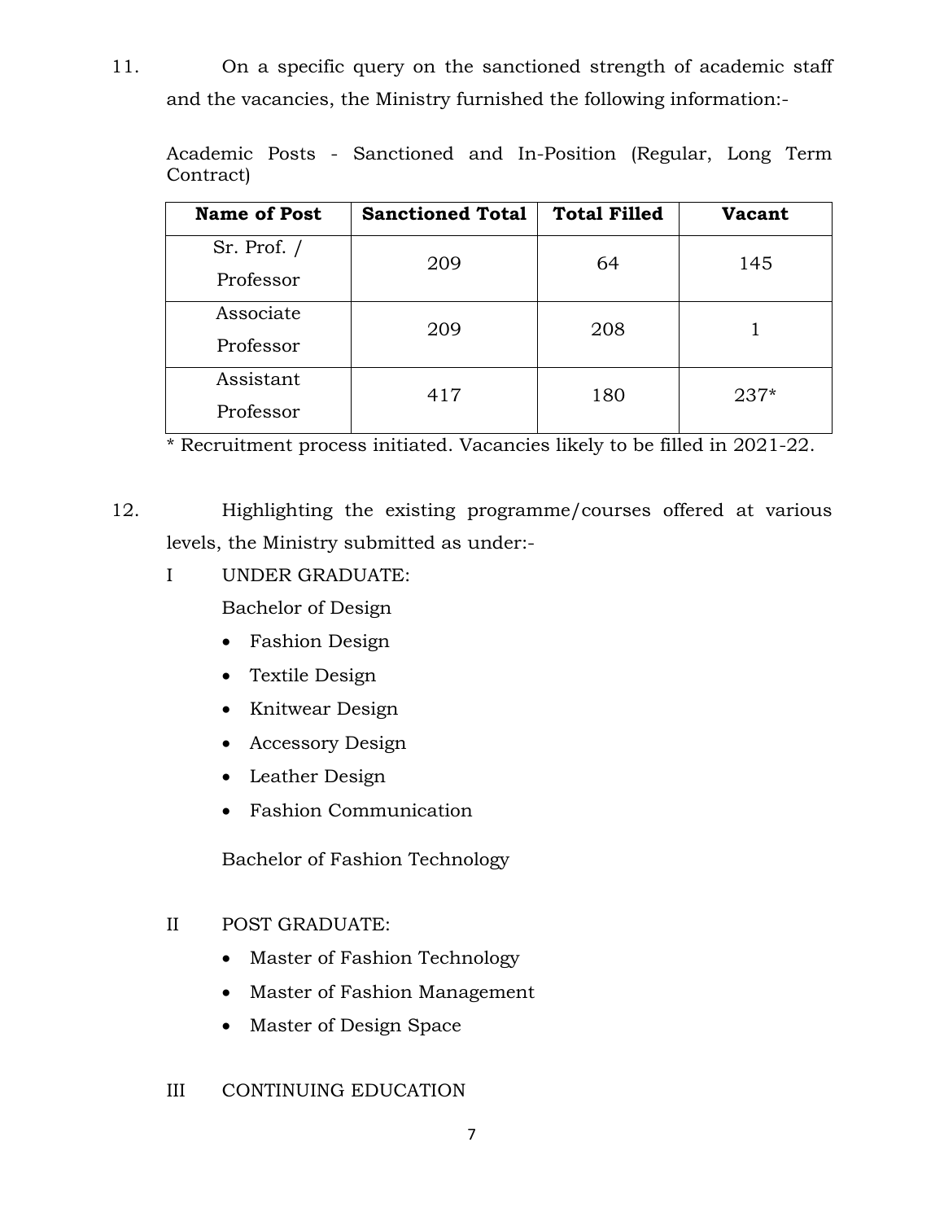11. On a specific query on the sanctioned strength of academic staff and the vacancies, the Ministry furnished the following information:-

Academic Posts - Sanctioned and In-Position (Regular, Long Term Contract)

| Name of Post | Sanctioned Total | Total Filled | Vacant |
|---|---|---|---|
| Sr. Prof. / Professor | 209 | 64 | 145 |
| Associate Professor | 209 | 208 | 1 |
| Assistant Professor | 417 | 180 | 237* |

\* Recruitment process initiated. Vacancies likely to be filled in 2021-22.

12. Highlighting the existing programme/courses offered at various levels, the Ministry submitted as under:-

I UNDER GRADUATE:

Bachelor of Design

- Fashion Design
- Textile Design
- Knitwear Design
- Accessory Design
- Leather Design
- Fashion Communication

Bachelor of Fashion Technology

II POST GRADUATE:

- Master of Fashion Technology
- Master of Fashion Management
- Master of Design Space

III CONTINUING EDUCATION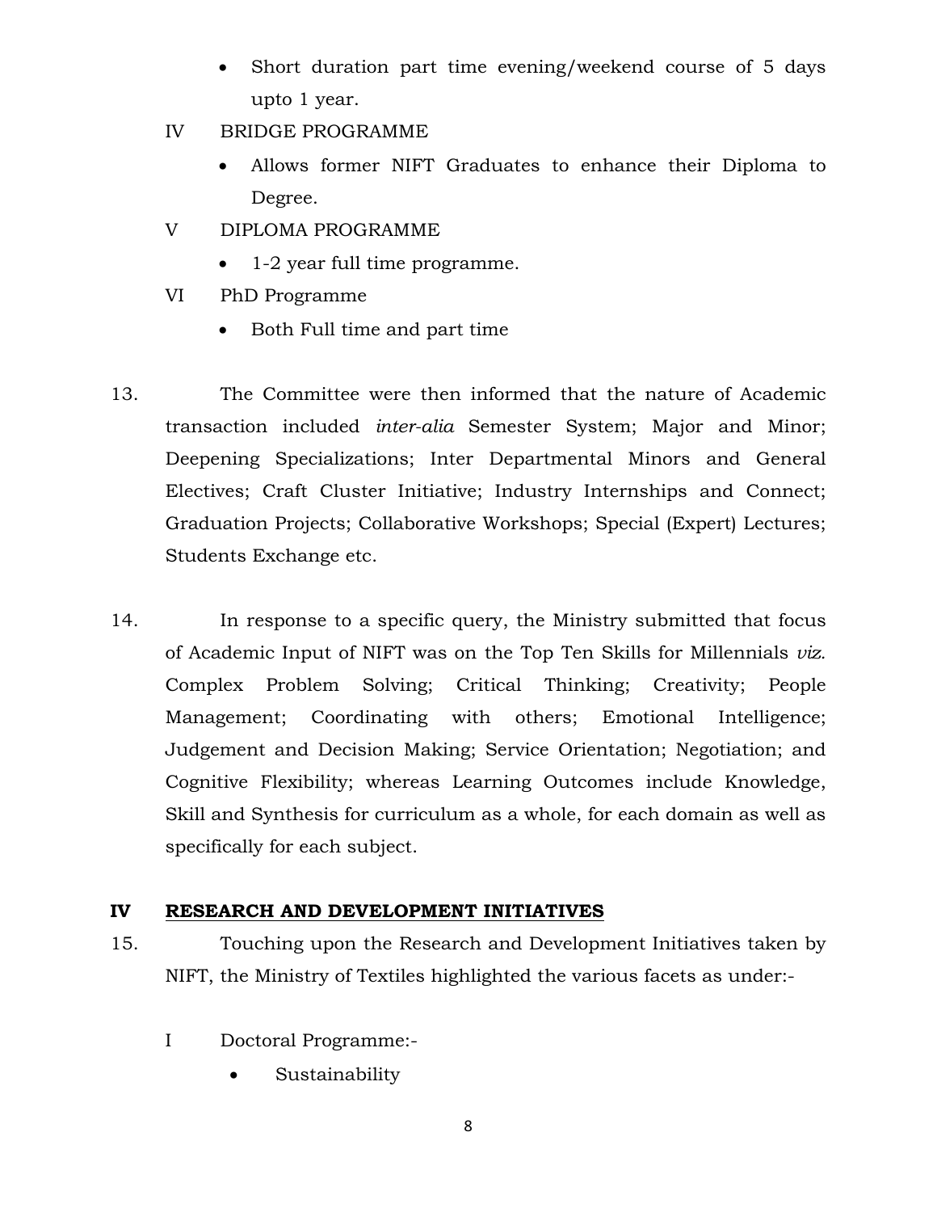- Short duration part time evening/weekend course of 5 days upto 1 year.

IV BRIDGE PROGRAMME

- Allows former NIFT Graduates to enhance their Diploma to Degree.

V DIPLOMA PROGRAMME

- 1-2 year full time programme.

VI PhD Programme

- Both Full time and part time

13. The Committee were then informed that the nature of Academic transaction included *inter-alia* Semester System; Major and Minor; Deepening Specializations; Inter Departmental Minors and General Electives; Craft Cluster Initiative; Industry Internships and Connect; Graduation Projects; Collaborative Workshops; Special (Expert) Lectures; Students Exchange etc.

14. In response to a specific query, the Ministry submitted that focus of Academic Input of NIFT was on the Top Ten Skills for Millennials *viz.* Complex Problem Solving; Critical Thinking; Creativity; People Management; Coordinating with others; Emotional Intelligence; Judgement and Decision Making; Service Orientation; Negotiation; and Cognitive Flexibility; whereas Learning Outcomes include Knowledge, Skill and Synthesis for curriculum as a whole, for each domain as well as specifically for each subject.

## IV <u>RESEARCH AND DEVELOPMENT INITIATIVES</u>

15. Touching upon the Research and Development Initiatives taken by NIFT, the Ministry of Textiles highlighted the various facets as under:-

I Doctoral Programme:-

- Sustainability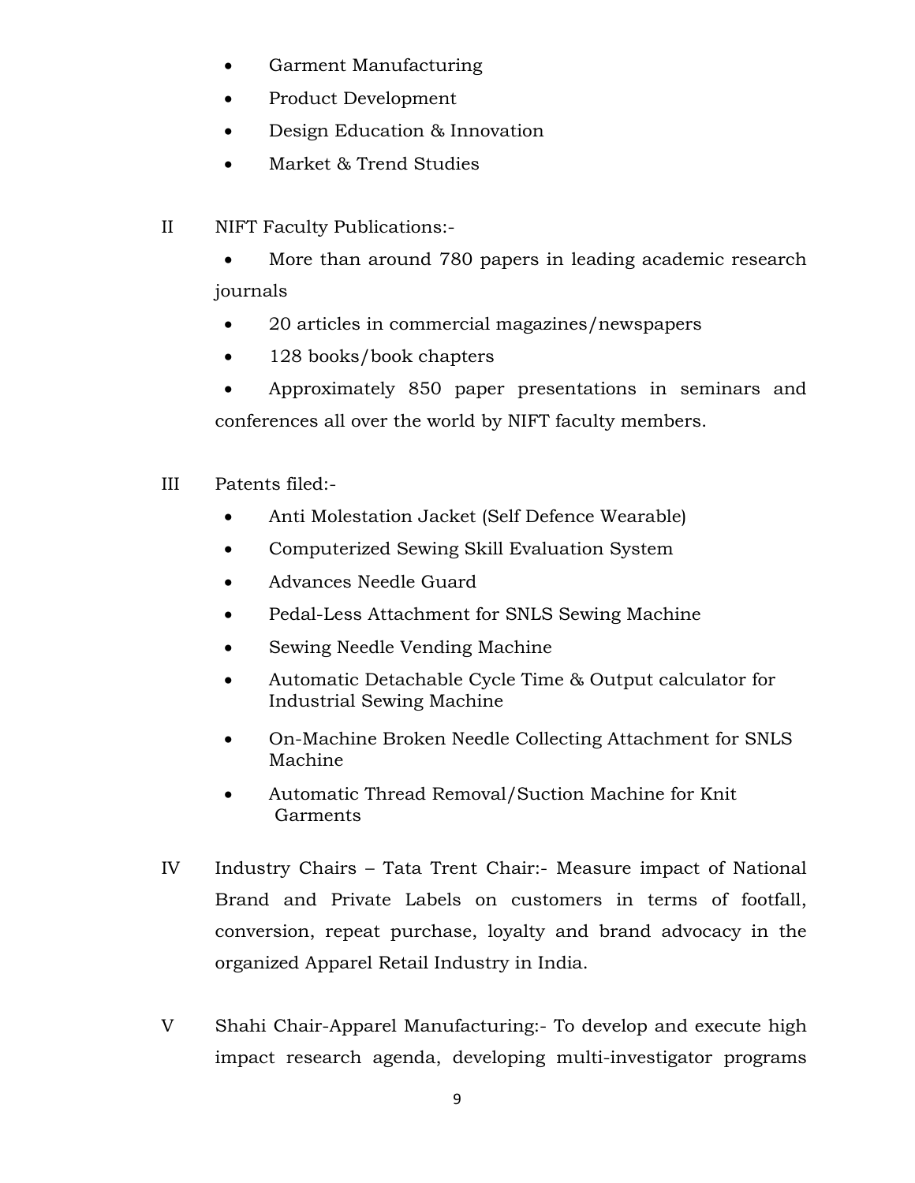- Garment Manufacturing
- Product Development
- Design Education & Innovation
- Market & Trend Studies

II NIFT Faculty Publications:-

- More than around 780 papers in leading academic research journals
- 20 articles in commercial magazines/newspapers
- 128 books/book chapters
- Approximately 850 paper presentations in seminars and conferences all over the world by NIFT faculty members.

III Patents filed:-

- Anti Molestation Jacket (Self Defence Wearable)
- Computerized Sewing Skill Evaluation System
- Advances Needle Guard
- Pedal-Less Attachment for SNLS Sewing Machine
- Sewing Needle Vending Machine
- Automatic Detachable Cycle Time & Output calculator for Industrial Sewing Machine
- On-Machine Broken Needle Collecting Attachment for SNLS Machine
- Automatic Thread Removal/Suction Machine for Knit Garments

IV Industry Chairs – Tata Trent Chair:- Measure impact of National Brand and Private Labels on customers in terms of footfall, conversion, repeat purchase, loyalty and brand advocacy in the organized Apparel Retail Industry in India.

V Shahi Chair-Apparel Manufacturing:- To develop and execute high impact research agenda, developing multi-investigator programs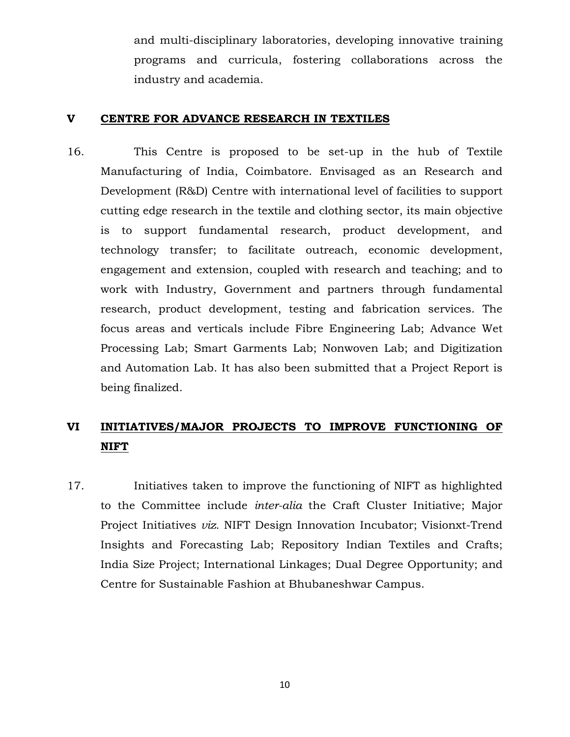and multi-disciplinary laboratories, developing innovative training programs and curricula, fostering collaborations across the industry and academia.

## V CENTRE FOR ADVANCE RESEARCH IN TEXTILES

16. This Centre is proposed to be set-up in the hub of Textile Manufacturing of India, Coimbatore. Envisaged as an Research and Development (R&D) Centre with international level of facilities to support cutting edge research in the textile and clothing sector, its main objective is to support fundamental research, product development, and technology transfer; to facilitate outreach, economic development, engagement and extension, coupled with research and teaching; and to work with Industry, Government and partners through fundamental research, product development, testing and fabrication services. The focus areas and verticals include Fibre Engineering Lab; Advance Wet Processing Lab; Smart Garments Lab; Nonwoven Lab; and Digitization and Automation Lab. It has also been submitted that a Project Report is being finalized.

## VI INITIATIVES/MAJOR PROJECTS TO IMPROVE FUNCTIONING OF NIFT

17. Initiatives taken to improve the functioning of NIFT as highlighted to the Committee include *inter-alia* the Craft Cluster Initiative; Major Project Initiatives *viz.* NIFT Design Innovation Incubator; Visionxt-Trend Insights and Forecasting Lab; Repository Indian Textiles and Crafts; India Size Project; International Linkages; Dual Degree Opportunity; and Centre for Sustainable Fashion at Bhubaneshwar Campus.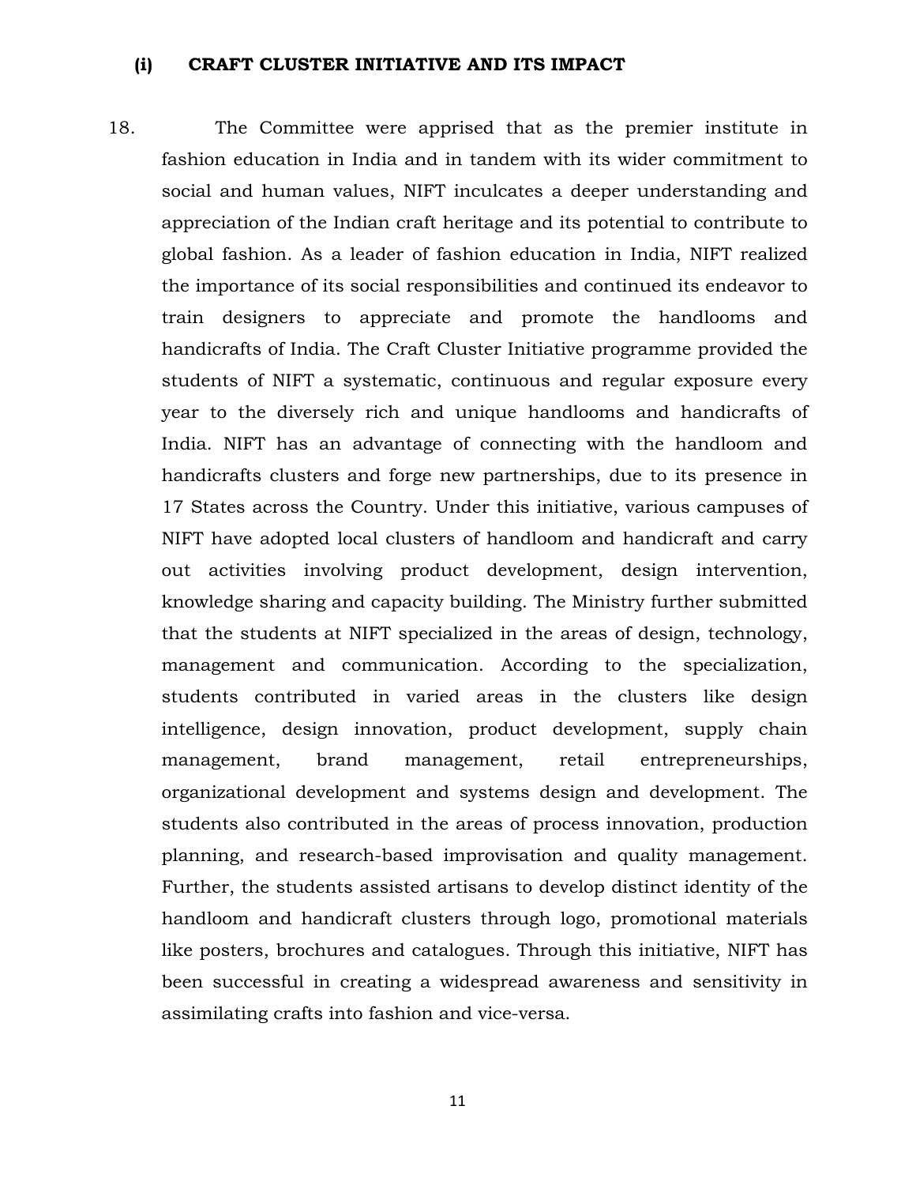### (i) CRAFT CLUSTER INITIATIVE AND ITS IMPACT

18. The Committee were apprised that as the premier institute in fashion education in India and in tandem with its wider commitment to social and human values, NIFT inculcates a deeper understanding and appreciation of the Indian craft heritage and its potential to contribute to global fashion. As a leader of fashion education in India, NIFT realized the importance of its social responsibilities and continued its endeavor to train designers to appreciate and promote the handlooms and handicrafts of India. The Craft Cluster Initiative programme provided the students of NIFT a systematic, continuous and regular exposure every year to the diversely rich and unique handlooms and handicrafts of India. NIFT has an advantage of connecting with the handloom and handicrafts clusters and forge new partnerships, due to its presence in 17 States across the Country. Under this initiative, various campuses of NIFT have adopted local clusters of handloom and handicraft and carry out activities involving product development, design intervention, knowledge sharing and capacity building. The Ministry further submitted that the students at NIFT specialized in the areas of design, technology, management and communication. According to the specialization, students contributed in varied areas in the clusters like design intelligence, design innovation, product development, supply chain management, brand management, retail entrepreneurships, organizational development and systems design and development. The students also contributed in the areas of process innovation, production planning, and research-based improvisation and quality management. Further, the students assisted artisans to develop distinct identity of the handloom and handicraft clusters through logo, promotional materials like posters, brochures and catalogues. Through this initiative, NIFT has been successful in creating a widespread awareness and sensitivity in assimilating crafts into fashion and vice-versa.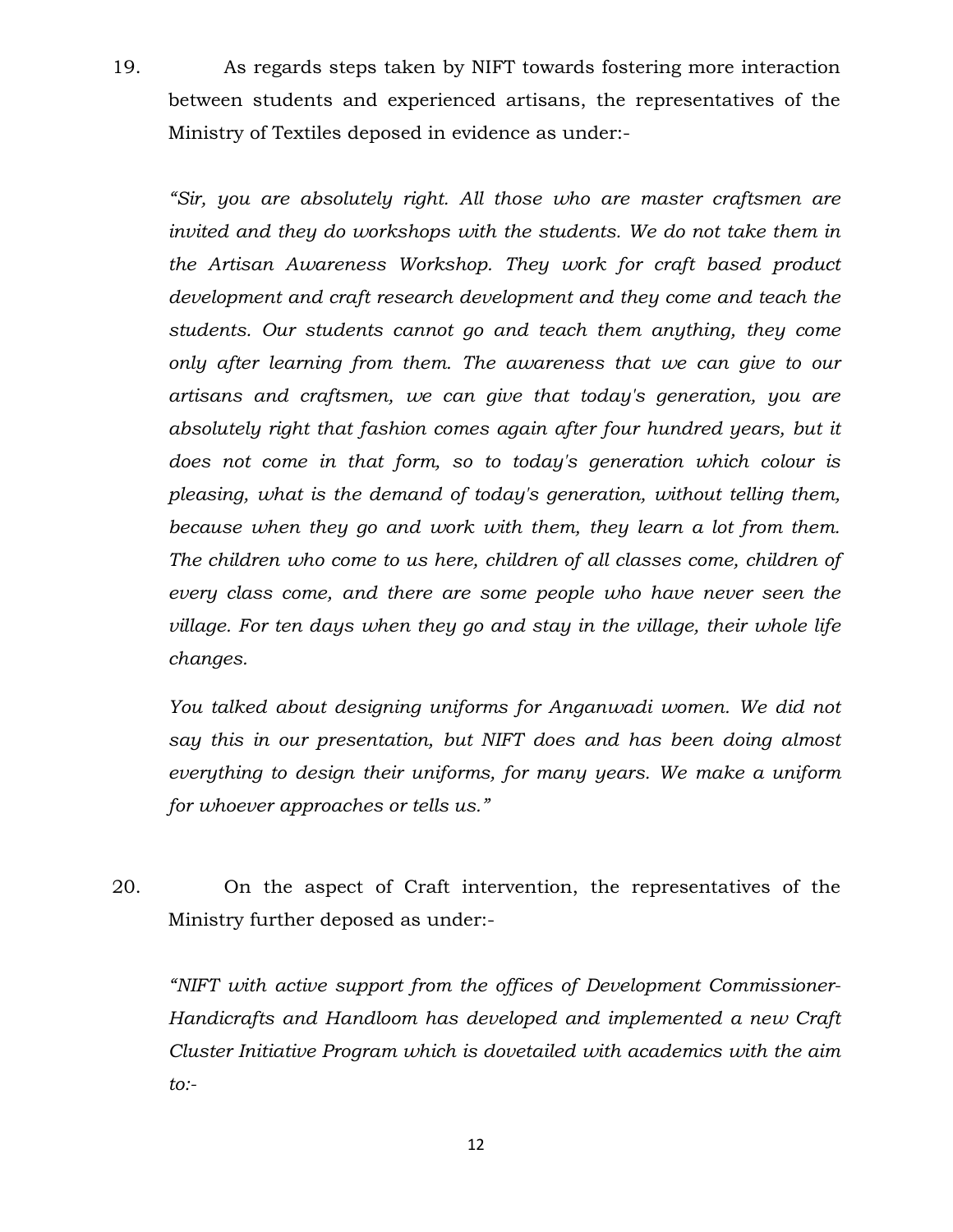19. As regards steps taken by NIFT towards fostering more interaction between students and experienced artisans, the representatives of the Ministry of Textiles deposed in evidence as under:-

*"Sir, you are absolutely right. All those who are master craftsmen are invited and they do workshops with the students. We do not take them in the Artisan Awareness Workshop. They work for craft based product development and craft research development and they come and teach the students. Our students cannot go and teach them anything, they come only after learning from them. The awareness that we can give to our artisans and craftsmen, we can give that today's generation, you are absolutely right that fashion comes again after four hundred years, but it does not come in that form, so to today's generation which colour is pleasing, what is the demand of today's generation, without telling them, because when they go and work with them, they learn a lot from them. The children who come to us here, children of all classes come, children of every class come, and there are some people who have never seen the village. For ten days when they go and stay in the village, their whole life changes.*

*You talked about designing uniforms for Anganwadi women. We did not say this in our presentation, but NIFT does and has been doing almost everything to design their uniforms, for many years. We make a uniform for whoever approaches or tells us."*

20. On the aspect of Craft intervention, the representatives of the Ministry further deposed as under:-

*"NIFT with active support from the offices of Development Commissioner-Handicrafts and Handloom has developed and implemented a new Craft Cluster Initiative Program which is dovetailed with academics with the aim to:-*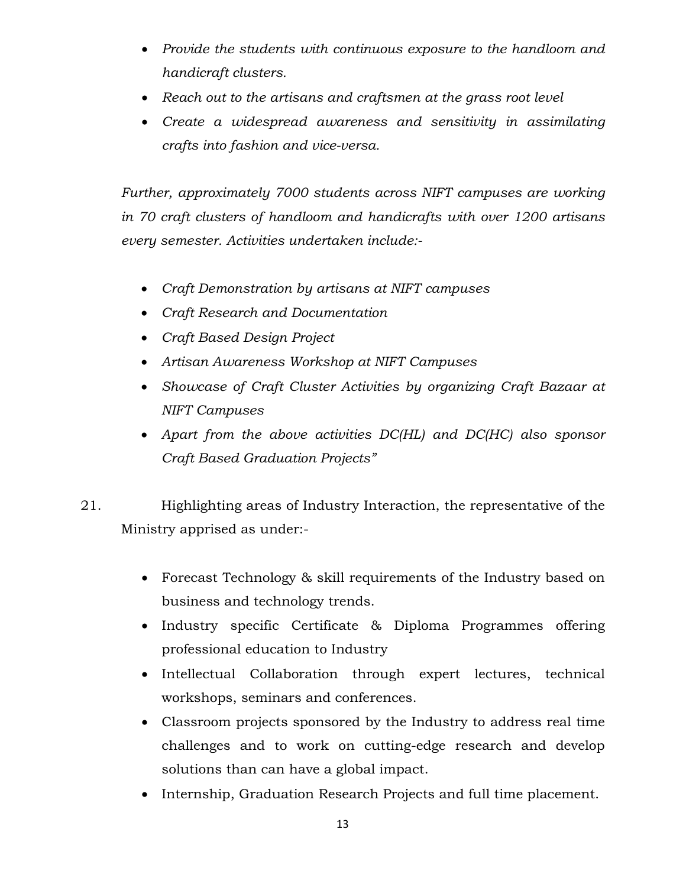- *Provide the students with continuous exposure to the handloom and handicraft clusters.*
- *Reach out to the artisans and craftsmen at the grass root level*
- *Create a widespread awareness and sensitivity in assimilating crafts into fashion and vice-versa.*

*Further, approximately 7000 students across NIFT campuses are working in 70 craft clusters of handloom and handicrafts with over 1200 artisans every semester. Activities undertaken include:-*

- *Craft Demonstration by artisans at NIFT campuses*
- *Craft Research and Documentation*
- *Craft Based Design Project*
- *Artisan Awareness Workshop at NIFT Campuses*
- *Showcase of Craft Cluster Activities by organizing Craft Bazaar at NIFT Campuses*
- *Apart from the above activities DC(HL) and DC(HC) also sponsor Craft Based Graduation Projects"*

21. Highlighting areas of Industry Interaction, the representative of the Ministry apprised as under:-

- Forecast Technology & skill requirements of the Industry based on business and technology trends.
- Industry specific Certificate & Diploma Programmes offering professional education to Industry
- Intellectual Collaboration through expert lectures, technical workshops, seminars and conferences.
- Classroom projects sponsored by the Industry to address real time challenges and to work on cutting-edge research and develop solutions than can have a global impact.
- Internship, Graduation Research Projects and full time placement.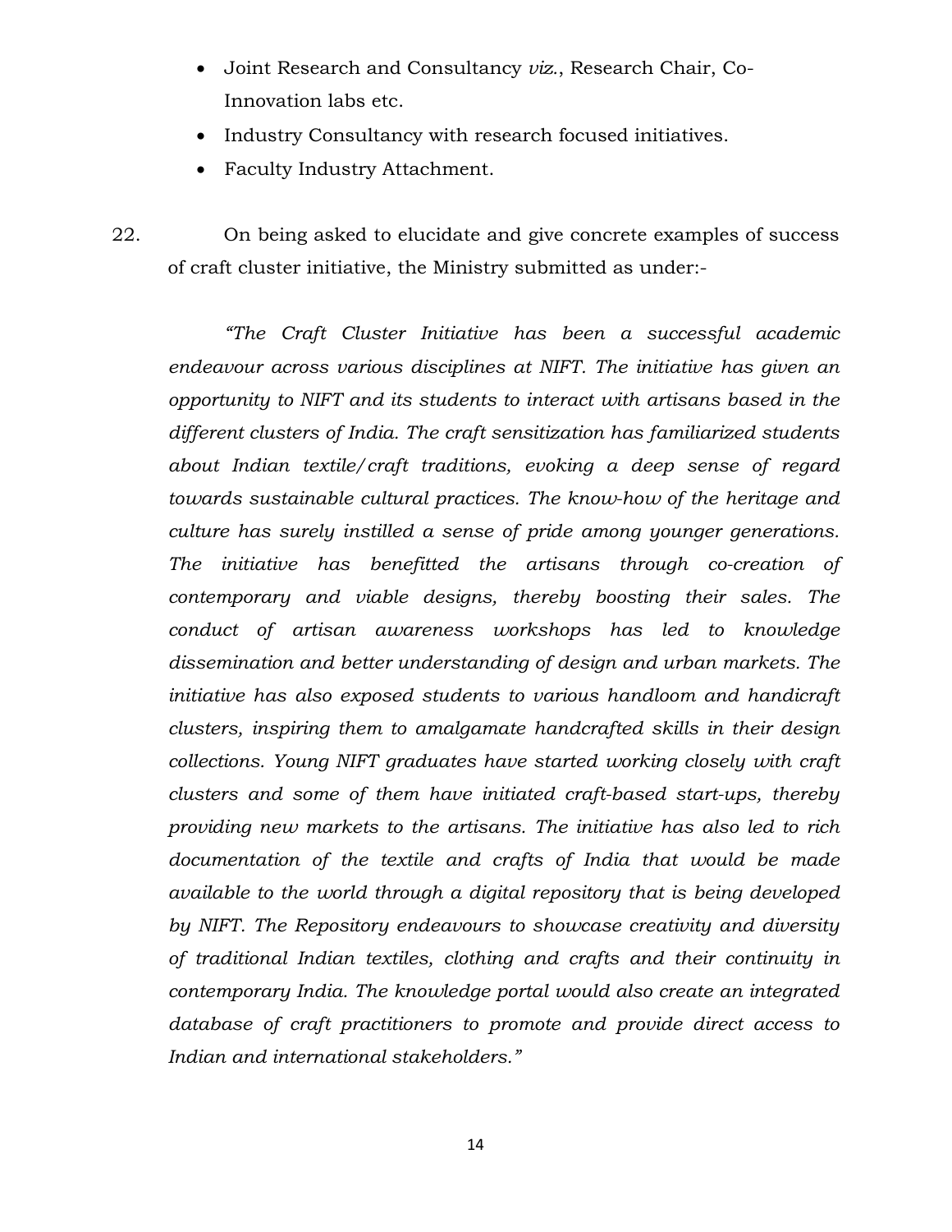- Joint Research and Consultancy *viz.*, Research Chair, Co-Innovation labs etc.
- Industry Consultancy with research focused initiatives.
- Faculty Industry Attachment.

22. On being asked to elucidate and give concrete examples of success of craft cluster initiative, the Ministry submitted as under:-

*"The Craft Cluster Initiative has been a successful academic endeavour across various disciplines at NIFT. The initiative has given an opportunity to NIFT and its students to interact with artisans based in the different clusters of India. The craft sensitization has familiarized students about Indian textile/craft traditions, evoking a deep sense of regard towards sustainable cultural practices. The know-how of the heritage and culture has surely instilled a sense of pride among younger generations. The initiative has benefitted the artisans through co-creation of contemporary and viable designs, thereby boosting their sales. The conduct of artisan awareness workshops has led to knowledge dissemination and better understanding of design and urban markets. The initiative has also exposed students to various handloom and handicraft clusters, inspiring them to amalgamate handcrafted skills in their design collections. Young NIFT graduates have started working closely with craft clusters and some of them have initiated craft-based start-ups, thereby providing new markets to the artisans. The initiative has also led to rich documentation of the textile and crafts of India that would be made available to the world through a digital repository that is being developed by NIFT. The Repository endeavours to showcase creativity and diversity of traditional Indian textiles, clothing and crafts and their continuity in contemporary India. The knowledge portal would also create an integrated database of craft practitioners to promote and provide direct access to Indian and international stakeholders."*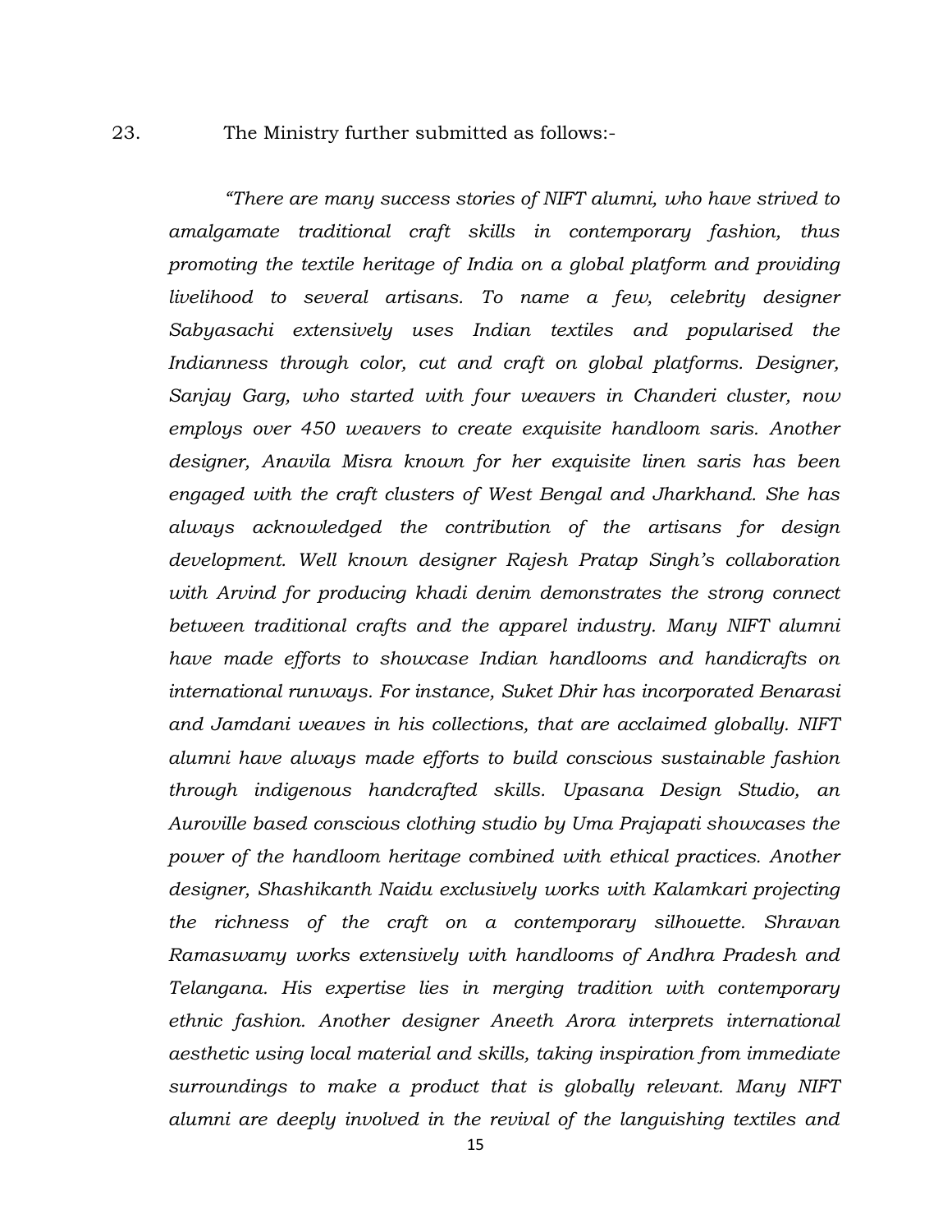23. The Ministry further submitted as follows:-

*"There are many success stories of NIFT alumni, who have strived to amalgamate traditional craft skills in contemporary fashion, thus promoting the textile heritage of India on a global platform and providing livelihood to several artisans. To name a few, celebrity designer Sabyasachi extensively uses Indian textiles and popularised the Indianness through color, cut and craft on global platforms. Designer, Sanjay Garg, who started with four weavers in Chanderi cluster, now employs over 450 weavers to create exquisite handloom saris. Another designer, Anavila Misra known for her exquisite linen saris has been engaged with the craft clusters of West Bengal and Jharkhand. She has always acknowledged the contribution of the artisans for design development. Well known designer Rajesh Pratap Singh's collaboration with Arvind for producing khadi denim demonstrates the strong connect between traditional crafts and the apparel industry. Many NIFT alumni have made efforts to showcase Indian handlooms and handicrafts on international runways. For instance, Suket Dhir has incorporated Benarasi and Jamdani weaves in his collections, that are acclaimed globally. NIFT alumni have always made efforts to build conscious sustainable fashion through indigenous handcrafted skills. Upasana Design Studio, an Auroville based conscious clothing studio by Uma Prajapati showcases the power of the handloom heritage combined with ethical practices. Another designer, Shashikanth Naidu exclusively works with Kalamkari projecting the richness of the craft on a contemporary silhouette. Shravan Ramaswamy works extensively with handlooms of Andhra Pradesh and Telangana. His expertise lies in merging tradition with contemporary ethnic fashion. Another designer Aneeth Arora interprets international aesthetic using local material and skills, taking inspiration from immediate surroundings to make a product that is globally relevant. Many NIFT alumni are deeply involved in the revival of the languishing textiles and*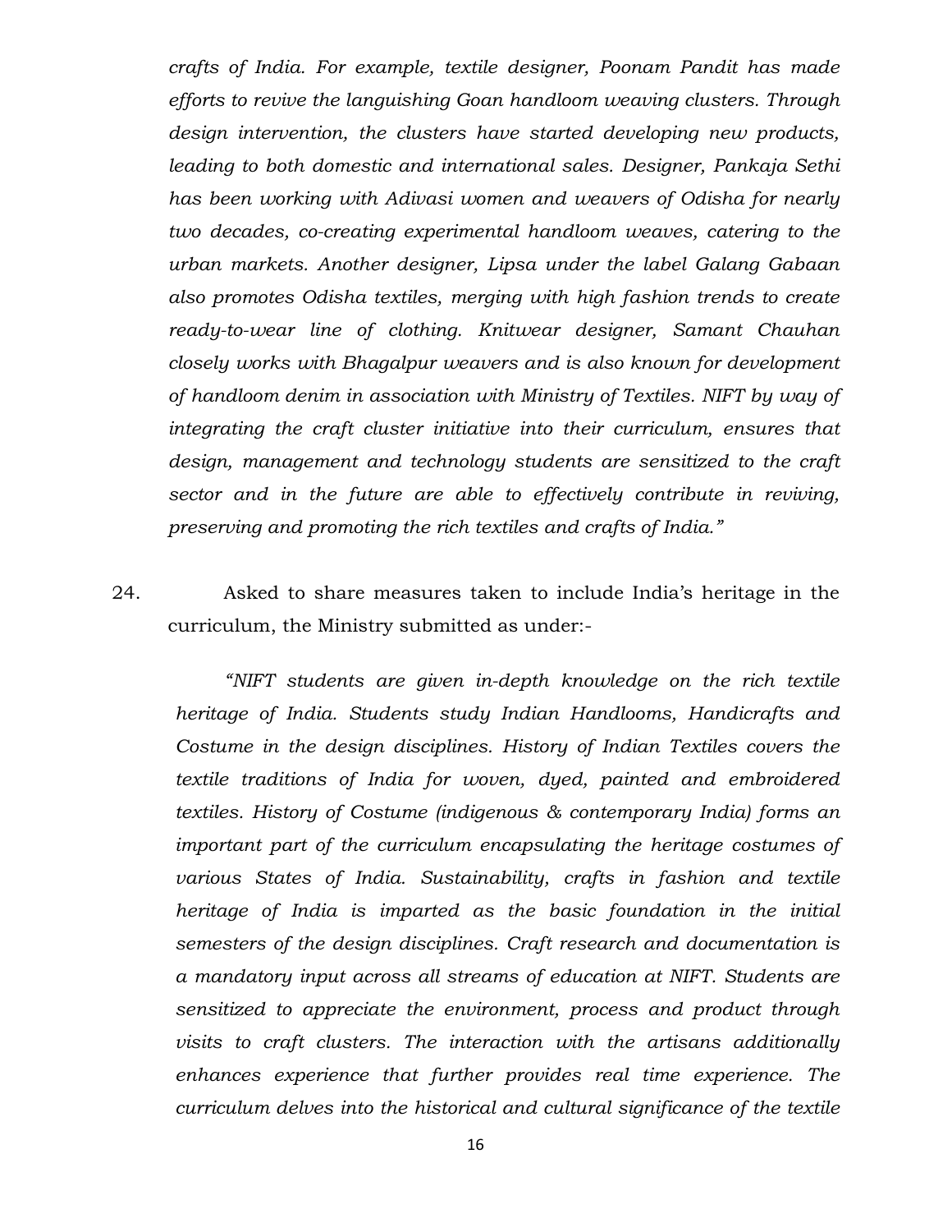*crafts of India. For example, textile designer, Poonam Pandit has made efforts to revive the languishing Goan handloom weaving clusters. Through design intervention, the clusters have started developing new products, leading to both domestic and international sales. Designer, Pankaja Sethi has been working with Adivasi women and weavers of Odisha for nearly two decades, co-creating experimental handloom weaves, catering to the urban markets. Another designer, Lipsa under the label Galang Gabaan also promotes Odisha textiles, merging with high fashion trends to create ready-to-wear line of clothing. Knitwear designer, Samant Chauhan closely works with Bhagalpur weavers and is also known for development of handloom denim in association with Ministry of Textiles. NIFT by way of integrating the craft cluster initiative into their curriculum, ensures that design, management and technology students are sensitized to the craft sector and in the future are able to effectively contribute in reviving, preserving and promoting the rich textiles and crafts of India."*

24. Asked to share measures taken to include India's heritage in the curriculum, the Ministry submitted as under:-

*"NIFT students are given in-depth knowledge on the rich textile heritage of India. Students study Indian Handlooms, Handicrafts and Costume in the design disciplines. History of Indian Textiles covers the textile traditions of India for woven, dyed, painted and embroidered textiles. History of Costume (indigenous & contemporary India) forms an important part of the curriculum encapsulating the heritage costumes of various States of India. Sustainability, crafts in fashion and textile heritage of India is imparted as the basic foundation in the initial semesters of the design disciplines. Craft research and documentation is a mandatory input across all streams of education at NIFT. Students are sensitized to appreciate the environment, process and product through visits to craft clusters. The interaction with the artisans additionally enhances experience that further provides real time experience. The curriculum delves into the historical and cultural significance of the textile*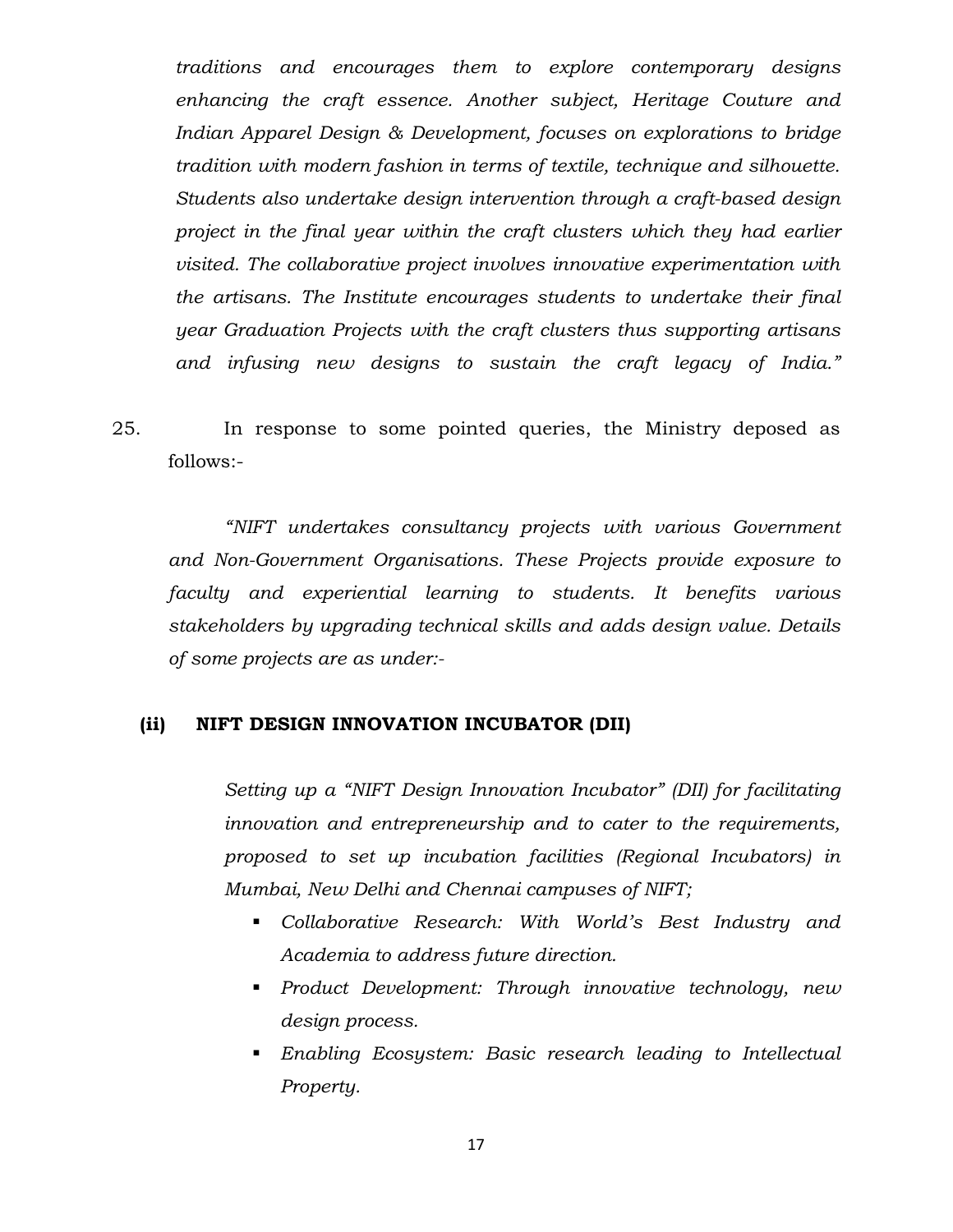*traditions and encourages them to explore contemporary designs enhancing the craft essence. Another subject, Heritage Couture and Indian Apparel Design & Development, focuses on explorations to bridge tradition with modern fashion in terms of textile, technique and silhouette. Students also undertake design intervention through a craft-based design project in the final year within the craft clusters which they had earlier visited. The collaborative project involves innovative experimentation with the artisans. The Institute encourages students to undertake their final year Graduation Projects with the craft clusters thus supporting artisans and infusing new designs to sustain the craft legacy of India."*

25. In response to some pointed queries, the Ministry deposed as follows:-

*"NIFT undertakes consultancy projects with various Government and Non-Government Organisations. These Projects provide exposure to faculty and experiential learning to students. It benefits various stakeholders by upgrading technical skills and adds design value. Details of some projects are as under:-*

**(ii) NIFT DESIGN INNOVATION INCUBATOR (DII)**

*Setting up a "NIFT Design Innovation Incubator" (DII) for facilitating innovation and entrepreneurship and to cater to the requirements, proposed to set up incubation facilities (Regional Incubators) in Mumbai, New Delhi and Chennai campuses of NIFT;*

- *Collaborative Research: With World's Best Industry and Academia to address future direction.*
- *Product Development: Through innovative technology, new design process.*
- *Enabling Ecosystem: Basic research leading to Intellectual Property.*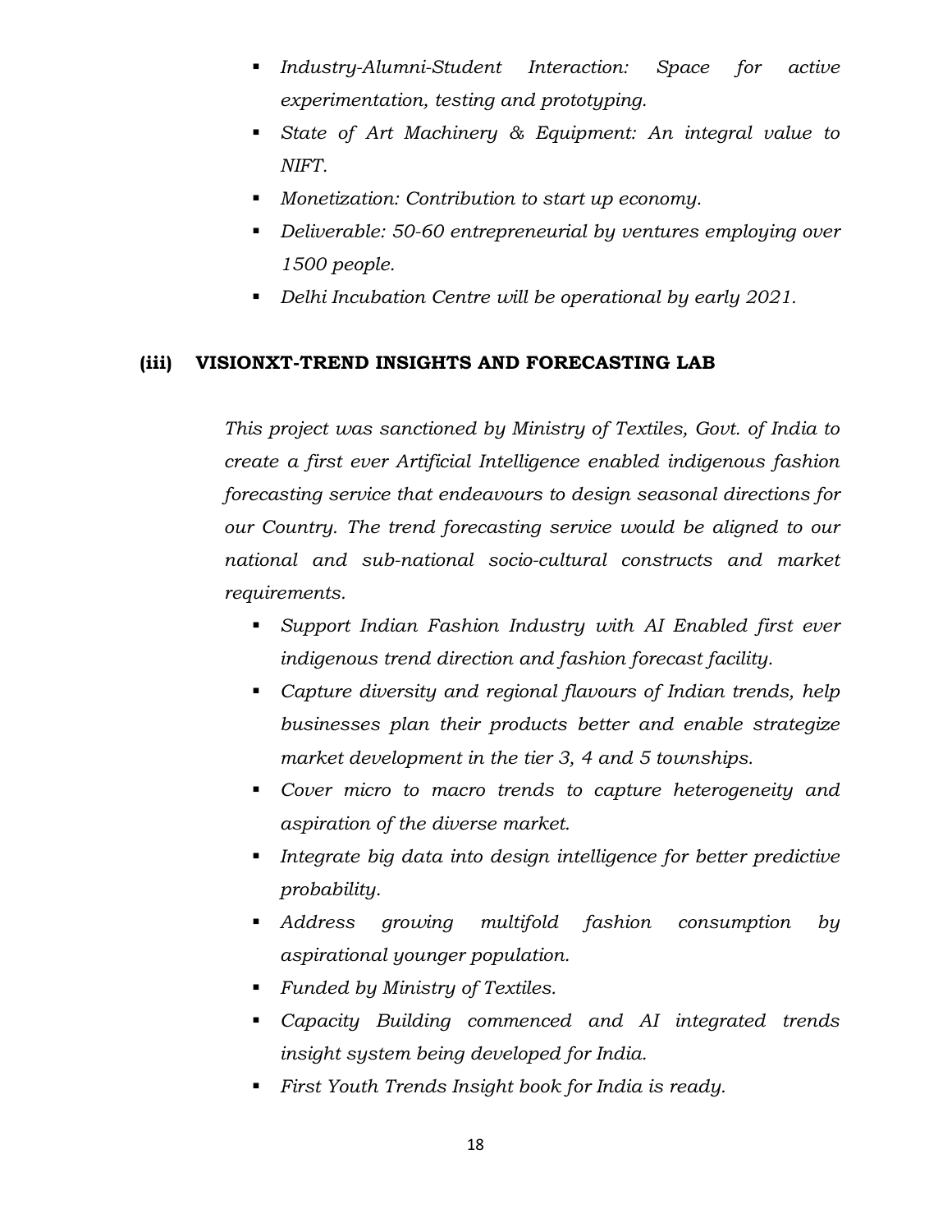- *Industry-Alumni-Student Interaction: Space for active experimentation, testing and prototyping.*
- *State of Art Machinery & Equipment: An integral value to NIFT.*
- *Monetization: Contribution to start up economy.*
- *Deliverable: 50-60 entrepreneurial by ventures employing over 1500 people.*
- *Delhi Incubation Centre will be operational by early 2021.*

### (iii) VISIONXT-TREND INSIGHTS AND FORECASTING LAB

*This project was sanctioned by Ministry of Textiles, Govt. of India to create a first ever Artificial Intelligence enabled indigenous fashion forecasting service that endeavours to design seasonal directions for our Country. The trend forecasting service would be aligned to our national and sub-national socio-cultural constructs and market requirements.*

- *Support Indian Fashion Industry with AI Enabled first ever indigenous trend direction and fashion forecast facility.*
- *Capture diversity and regional flavours of Indian trends, help businesses plan their products better and enable strategize market development in the tier 3, 4 and 5 townships.*
- *Cover micro to macro trends to capture heterogeneity and aspiration of the diverse market.*
- *Integrate big data into design intelligence for better predictive probability.*
- *Address growing multifold fashion consumption by aspirational younger population.*
- *Funded by Ministry of Textiles.*
- *Capacity Building commenced and AI integrated trends insight system being developed for India.*
- *First Youth Trends Insight book for India is ready.*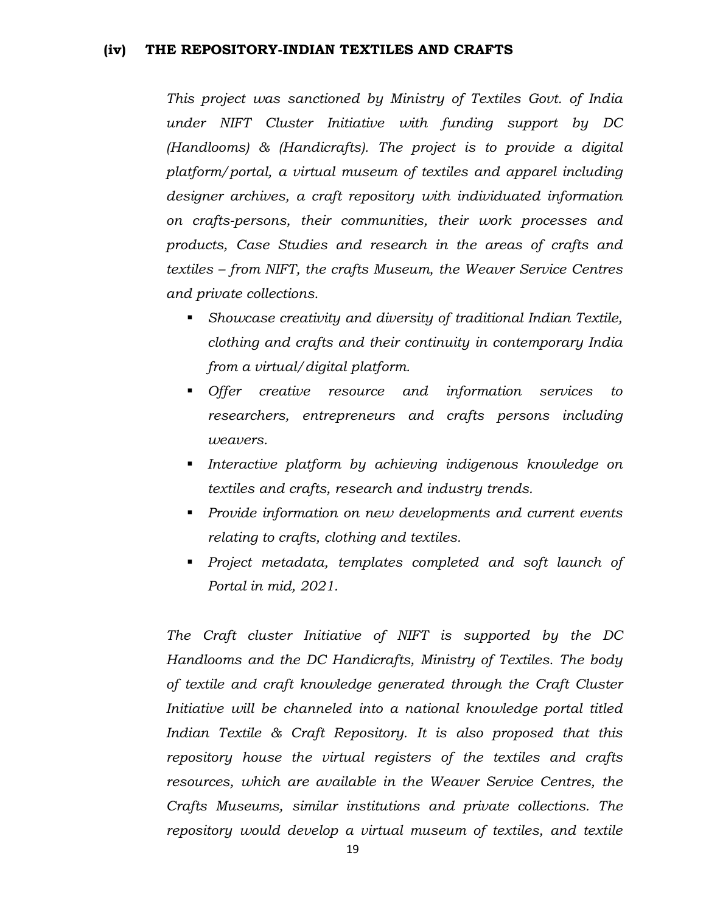### (iv) THE REPOSITORY-INDIAN TEXTILES AND CRAFTS

*This project was sanctioned by Ministry of Textiles Govt. of India under NIFT Cluster Initiative with funding support by DC (Handlooms) & (Handicrafts). The project is to provide a digital platform/portal, a virtual museum of textiles and apparel including designer archives, a craft repository with individuated information on crafts-persons, their communities, their work processes and products, Case Studies and research in the areas of crafts and textiles – from NIFT, the crafts Museum, the Weaver Service Centres and private collections.*

- *Showcase creativity and diversity of traditional Indian Textile, clothing and crafts and their continuity in contemporary India from a virtual/digital platform.*
- *Offer creative resource and information services to researchers, entrepreneurs and crafts persons including weavers.*
- *Interactive platform by achieving indigenous knowledge on textiles and crafts, research and industry trends.*
- *Provide information on new developments and current events relating to crafts, clothing and textiles.*
- *Project metadata, templates completed and soft launch of Portal in mid, 2021.*

*The Craft cluster Initiative of NIFT is supported by the DC Handlooms and the DC Handicrafts, Ministry of Textiles. The body of textile and craft knowledge generated through the Craft Cluster Initiative will be channeled into a national knowledge portal titled Indian Textile & Craft Repository. It is also proposed that this repository house the virtual registers of the textiles and crafts resources, which are available in the Weaver Service Centres, the Crafts Museums, similar institutions and private collections. The repository would develop a virtual museum of textiles, and textile*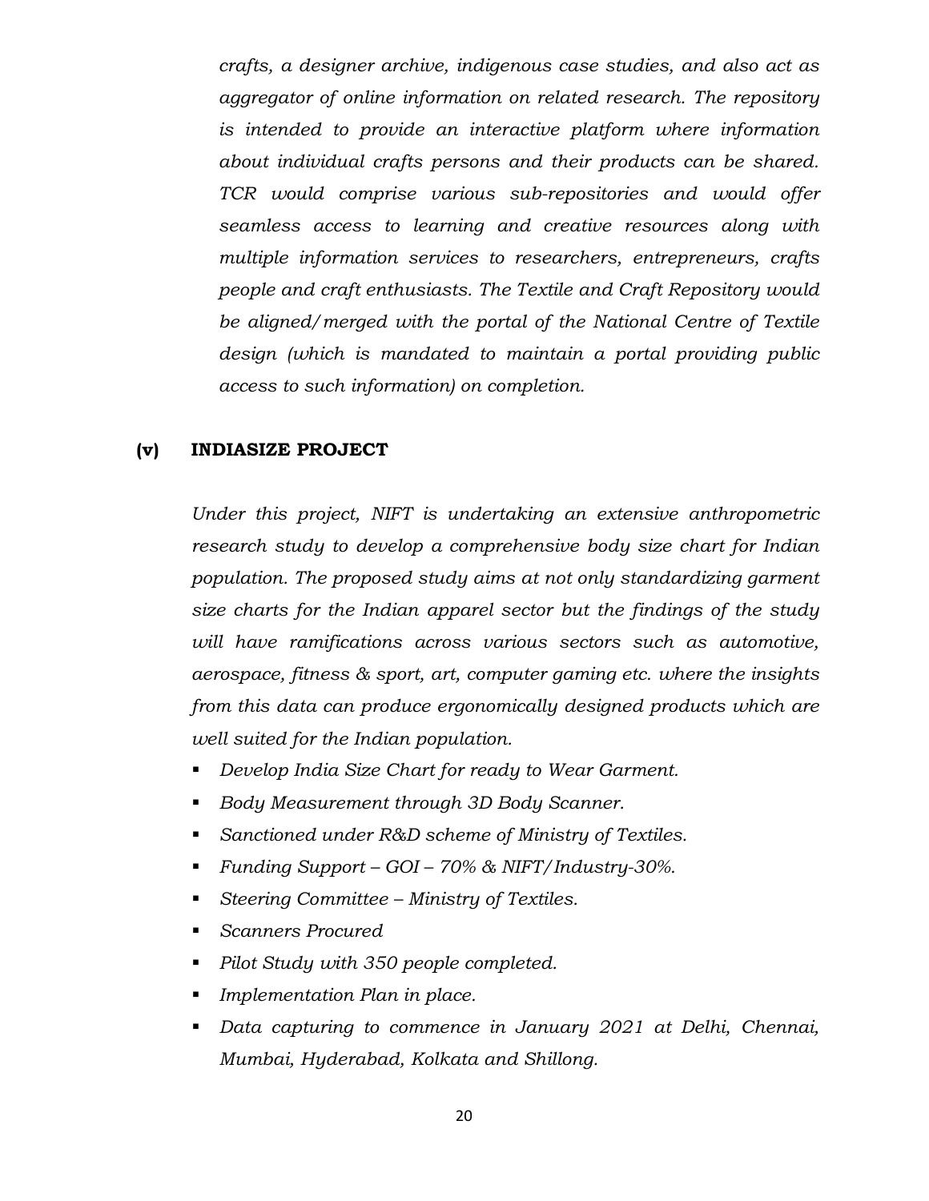*crafts, a designer archive, indigenous case studies, and also act as aggregator of online information on related research. The repository is intended to provide an interactive platform where information about individual crafts persons and their products can be shared. TCR would comprise various sub-repositories and would offer seamless access to learning and creative resources along with multiple information services to researchers, entrepreneurs, crafts people and craft enthusiasts. The Textile and Craft Repository would be aligned/merged with the portal of the National Centre of Textile design (which is mandated to maintain a portal providing public access to such information) on completion.*

### (v) INDIASIZE PROJECT

*Under this project, NIFT is undertaking an extensive anthropometric research study to develop a comprehensive body size chart for Indian population. The proposed study aims at not only standardizing garment size charts for the Indian apparel sector but the findings of the study will have ramifications across various sectors such as automotive, aerospace, fitness & sport, art, computer gaming etc. where the insights from this data can produce ergonomically designed products which are well suited for the Indian population.*

- *Develop India Size Chart for ready to Wear Garment.*
- *Body Measurement through 3D Body Scanner.*
- *Sanctioned under R&D scheme of Ministry of Textiles.*
- *Funding Support – GOI – 70% & NIFT/Industry-30%.*
- *Steering Committee – Ministry of Textiles.*
- *Scanners Procured*
- *Pilot Study with 350 people completed.*
- *Implementation Plan in place.*
- *Data capturing to commence in January 2021 at Delhi, Chennai, Mumbai, Hyderabad, Kolkata and Shillong.*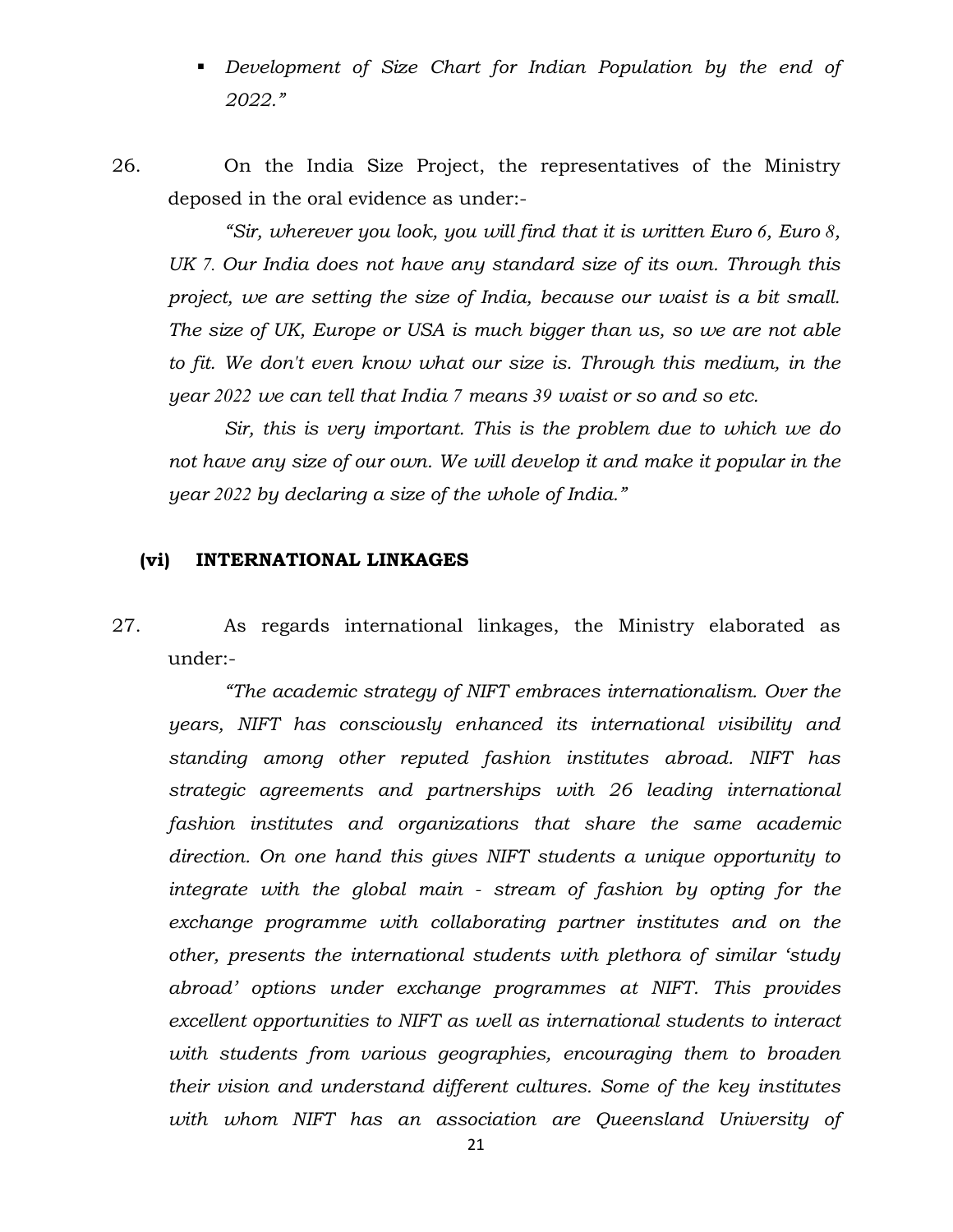- *Development of Size Chart for Indian Population by the end of 2022."*

26. On the India Size Project, the representatives of the Ministry deposed in the oral evidence as under:-

*"Sir, wherever you look, you will find that it is written Euro 6, Euro 8, UK 7. Our India does not have any standard size of its own. Through this project, we are setting the size of India, because our waist is a bit small. The size of UK, Europe or USA is much bigger than us, so we are not able to fit. We don't even know what our size is. Through this medium, in the year 2022 we can tell that India 7 means 39 waist or so and so etc.*

*Sir, this is very important. This is the problem due to which we do not have any size of our own. We will develop it and make it popular in the year 2022 by declaring a size of the whole of India."*

### (vi) INTERNATIONAL LINKAGES

27. As regards international linkages, the Ministry elaborated as under:-

*"The academic strategy of NIFT embraces internationalism. Over the years, NIFT has consciously enhanced its international visibility and standing among other reputed fashion institutes abroad. NIFT has strategic agreements and partnerships with 26 leading international fashion institutes and organizations that share the same academic direction. On one hand this gives NIFT students a unique opportunity to integrate with the global main - stream of fashion by opting for the exchange programme with collaborating partner institutes and on the other, presents the international students with plethora of similar 'study abroad' options under exchange programmes at NIFT. This provides excellent opportunities to NIFT as well as international students to interact with students from various geographies, encouraging them to broaden their vision and understand different cultures. Some of the key institutes with whom NIFT has an association are Queensland University of*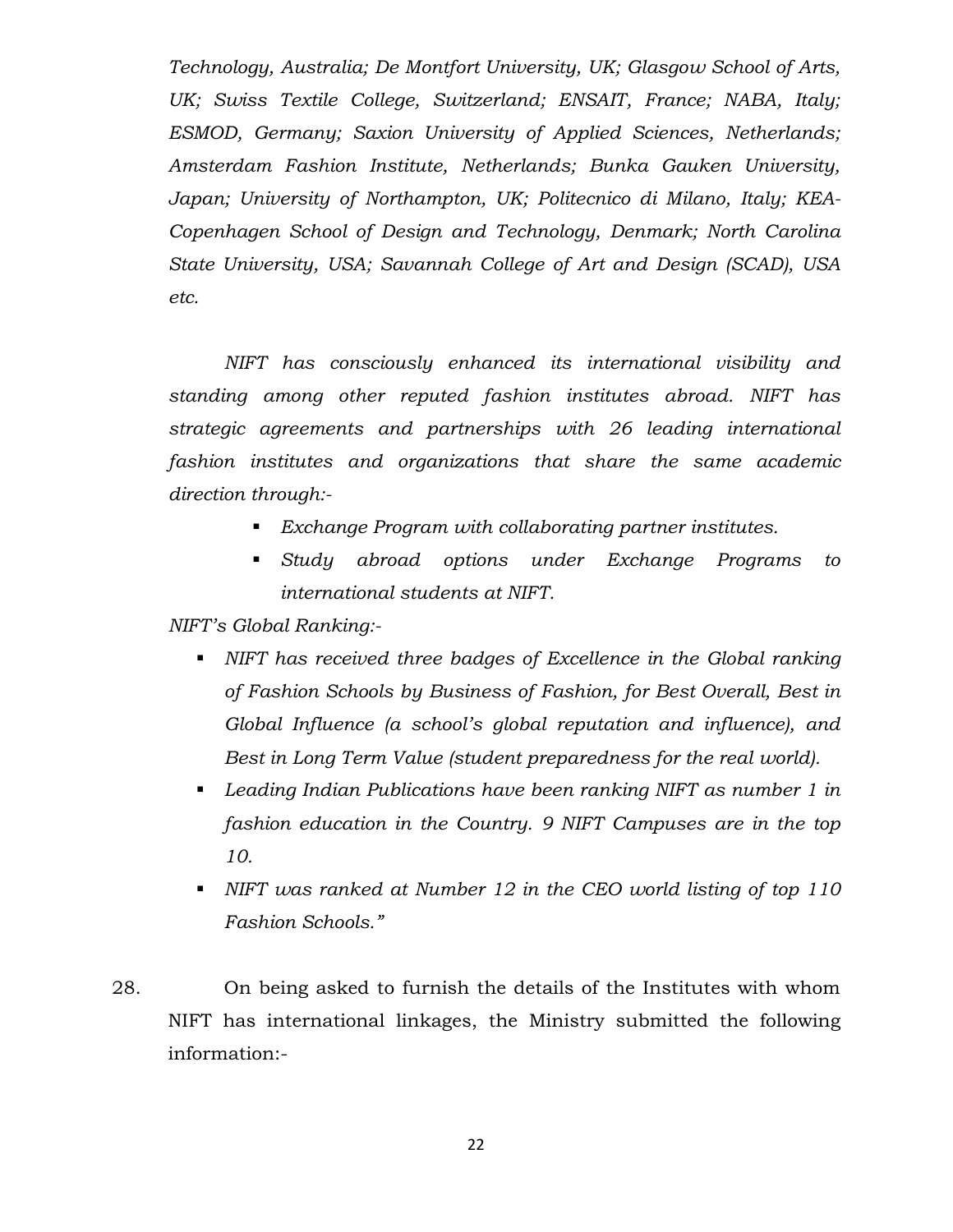*Technology, Australia; De Montfort University, UK; Glasgow School of Arts, UK; Swiss Textile College, Switzerland; ENSAIT, France; NABA, Italy; ESMOD, Germany; Saxion University of Applied Sciences, Netherlands; Amsterdam Fashion Institute, Netherlands; Bunka Gauken University, Japan; University of Northampton, UK; Politecnico di Milano, Italy; KEA-Copenhagen School of Design and Technology, Denmark; North Carolina State University, USA; Savannah College of Art and Design (SCAD), USA etc.*

*NIFT has consciously enhanced its international visibility and standing among other reputed fashion institutes abroad. NIFT has strategic agreements and partnerships with 26 leading international fashion institutes and organizations that share the same academic direction through:-*

- *Exchange Program with collaborating partner institutes.*
- *Study abroad options under Exchange Programs to international students at NIFT.*

*NIFT's Global Ranking:-*

- *NIFT has received three badges of Excellence in the Global ranking of Fashion Schools by Business of Fashion, for Best Overall, Best in Global Influence (a school's global reputation and influence), and Best in Long Term Value (student preparedness for the real world).*
- *Leading Indian Publications have been ranking NIFT as number 1 in fashion education in the Country. 9 NIFT Campuses are in the top 10.*
- *NIFT was ranked at Number 12 in the CEO world listing of top 110 Fashion Schools."*

28. On being asked to furnish the details of the Institutes with whom NIFT has international linkages, the Ministry submitted the following information:-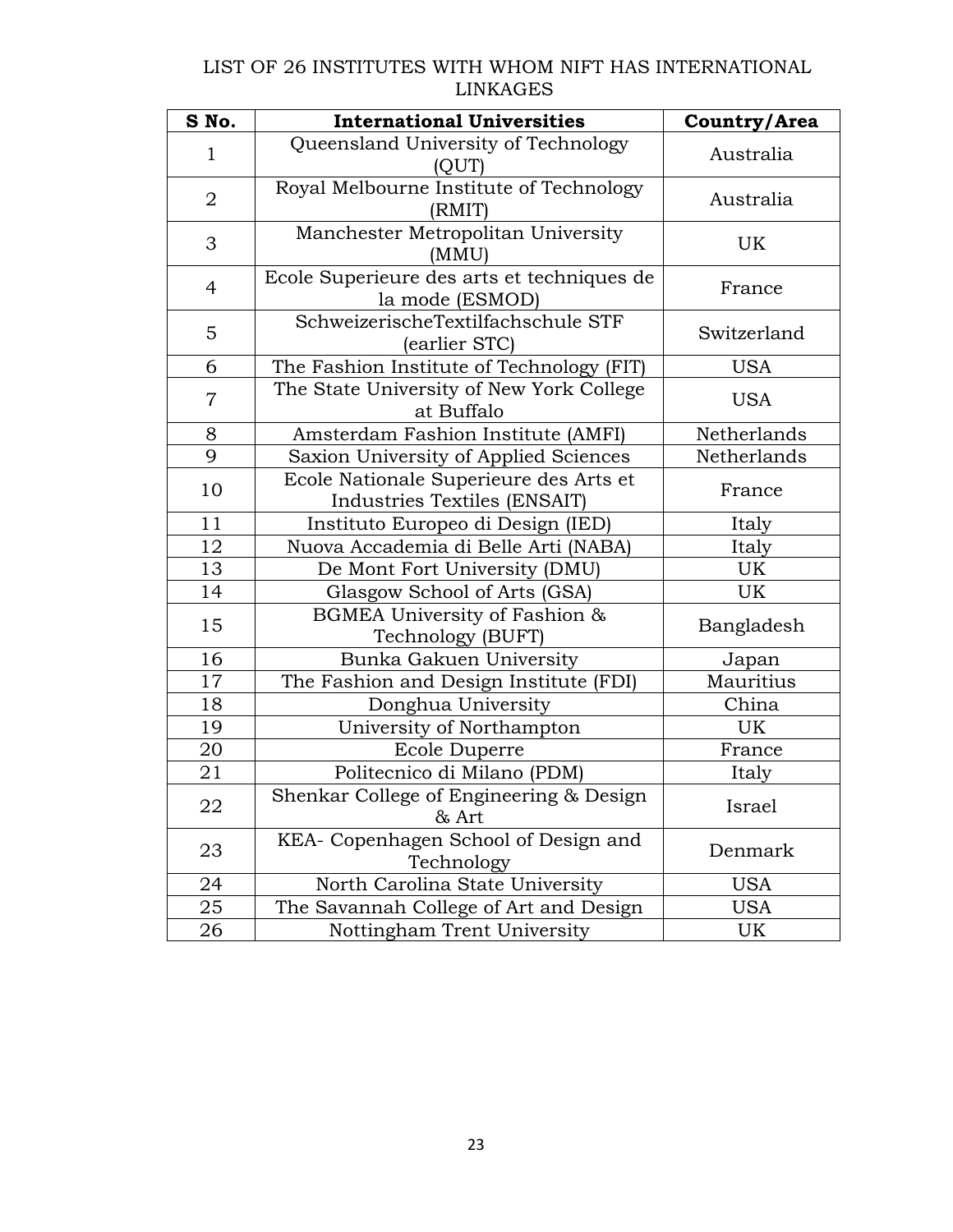# LIST OF 26 INSTITUTES WITH WHOM NIFT HAS INTERNATIONAL LINKAGES

| S No. | International Universities | Country/Area |
|---|---|---|
| 1 | Queensland University of Technology (QUT) | Australia |
| 2 | Royal Melbourne Institute of Technology (RMIT) | Australia |
| 3 | Manchester Metropolitan University (MMU) | UK |
| 4 | Ecole Superieure des arts et techniques de la mode (ESMOD) | France |
| 5 | SchweizerischeTextilfachschule STF (earlier STC) | Switzerland |
| 6 | The Fashion Institute of Technology (FIT) | USA |
| 7 | The State University of New York College at Buffalo | USA |
| 8 | Amsterdam Fashion Institute (AMFI) | Netherlands |
| 9 | Saxion University of Applied Sciences | Netherlands |
| 10 | Ecole Nationale Superieure des Arts et Industries Textiles (ENSAIT) | France |
| 11 | Instituto Europeo di Design (IED) | Italy |
| 12 | Nuova Accademia di Belle Arti (NABA) | Italy |
| 13 | De Mont Fort University (DMU) | UK |
| 14 | Glasgow School of Arts (GSA) | UK |
| 15 | BGMEA University of Fashion & Technology (BUFT) | Bangladesh |
| 16 | Bunka Gakuen University | Japan |
| 17 | The Fashion and Design Institute (FDI) | Mauritius |
| 18 | Donghua University | China |
| 19 | University of Northampton | UK |
| 20 | Ecole Duperre | France |
| 21 | Politecnico di Milano (PDM) | Italy |
| 22 | Shenkar College of Engineering & Design & Art | Israel |
| 23 | KEA- Copenhagen School of Design and Technology | Denmark |
| 24 | North Carolina State University | USA |
| 25 | The Savannah College of Art and Design | USA |
| 26 | Nottingham Trent University | UK |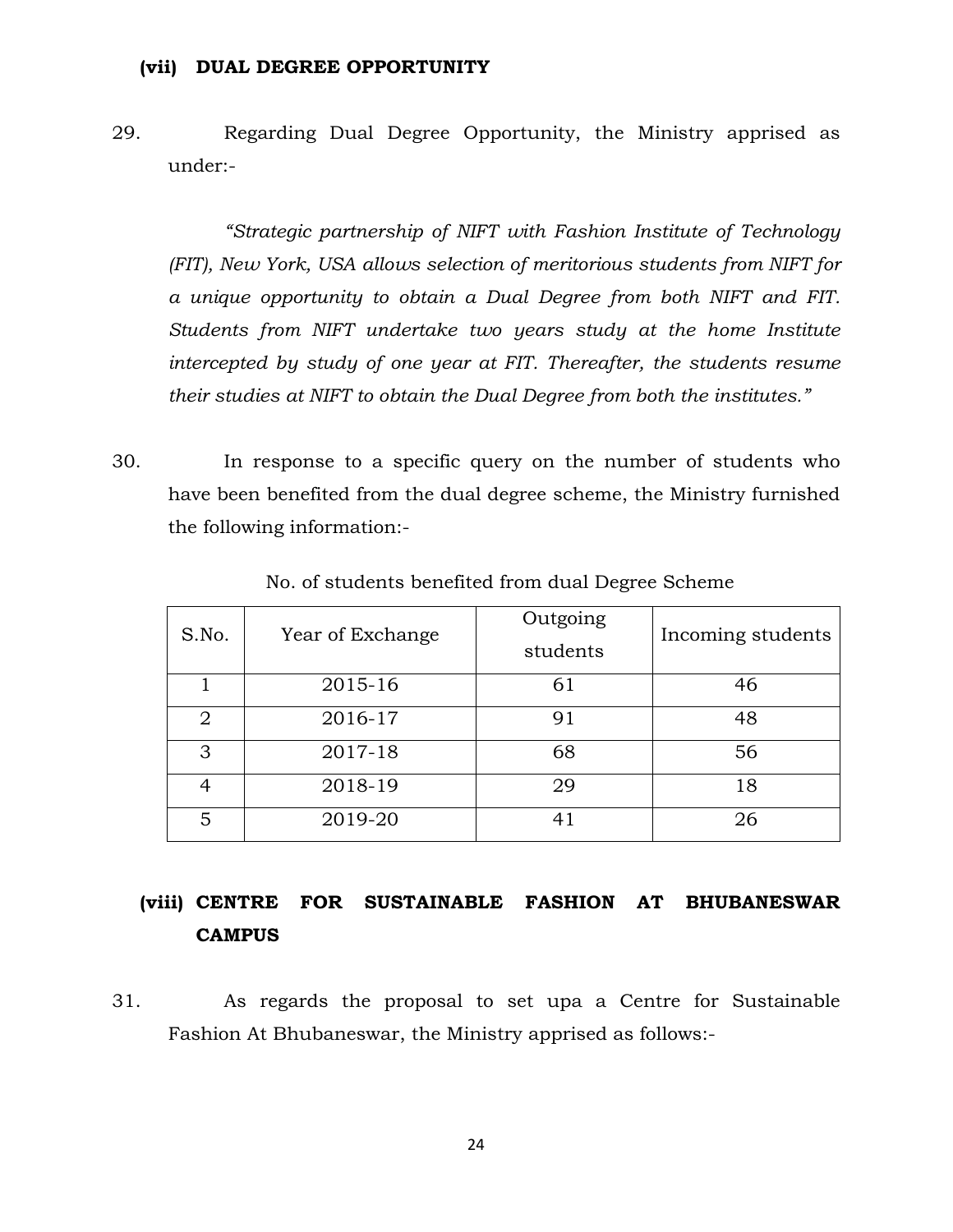### (vii) DUAL DEGREE OPPORTUNITY

29. Regarding Dual Degree Opportunity, the Ministry apprised as under:-

*"Strategic partnership of NIFT with Fashion Institute of Technology (FIT), New York, USA allows selection of meritorious students from NIFT for a unique opportunity to obtain a Dual Degree from both NIFT and FIT. Students from NIFT undertake two years study at the home Institute intercepted by study of one year at FIT. Thereafter, the students resume their studies at NIFT to obtain the Dual Degree from both the institutes."*

30. In response to a specific query on the number of students who have been benefited from the dual degree scheme, the Ministry furnished the following information:-

No. of students benefited from dual Degree Scheme

| S.No. | Year of Exchange | Outgoing students | Incoming students |
|---|---|---|---|
| 1 | 2015-16 | 61 | 46 |
| 2 | 2016-17 | 91 | 48 |
| 3 | 2017-18 | 68 | 56 |
| 4 | 2018-19 | 29 | 18 |
| 5 | 2019-20 | 41 | 26 |

### (viii) CENTRE FOR SUSTAINABLE FASHION AT BHUBANESWAR CAMPUS

31. As regards the proposal to set upa a Centre for Sustainable Fashion At Bhubaneswar, the Ministry apprised as follows:-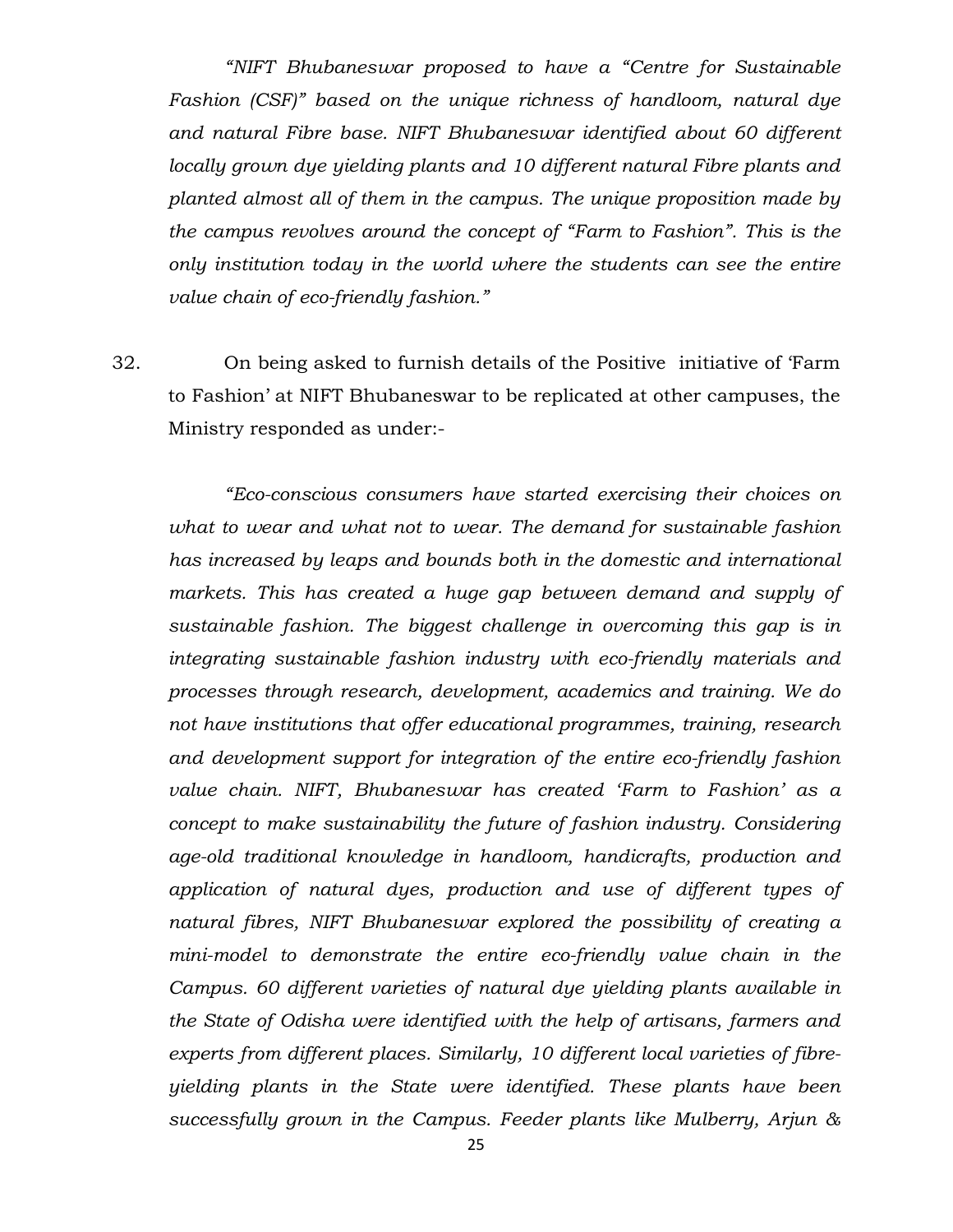*"NIFT Bhubaneswar proposed to have a "Centre for Sustainable Fashion (CSF)" based on the unique richness of handloom, natural dye and natural Fibre base. NIFT Bhubaneswar identified about 60 different locally grown dye yielding plants and 10 different natural Fibre plants and planted almost all of them in the campus. The unique proposition made by the campus revolves around the concept of "Farm to Fashion". This is the only institution today in the world where the students can see the entire value chain of eco-friendly fashion."*

32. On being asked to furnish details of the Positive initiative of 'Farm to Fashion' at NIFT Bhubaneswar to be replicated at other campuses, the Ministry responded as under:-

*"Eco-conscious consumers have started exercising their choices on what to wear and what not to wear. The demand for sustainable fashion has increased by leaps and bounds both in the domestic and international markets. This has created a huge gap between demand and supply of sustainable fashion. The biggest challenge in overcoming this gap is in integrating sustainable fashion industry with eco-friendly materials and processes through research, development, academics and training. We do not have institutions that offer educational programmes, training, research and development support for integration of the entire eco-friendly fashion value chain. NIFT, Bhubaneswar has created 'Farm to Fashion' as a concept to make sustainability the future of fashion industry. Considering age-old traditional knowledge in handloom, handicrafts, production and application of natural dyes, production and use of different types of natural fibres, NIFT Bhubaneswar explored the possibility of creating a mini-model to demonstrate the entire eco-friendly value chain in the Campus. 60 different varieties of natural dye yielding plants available in the State of Odisha were identified with the help of artisans, farmers and experts from different places. Similarly, 10 different local varieties of fibre-yielding plants in the State were identified. These plants have been successfully grown in the Campus. Feeder plants like Mulberry, Arjun &*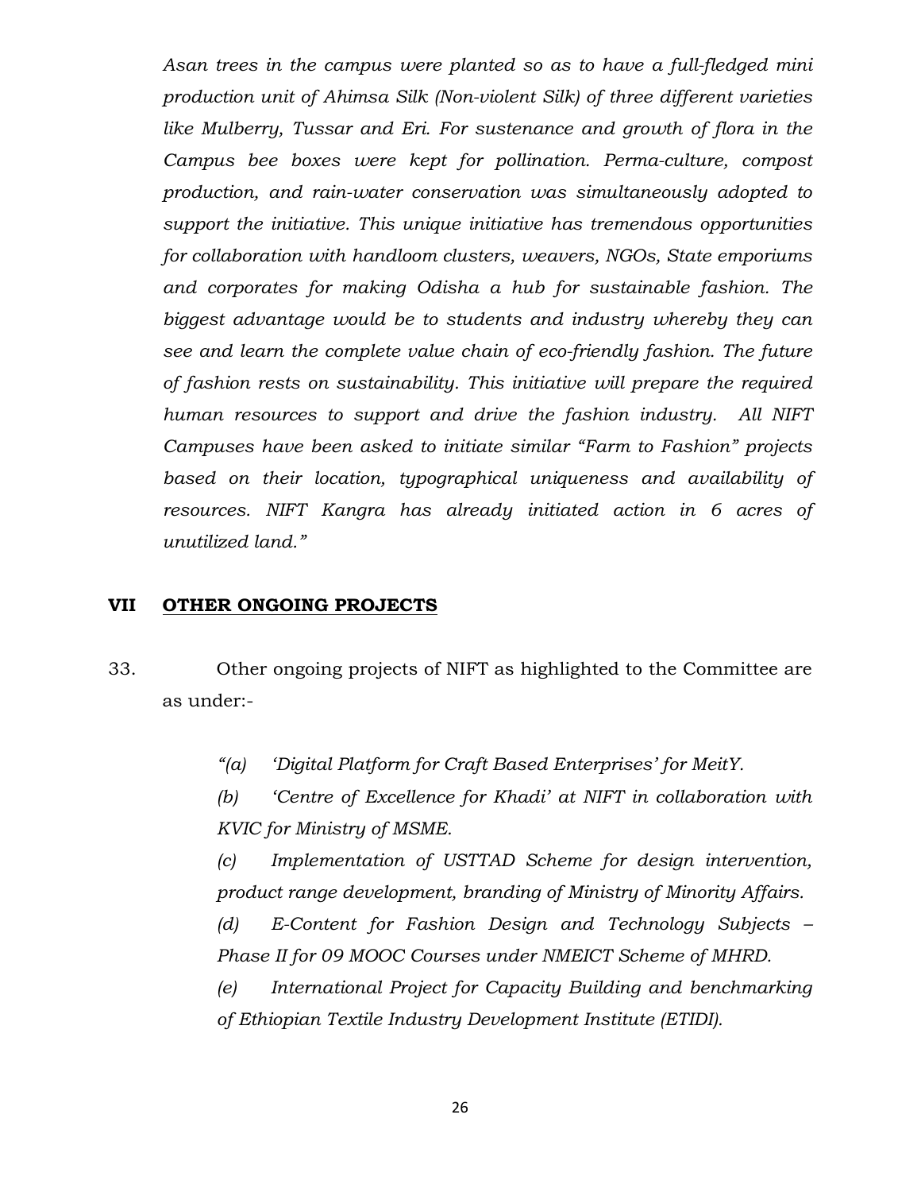*Asan trees in the campus were planted so as to have a full-fledged mini production unit of Ahimsa Silk (Non-violent Silk) of three different varieties like Mulberry, Tussar and Eri. For sustenance and growth of flora in the Campus bee boxes were kept for pollination. Perma-culture, compost production, and rain-water conservation was simultaneously adopted to support the initiative. This unique initiative has tremendous opportunities for collaboration with handloom clusters, weavers, NGOs, State emporiums and corporates for making Odisha a hub for sustainable fashion. The biggest advantage would be to students and industry whereby they can see and learn the complete value chain of eco-friendly fashion. The future of fashion rests on sustainability. This initiative will prepare the required human resources to support and drive the fashion industry. All NIFT Campuses have been asked to initiate similar "Farm to Fashion" projects based on their location, typographical uniqueness and availability of resources. NIFT Kangra has already initiated action in 6 acres of unutilized land."*

## VII OTHER ONGOING PROJECTS

33. Other ongoing projects of NIFT as highlighted to the Committee are as under:-

*"(a) 'Digital Platform for Craft Based Enterprises' for MeitY.*

*(b) 'Centre of Excellence for Khadi' at NIFT in collaboration with KVIC for Ministry of MSME.*

*(c) Implementation of USTTAD Scheme for design intervention, product range development, branding of Ministry of Minority Affairs.*

*(d) E-Content for Fashion Design and Technology Subjects – Phase II for 09 MOOC Courses under NMEICT Scheme of MHRD.*

*(e) International Project for Capacity Building and benchmarking of Ethiopian Textile Industry Development Institute (ETIDI).*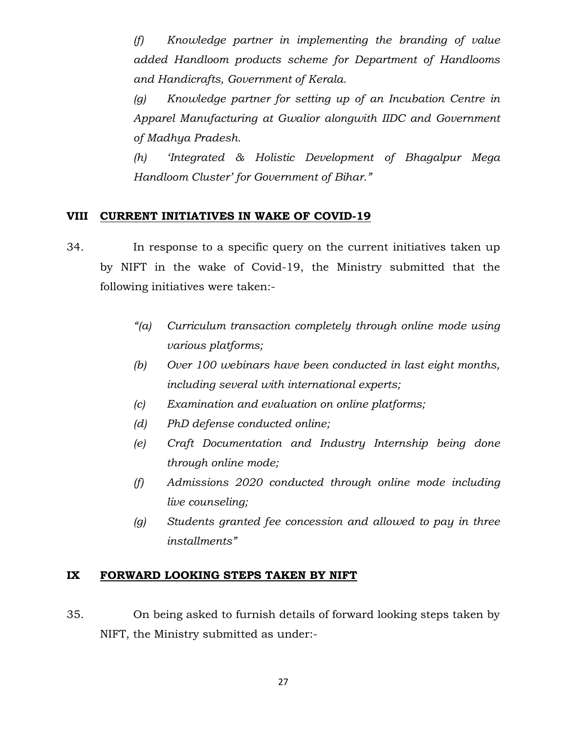*(f) Knowledge partner in implementing the branding of value added Handloom products scheme for Department of Handlooms and Handicrafts, Government of Kerala.*

*(g) Knowledge partner for setting up of an Incubation Centre in Apparel Manufacturing at Gwalior alongwith IIDC and Government of Madhya Pradesh.*

*(h) 'Integrated & Holistic Development of Bhagalpur Mega Handloom Cluster' for Government of Bihar."*

## VIII CURRENT INITIATIVES IN WAKE OF COVID-19

34. In response to a specific query on the current initiatives taken up by NIFT in the wake of Covid-19, the Ministry submitted that the following initiatives were taken:-

*"(a) Curriculum transaction completely through online mode using various platforms;*

*(b) Over 100 webinars have been conducted in last eight months, including several with international experts;*

*(c) Examination and evaluation on online platforms;*

*(d) PhD defense conducted online;*

*(e) Craft Documentation and Industry Internship being done through online mode;*

*(f) Admissions 2020 conducted through online mode including live counseling;*

*(g) Students granted fee concession and allowed to pay in three installments"*

## IX FORWARD LOOKING STEPS TAKEN BY NIFT

35. On being asked to furnish details of forward looking steps taken by NIFT, the Ministry submitted as under:-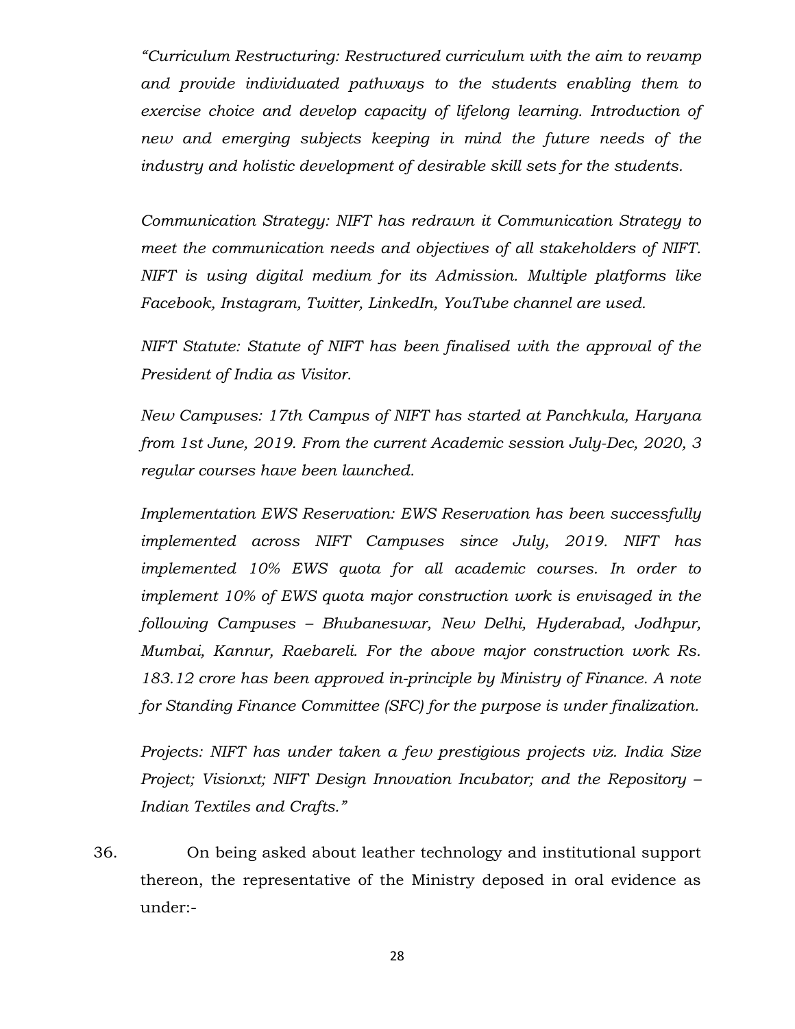*"Curriculum Restructuring: Restructured curriculum with the aim to revamp and provide individuated pathways to the students enabling them to exercise choice and develop capacity of lifelong learning. Introduction of new and emerging subjects keeping in mind the future needs of the industry and holistic development of desirable skill sets for the students.*

*Communication Strategy: NIFT has redrawn it Communication Strategy to meet the communication needs and objectives of all stakeholders of NIFT. NIFT is using digital medium for its Admission. Multiple platforms like Facebook, Instagram, Twitter, LinkedIn, YouTube channel are used.*

*NIFT Statute: Statute of NIFT has been finalised with the approval of the President of India as Visitor.*

*New Campuses: 17th Campus of NIFT has started at Panchkula, Haryana from 1st June, 2019. From the current Academic session July-Dec, 2020, 3 regular courses have been launched.*

*Implementation EWS Reservation: EWS Reservation has been successfully implemented across NIFT Campuses since July, 2019. NIFT has implemented 10% EWS quota for all academic courses. In order to implement 10% of EWS quota major construction work is envisaged in the following Campuses – Bhubaneswar, New Delhi, Hyderabad, Jodhpur, Mumbai, Kannur, Raebareli. For the above major construction work Rs. 183.12 crore has been approved in-principle by Ministry of Finance. A note for Standing Finance Committee (SFC) for the purpose is under finalization.*

*Projects: NIFT has under taken a few prestigious projects viz. India Size Project; Visionxt; NIFT Design Innovation Incubator; and the Repository – Indian Textiles and Crafts."*

36. On being asked about leather technology and institutional support thereon, the representative of the Ministry deposed in oral evidence as under:-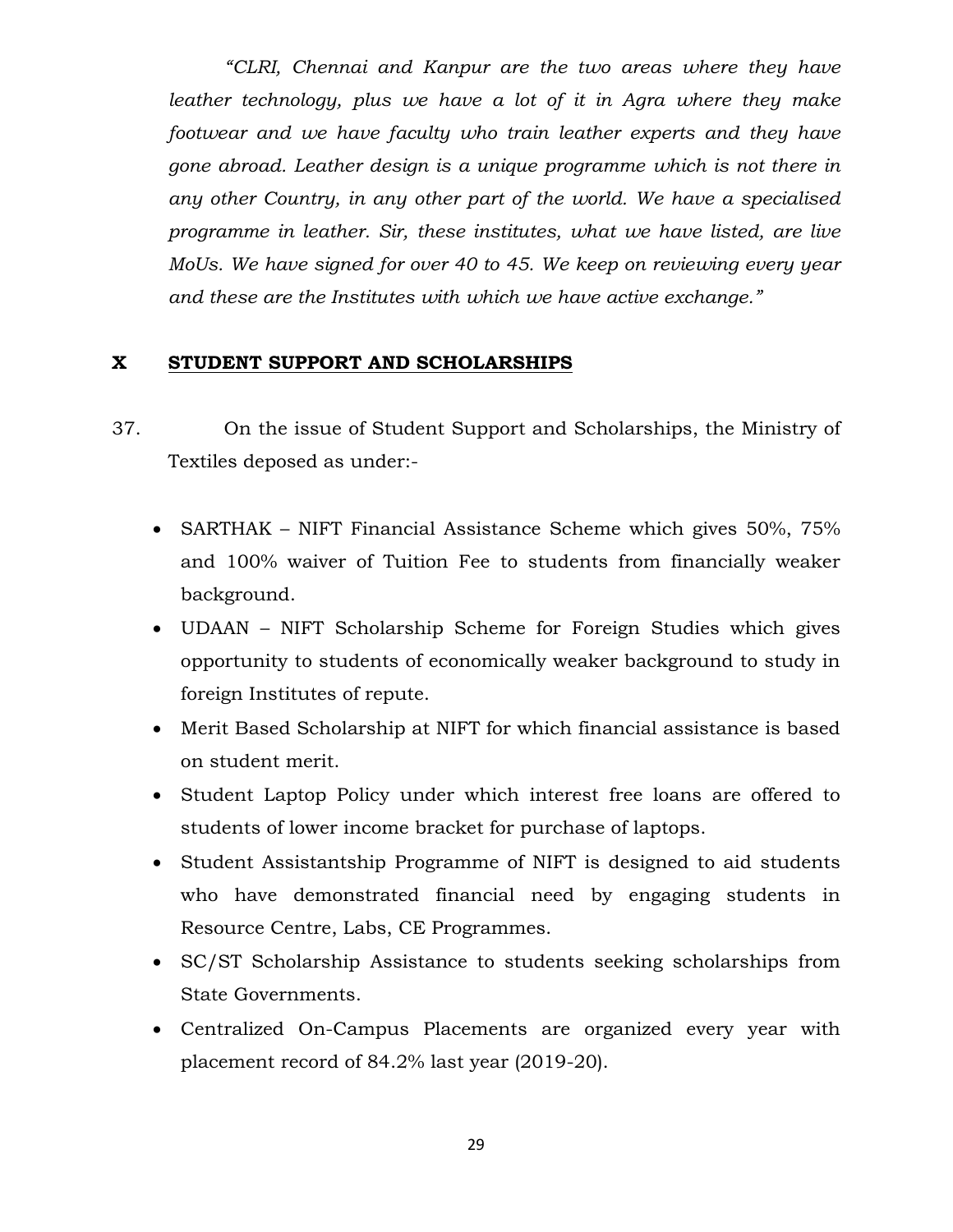*"CLRI, Chennai and Kanpur are the two areas where they have leather technology, plus we have a lot of it in Agra where they make footwear and we have faculty who train leather experts and they have gone abroad. Leather design is a unique programme which is not there in any other Country, in any other part of the world. We have a specialised programme in leather. Sir, these institutes, what we have listed, are live MoUs. We have signed for over 40 to 45. We keep on reviewing every year and these are the Institutes with which we have active exchange."*

## X STUDENT SUPPORT AND SCHOLARSHIPS

37. On the issue of Student Support and Scholarships, the Ministry of Textiles deposed as under:-

- SARTHAK – NIFT Financial Assistance Scheme which gives 50%, 75% and 100% waiver of Tuition Fee to students from financially weaker background.
- UDAAN – NIFT Scholarship Scheme for Foreign Studies which gives opportunity to students of economically weaker background to study in foreign Institutes of repute.
- Merit Based Scholarship at NIFT for which financial assistance is based on student merit.
- Student Laptop Policy under which interest free loans are offered to students of lower income bracket for purchase of laptops.
- Student Assistantship Programme of NIFT is designed to aid students who have demonstrated financial need by engaging students in Resource Centre, Labs, CE Programmes.
- SC/ST Scholarship Assistance to students seeking scholarships from State Governments.
- Centralized On-Campus Placements are organized every year with placement record of 84.2% last year (2019-20).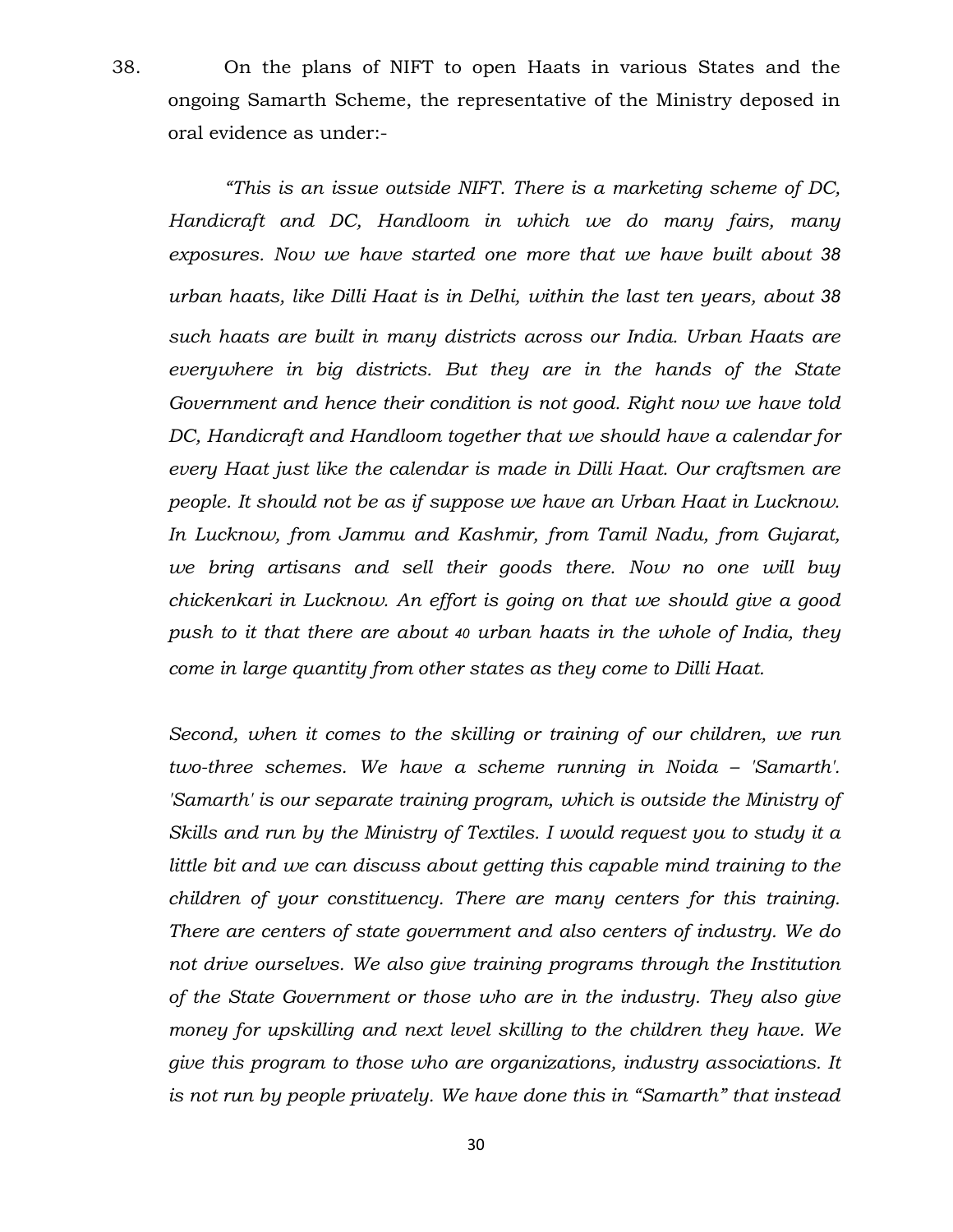38. On the plans of NIFT to open Haats in various States and the ongoing Samarth Scheme, the representative of the Ministry deposed in oral evidence as under:-

*"This is an issue outside NIFT. There is a marketing scheme of DC, Handicraft and DC, Handloom in which we do many fairs, many exposures. Now we have started one more that we have built about 38 urban haats, like Dilli Haat is in Delhi, within the last ten years, about 38 such haats are built in many districts across our India. Urban Haats are everywhere in big districts. But they are in the hands of the State Government and hence their condition is not good. Right now we have told DC, Handicraft and Handloom together that we should have a calendar for every Haat just like the calendar is made in Dilli Haat. Our craftsmen are people. It should not be as if suppose we have an Urban Haat in Lucknow. In Lucknow, from Jammu and Kashmir, from Tamil Nadu, from Gujarat, we bring artisans and sell their goods there. Now no one will buy chickenkari in Lucknow. An effort is going on that we should give a good push to it that there are about 40 urban haats in the whole of India, they come in large quantity from other states as they come to Dilli Haat.*

*Second, when it comes to the skilling or training of our children, we run two-three schemes. We have a scheme running in Noida – 'Samarth'. 'Samarth' is our separate training program, which is outside the Ministry of Skills and run by the Ministry of Textiles. I would request you to study it a little bit and we can discuss about getting this capable mind training to the children of your constituency. There are many centers for this training. There are centers of state government and also centers of industry. We do not drive ourselves. We also give training programs through the Institution of the State Government or those who are in the industry. They also give money for upskilling and next level skilling to the children they have. We give this program to those who are organizations, industry associations. It is not run by people privately. We have done this in "Samarth" that instead*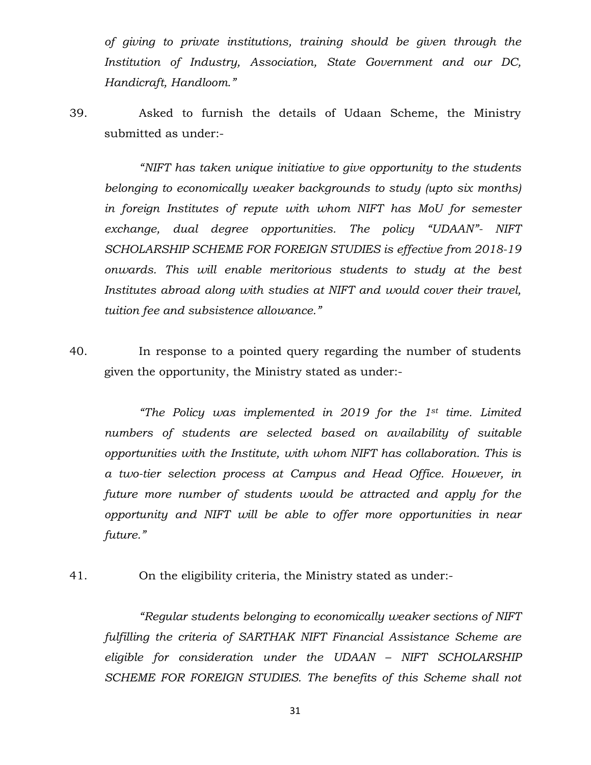*of giving to private institutions, training should be given through the Institution of Industry, Association, State Government and our DC, Handicraft, Handloom."*

39. Asked to furnish the details of Udaan Scheme, the Ministry submitted as under:-

*"NIFT has taken unique initiative to give opportunity to the students belonging to economically weaker backgrounds to study (upto six months) in foreign Institutes of repute with whom NIFT has MoU for semester exchange, dual degree opportunities. The policy "UDAAN"- NIFT SCHOLARSHIP SCHEME FOR FOREIGN STUDIES is effective from 2018-19 onwards. This will enable meritorious students to study at the best Institutes abroad along with studies at NIFT and would cover their travel, tuition fee and subsistence allowance."*

40. In response to a pointed query regarding the number of students given the opportunity, the Ministry stated as under:-

*"The Policy was implemented in 2019 for the 1st time. Limited numbers of students are selected based on availability of suitable opportunities with the Institute, with whom NIFT has collaboration. This is a two-tier selection process at Campus and Head Office. However, in future more number of students would be attracted and apply for the opportunity and NIFT will be able to offer more opportunities in near future."*

41. On the eligibility criteria, the Ministry stated as under:-

*"Regular students belonging to economically weaker sections of NIFT fulfilling the criteria of SARTHAK NIFT Financial Assistance Scheme are eligible for consideration under the UDAAN – NIFT SCHOLARSHIP SCHEME FOR FOREIGN STUDIES. The benefits of this Scheme shall not*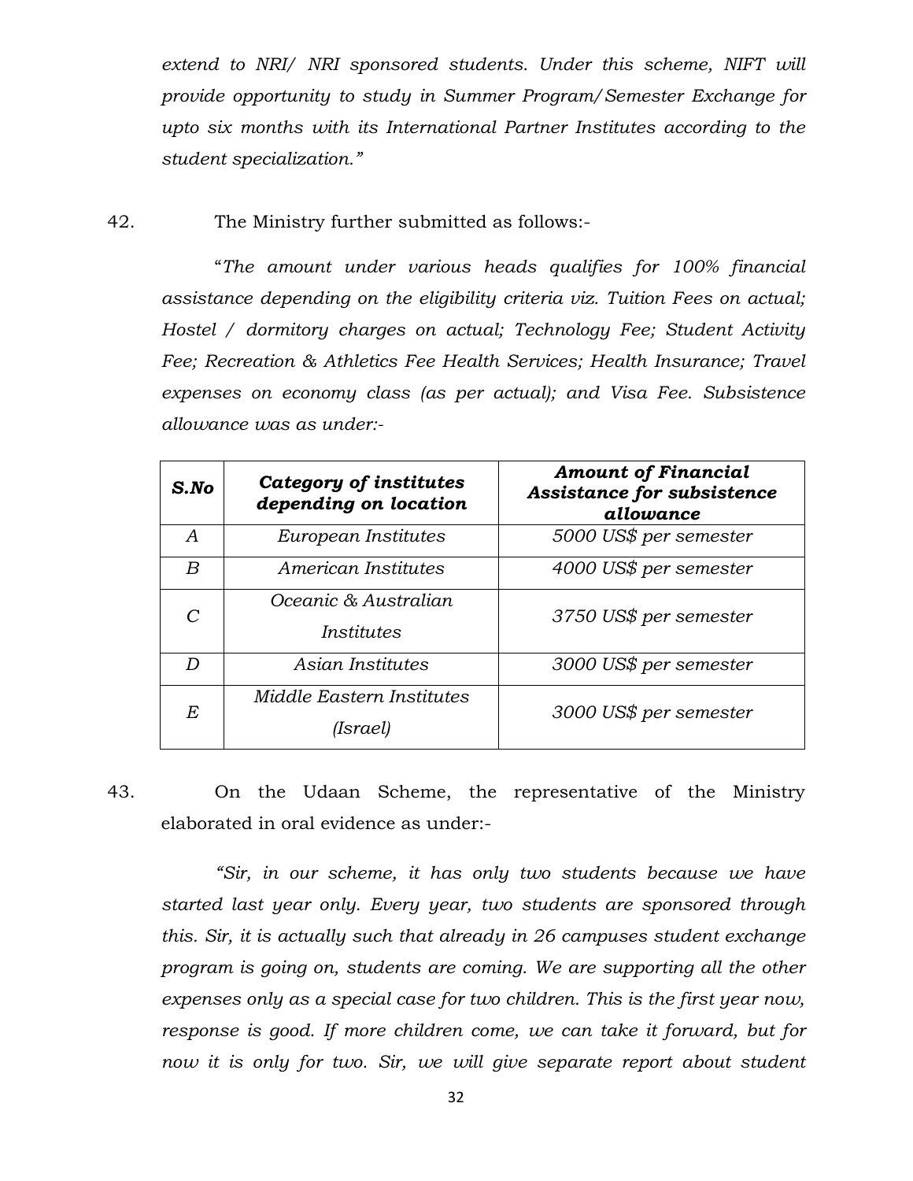*extend to NRI/ NRI sponsored students. Under this scheme, NIFT will provide opportunity to study in Summer Program/Semester Exchange for upto six months with its International Partner Institutes according to the student specialization."*

42. The Ministry further submitted as follows:-

"*The amount under various heads qualifies for 100% financial assistance depending on the eligibility criteria viz. Tuition Fees on actual; Hostel / dormitory charges on actual; Technology Fee; Student Activity Fee; Recreation & Athletics Fee Health Services; Health Insurance; Travel expenses on economy class (as per actual); and Visa Fee. Subsistence allowance was as under:-*

| ***S.No*** | ***Category of institutes depending on location*** | ***Amount of Financial Assistance for subsistence allowance*** |
|---|---|---|
| *A* | *European Institutes* | *5000 US$ per semester* |
| *B* | *American Institutes* | *4000 US$ per semester* |
| *C* | *Oceanic & Australian Institutes* | *3750 US$ per semester* |
| *D* | *Asian Institutes* | *3000 US$ per semester* |
| *E* | *Middle Eastern Institutes (Israel)* | *3000 US$ per semester* |

43. On the Udaan Scheme, the representative of the Ministry elaborated in oral evidence as under:-

*"Sir, in our scheme, it has only two students because we have started last year only. Every year, two students are sponsored through this. Sir, it is actually such that already in 26 campuses student exchange program is going on, students are coming. We are supporting all the other expenses only as a special case for two children. This is the first year now, response is good. If more children come, we can take it forward, but for now it is only for two. Sir, we will give separate report about student*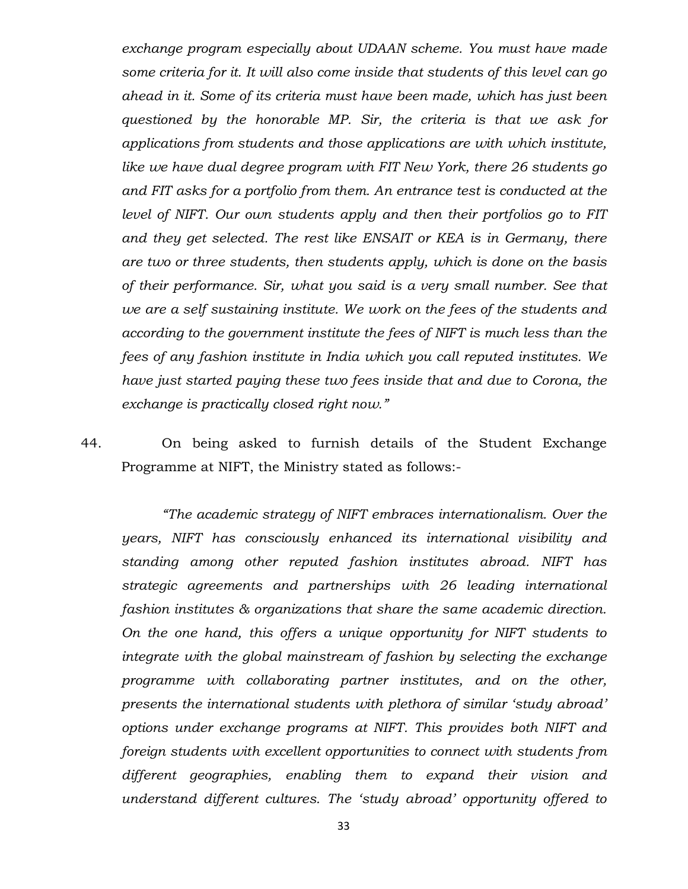*exchange program especially about UDAAN scheme. You must have made some criteria for it. It will also come inside that students of this level can go ahead in it. Some of its criteria must have been made, which has just been questioned by the honorable MP. Sir, the criteria is that we ask for applications from students and those applications are with which institute, like we have dual degree program with FIT New York, there 26 students go and FIT asks for a portfolio from them. An entrance test is conducted at the level of NIFT. Our own students apply and then their portfolios go to FIT and they get selected. The rest like ENSAIT or KEA is in Germany, there are two or three students, then students apply, which is done on the basis of their performance. Sir, what you said is a very small number. See that we are a self sustaining institute. We work on the fees of the students and according to the government institute the fees of NIFT is much less than the fees of any fashion institute in India which you call reputed institutes. We have just started paying these two fees inside that and due to Corona, the exchange is practically closed right now."*

44. On being asked to furnish details of the Student Exchange Programme at NIFT, the Ministry stated as follows:-

*"The academic strategy of NIFT embraces internationalism. Over the years, NIFT has consciously enhanced its international visibility and standing among other reputed fashion institutes abroad. NIFT has strategic agreements and partnerships with 26 leading international fashion institutes & organizations that share the same academic direction. On the one hand, this offers a unique opportunity for NIFT students to integrate with the global mainstream of fashion by selecting the exchange programme with collaborating partner institutes, and on the other, presents the international students with plethora of similar 'study abroad' options under exchange programs at NIFT. This provides both NIFT and foreign students with excellent opportunities to connect with students from different geographies, enabling them to expand their vision and understand different cultures. The 'study abroad' opportunity offered to*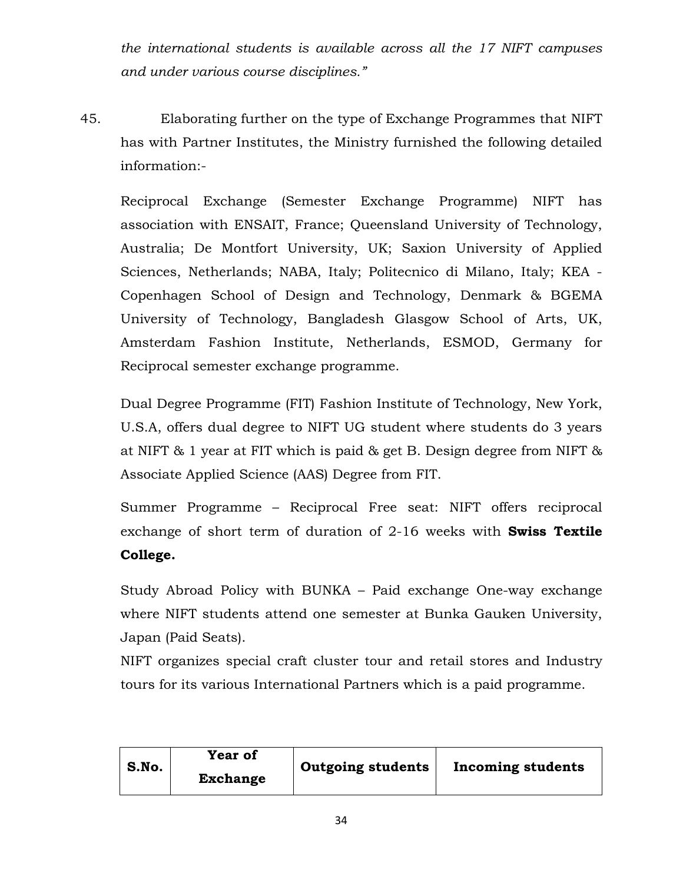*the international students is available across all the 17 NIFT campuses and under various course disciplines."*

45. Elaborating further on the type of Exchange Programmes that NIFT has with Partner Institutes, the Ministry furnished the following detailed information:-

Reciprocal Exchange (Semester Exchange Programme) NIFT has association with ENSAIT, France; Queensland University of Technology, Australia; De Montfort University, UK; Saxion University of Applied Sciences, Netherlands; NABA, Italy; Politecnico di Milano, Italy; KEA - Copenhagen School of Design and Technology, Denmark & BGEMA University of Technology, Bangladesh Glasgow School of Arts, UK, Amsterdam Fashion Institute, Netherlands, ESMOD, Germany for Reciprocal semester exchange programme.

Dual Degree Programme (FIT) Fashion Institute of Technology, New York, U.S.A, offers dual degree to NIFT UG student where students do 3 years at NIFT & 1 year at FIT which is paid & get B. Design degree from NIFT & Associate Applied Science (AAS) Degree from FIT.

Summer Programme – Reciprocal Free seat: NIFT offers reciprocal exchange of short term of duration of 2-16 weeks with **Swiss Textile College.**

Study Abroad Policy with BUNKA – Paid exchange One-way exchange where NIFT students attend one semester at Bunka Gauken University, Japan (Paid Seats).

NIFT organizes special craft cluster tour and retail stores and Industry tours for its various International Partners which is a paid programme.

| S.No. | Year of Exchange | Outgoing students | Incoming students |
|---|---|---|---|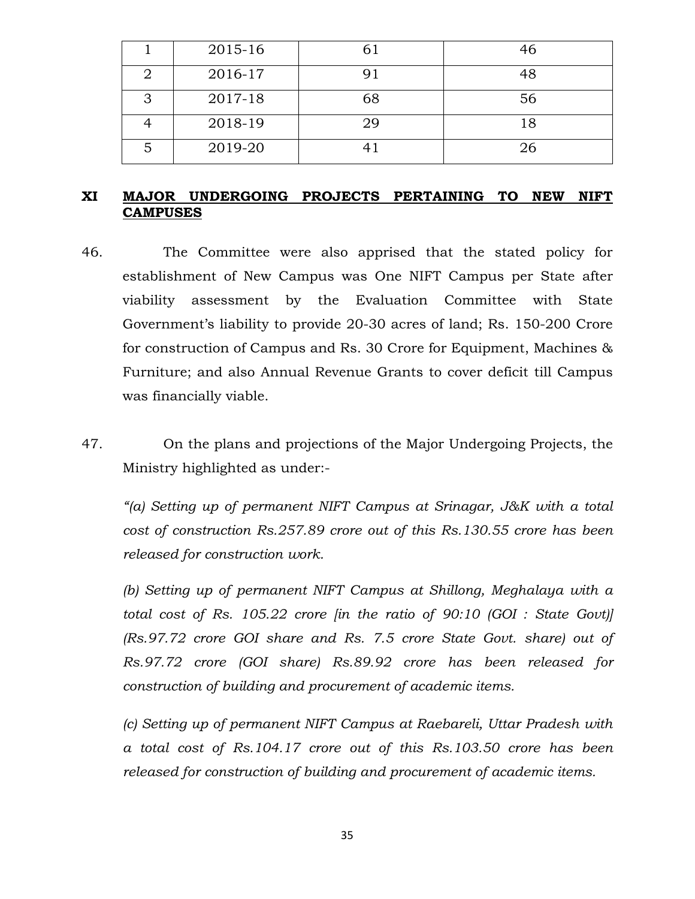| 1 | 2015-16 | 61 | 46 |
|---|---|---|---|
| 2 | 2016-17 | 91 | 48 |
| 3 | 2017-18 | 68 | 56 |
| 4 | 2018-19 | 29 | 18 |
| 5 | 2019-20 | 41 | 26 |

## XI MAJOR UNDERGOING PROJECTS PERTAINING TO NEW NIFT CAMPUSES

46. The Committee were also apprised that the stated policy for establishment of New Campus was One NIFT Campus per State after viability assessment by the Evaluation Committee with State Government's liability to provide 20-30 acres of land; Rs. 150-200 Crore for construction of Campus and Rs. 30 Crore for Equipment, Machines & Furniture; and also Annual Revenue Grants to cover deficit till Campus was financially viable.

47. On the plans and projections of the Major Undergoing Projects, the Ministry highlighted as under:-

*"(a) Setting up of permanent NIFT Campus at Srinagar, J&K with a total cost of construction Rs.257.89 crore out of this Rs.130.55 crore has been released for construction work.*

*(b) Setting up of permanent NIFT Campus at Shillong, Meghalaya with a total cost of Rs. 105.22 crore [in the ratio of 90:10 (GOI : State Govt)] (Rs.97.72 crore GOI share and Rs. 7.5 crore State Govt. share) out of Rs.97.72 crore (GOI share) Rs.89.92 crore has been released for construction of building and procurement of academic items.*

*(c) Setting up of permanent NIFT Campus at Raebareli, Uttar Pradesh with a total cost of Rs.104.17 crore out of this Rs.103.50 crore has been released for construction of building and procurement of academic items.*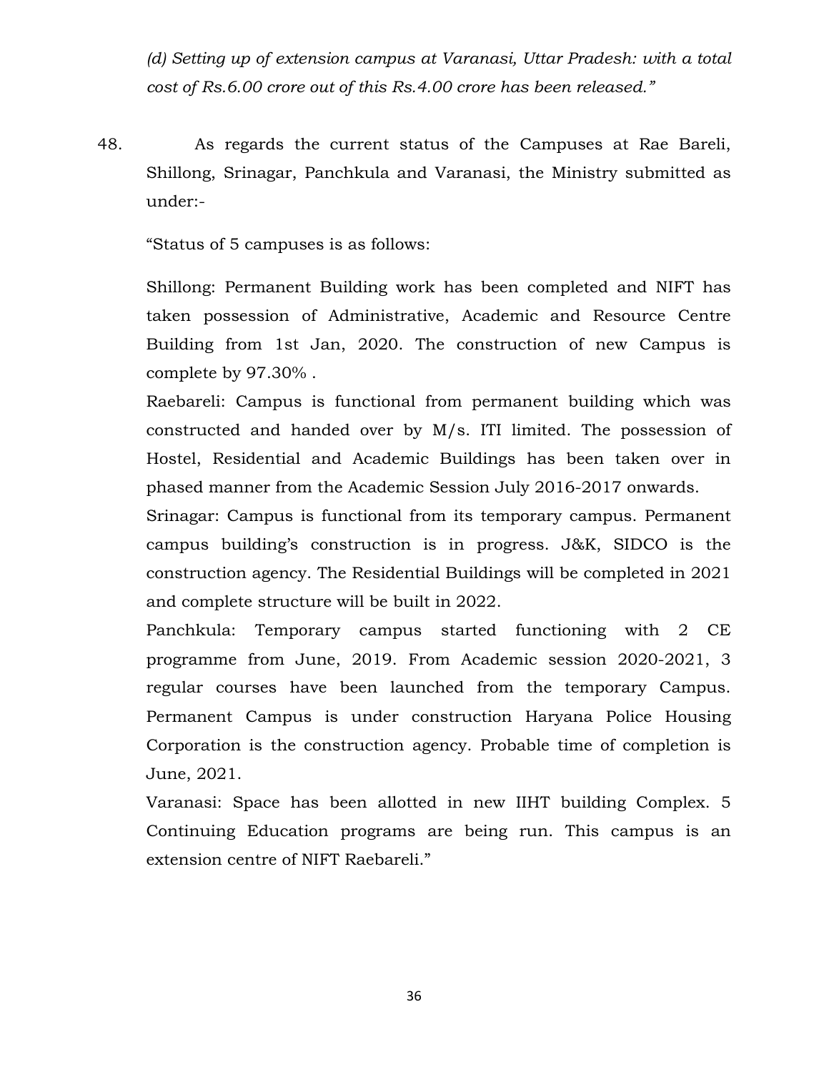*(d) Setting up of extension campus at Varanasi, Uttar Pradesh: with a total cost of Rs.6.00 crore out of this Rs.4.00 crore has been released."*

48. As regards the current status of the Campuses at Rae Bareli, Shillong, Srinagar, Panchkula and Varanasi, the Ministry submitted as under:-

"Status of 5 campuses is as follows:

Shillong: Permanent Building work has been completed and NIFT has taken possession of Administrative, Academic and Resource Centre Building from 1st Jan, 2020. The construction of new Campus is complete by 97.30% .

Raebareli: Campus is functional from permanent building which was constructed and handed over by M/s. ITI limited. The possession of Hostel, Residential and Academic Buildings has been taken over in phased manner from the Academic Session July 2016-2017 onwards.

Srinagar: Campus is functional from its temporary campus. Permanent campus building's construction is in progress. J&K, SIDCO is the construction agency. The Residential Buildings will be completed in 2021 and complete structure will be built in 2022.

Panchkula: Temporary campus started functioning with 2 CE programme from June, 2019. From Academic session 2020-2021, 3 regular courses have been launched from the temporary Campus. Permanent Campus is under construction Haryana Police Housing Corporation is the construction agency. Probable time of completion is June, 2021.

Varanasi: Space has been allotted in new IIHT building Complex. 5 Continuing Education programs are being run. This campus is an extension centre of NIFT Raebareli."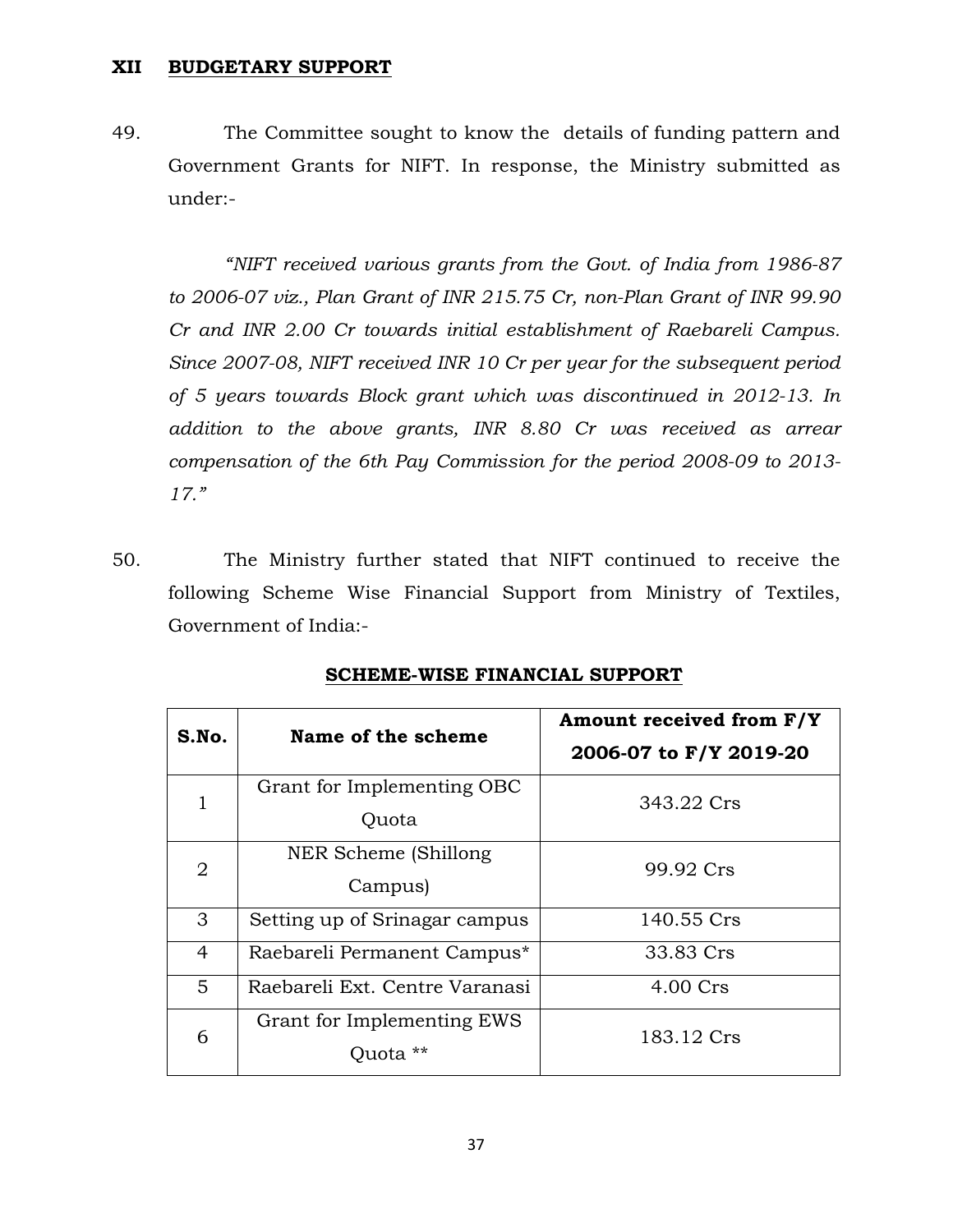## XII BUDGETARY SUPPORT

49. The Committee sought to know the details of funding pattern and Government Grants for NIFT. In response, the Ministry submitted as under:-

*"NIFT received various grants from the Govt. of India from 1986-87 to 2006-07 viz., Plan Grant of INR 215.75 Cr, non-Plan Grant of INR 99.90 Cr and INR 2.00 Cr towards initial establishment of Raebareli Campus. Since 2007-08, NIFT received INR 10 Cr per year for the subsequent period of 5 years towards Block grant which was discontinued in 2012-13. In addition to the above grants, INR 8.80 Cr was received as arrear compensation of the 6th Pay Commission for the period 2008-09 to 2013-17."*

50. The Ministry further stated that NIFT continued to receive the following Scheme Wise Financial Support from Ministry of Textiles, Government of India:-

**SCHEME-WISE FINANCIAL SUPPORT**

| S.No. | Name of the scheme | Amount received from F/Y 2006-07 to F/Y 2019-20 |
|---|---|---|
| 1 | Grant for Implementing OBC Quota | 343.22 Crs |
| 2 | NER Scheme (Shillong Campus) | 99.92 Crs |
| 3 | Setting up of Srinagar campus | 140.55 Crs |
| 4 | Raebareli Permanent Campus* | 33.83 Crs |
| 5 | Raebareli Ext. Centre Varanasi | 4.00 Crs |
| 6 | Grant for Implementing EWS Quota ** | 183.12 Crs |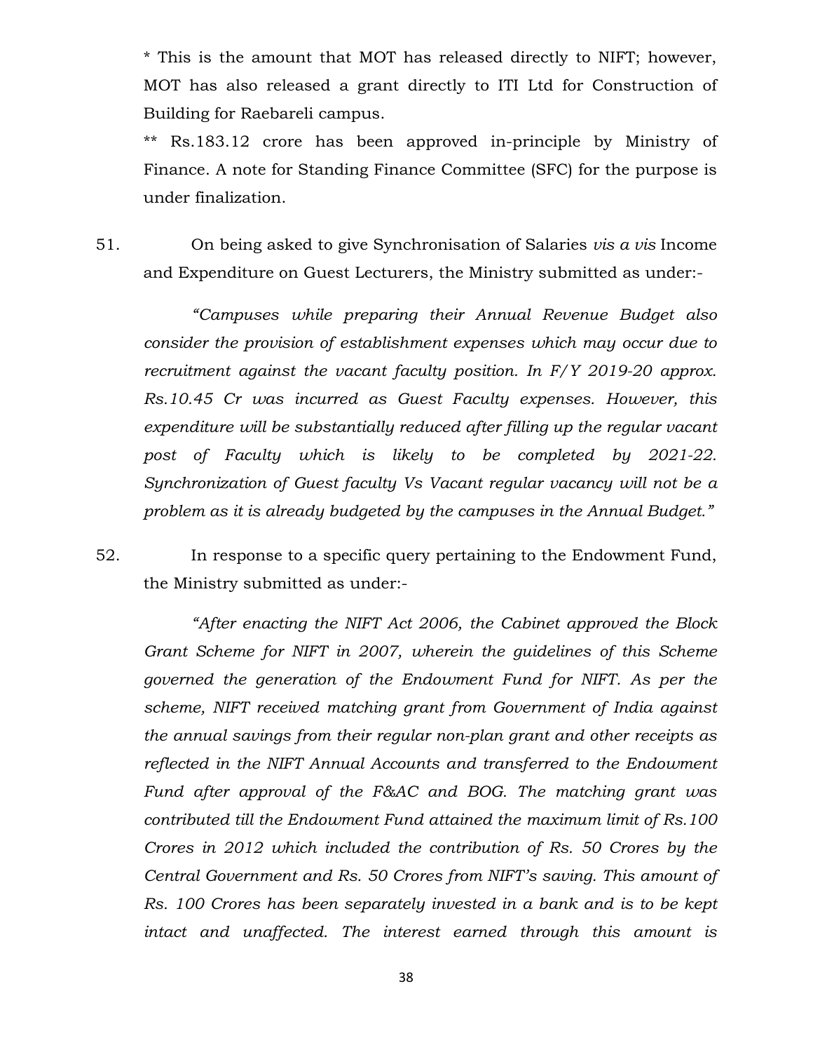* This is the amount that MOT has released directly to NIFT; however, MOT has also released a grant directly to ITI Ltd for Construction of Building for Raebareli campus.

** Rs.183.12 crore has been approved in-principle by Ministry of Finance. A note for Standing Finance Committee (SFC) for the purpose is under finalization.

51. On being asked to give Synchronisation of Salaries *vis a vis* Income and Expenditure on Guest Lecturers, the Ministry submitted as under:-

*"Campuses while preparing their Annual Revenue Budget also consider the provision of establishment expenses which may occur due to recruitment against the vacant faculty position. In F/Y 2019-20 approx. Rs.10.45 Cr was incurred as Guest Faculty expenses. However, this expenditure will be substantially reduced after filling up the regular vacant post of Faculty which is likely to be completed by 2021-22. Synchronization of Guest faculty Vs Vacant regular vacancy will not be a problem as it is already budgeted by the campuses in the Annual Budget."*

52. In response to a specific query pertaining to the Endowment Fund, the Ministry submitted as under:-

*"After enacting the NIFT Act 2006, the Cabinet approved the Block Grant Scheme for NIFT in 2007, wherein the guidelines of this Scheme governed the generation of the Endowment Fund for NIFT. As per the scheme, NIFT received matching grant from Government of India against the annual savings from their regular non-plan grant and other receipts as reflected in the NIFT Annual Accounts and transferred to the Endowment Fund after approval of the F&AC and BOG. The matching grant was contributed till the Endowment Fund attained the maximum limit of Rs.100 Crores in 2012 which included the contribution of Rs. 50 Crores by the Central Government and Rs. 50 Crores from NIFT's saving. This amount of Rs. 100 Crores has been separately invested in a bank and is to be kept intact and unaffected. The interest earned through this amount is*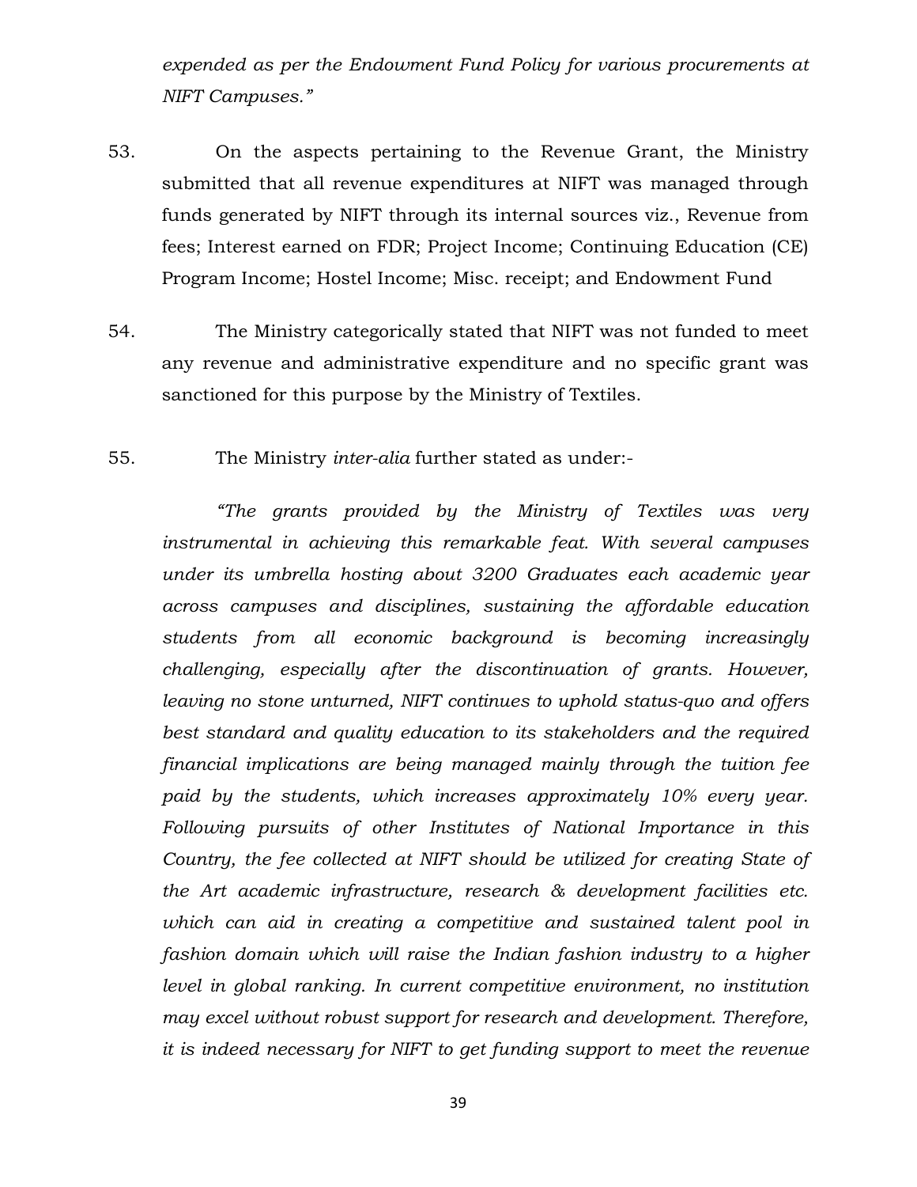*expended as per the Endowment Fund Policy for various procurements at NIFT Campuses."*

53. On the aspects pertaining to the Revenue Grant, the Ministry submitted that all revenue expenditures at NIFT was managed through funds generated by NIFT through its internal sources viz., Revenue from fees; Interest earned on FDR; Project Income; Continuing Education (CE) Program Income; Hostel Income; Misc. receipt; and Endowment Fund

54. The Ministry categorically stated that NIFT was not funded to meet any revenue and administrative expenditure and no specific grant was sanctioned for this purpose by the Ministry of Textiles.

55. The Ministry *inter-alia* further stated as under:-

*"The grants provided by the Ministry of Textiles was very instrumental in achieving this remarkable feat. With several campuses under its umbrella hosting about 3200 Graduates each academic year across campuses and disciplines, sustaining the affordable education students from all economic background is becoming increasingly challenging, especially after the discontinuation of grants. However, leaving no stone unturned, NIFT continues to uphold status-quo and offers best standard and quality education to its stakeholders and the required financial implications are being managed mainly through the tuition fee paid by the students, which increases approximately 10% every year. Following pursuits of other Institutes of National Importance in this Country, the fee collected at NIFT should be utilized for creating State of the Art academic infrastructure, research & development facilities etc. which can aid in creating a competitive and sustained talent pool in fashion domain which will raise the Indian fashion industry to a higher level in global ranking. In current competitive environment, no institution may excel without robust support for research and development. Therefore, it is indeed necessary for NIFT to get funding support to meet the revenue*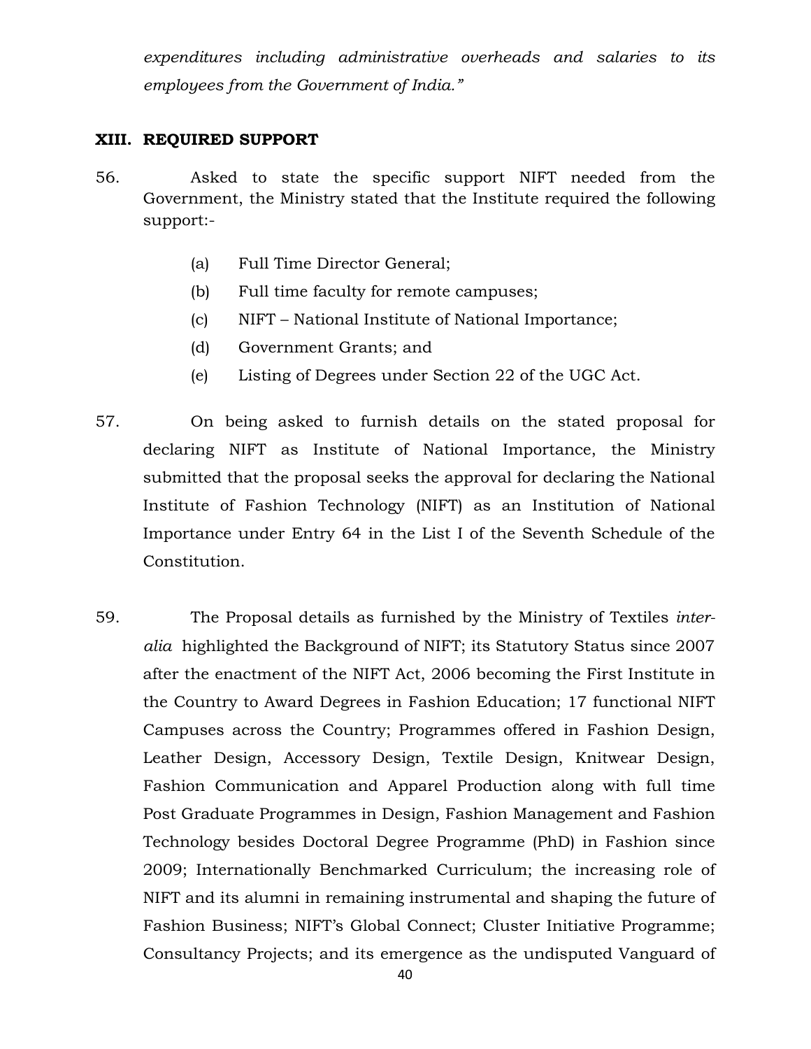*expenditures including administrative overheads and salaries to its employees from the Government of India."*

## XIII. REQUIRED SUPPORT

56. Asked to state the specific support NIFT needed from the Government, the Ministry stated that the Institute required the following support:-

   (a) Full Time Director General;

   (b) Full time faculty for remote campuses;

   (c) NIFT – National Institute of National Importance;

   (d) Government Grants; and

   (e) Listing of Degrees under Section 22 of the UGC Act.

57. On being asked to furnish details on the stated proposal for declaring NIFT as Institute of National Importance, the Ministry submitted that the proposal seeks the approval for declaring the National Institute of Fashion Technology (NIFT) as an Institution of National Importance under Entry 64 in the List I of the Seventh Schedule of the Constitution.

59. The Proposal details as furnished by the Ministry of Textiles *inter-alia* highlighted the Background of NIFT; its Statutory Status since 2007 after the enactment of the NIFT Act, 2006 becoming the First Institute in the Country to Award Degrees in Fashion Education; 17 functional NIFT Campuses across the Country; Programmes offered in Fashion Design, Leather Design, Accessory Design, Textile Design, Knitwear Design, Fashion Communication and Apparel Production along with full time Post Graduate Programmes in Design, Fashion Management and Fashion Technology besides Doctoral Degree Programme (PhD) in Fashion since 2009; Internationally Benchmarked Curriculum; the increasing role of NIFT and its alumni in remaining instrumental and shaping the future of Fashion Business; NIFT's Global Connect; Cluster Initiative Programme; Consultancy Projects; and its emergence as the undisputed Vanguard of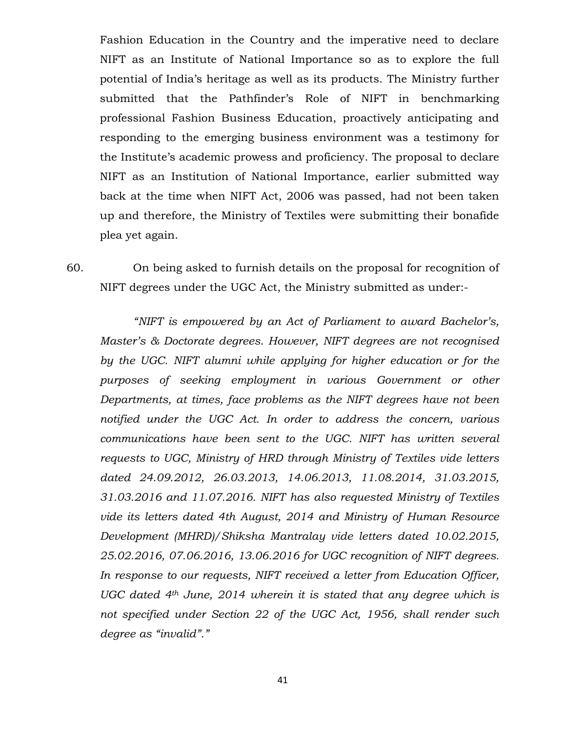Fashion Education in the Country and the imperative need to declare NIFT as an Institute of National Importance so as to explore the full potential of India's heritage as well as its products. The Ministry further submitted that the Pathfinder's Role of NIFT in benchmarking professional Fashion Business Education, proactively anticipating and responding to the emerging business environment was a testimony for the Institute's academic prowess and proficiency. The proposal to declare NIFT as an Institution of National Importance, earlier submitted way back at the time when NIFT Act, 2006 was passed, had not been taken up and therefore, the Ministry of Textiles were submitting their bonafide plea yet again.

60. On being asked to furnish details on the proposal for recognition of NIFT degrees under the UGC Act, the Ministry submitted as under:-

*"NIFT is empowered by an Act of Parliament to award Bachelor's, Master's & Doctorate degrees. However, NIFT degrees are not recognised by the UGC. NIFT alumni while applying for higher education or for the purposes of seeking employment in various Government or other Departments, at times, face problems as the NIFT degrees have not been notified under the UGC Act. In order to address the concern, various communications have been sent to the UGC. NIFT has written several requests to UGC, Ministry of HRD through Ministry of Textiles vide letters dated 24.09.2012, 26.03.2013, 14.06.2013, 11.08.2014, 31.03.2015, 31.03.2016 and 11.07.2016. NIFT has also requested Ministry of Textiles vide its letters dated 4th August, 2014 and Ministry of Human Resource Development (MHRD)/Shiksha Mantralay vide letters dated 10.02.2015, 25.02.2016, 07.06.2016, 13.06.2016 for UGC recognition of NIFT degrees. In response to our requests, NIFT received a letter from Education Officer, UGC dated 4th June, 2014 wherein it is stated that any degree which is not specified under Section 22 of the UGC Act, 1956, shall render such degree as "invalid"."*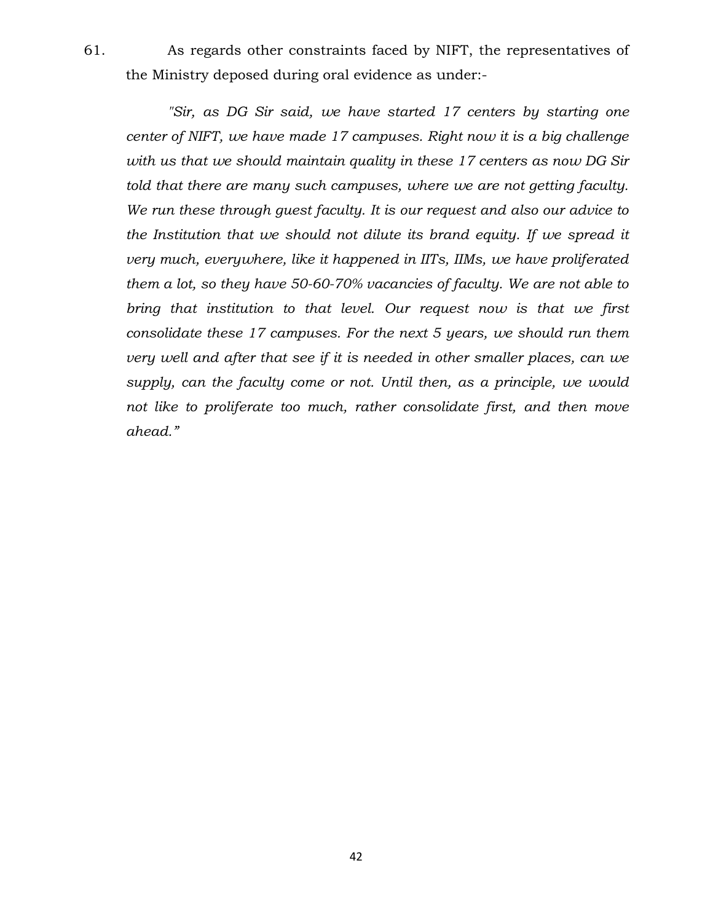61. As regards other constraints faced by NIFT, the representatives of the Ministry deposed during oral evidence as under:-

*"Sir, as DG Sir said, we have started 17 centers by starting one center of NIFT, we have made 17 campuses. Right now it is a big challenge with us that we should maintain quality in these 17 centers as now DG Sir told that there are many such campuses, where we are not getting faculty. We run these through guest faculty. It is our request and also our advice to the Institution that we should not dilute its brand equity. If we spread it very much, everywhere, like it happened in IITs, IIMs, we have proliferated them a lot, so they have 50-60-70% vacancies of faculty. We are not able to bring that institution to that level. Our request now is that we first consolidate these 17 campuses. For the next 5 years, we should run them very well and after that see if it is needed in other smaller places, can we supply, can the faculty come or not. Until then, as a principle, we would not like to proliferate too much, rather consolidate first, and then move ahead."*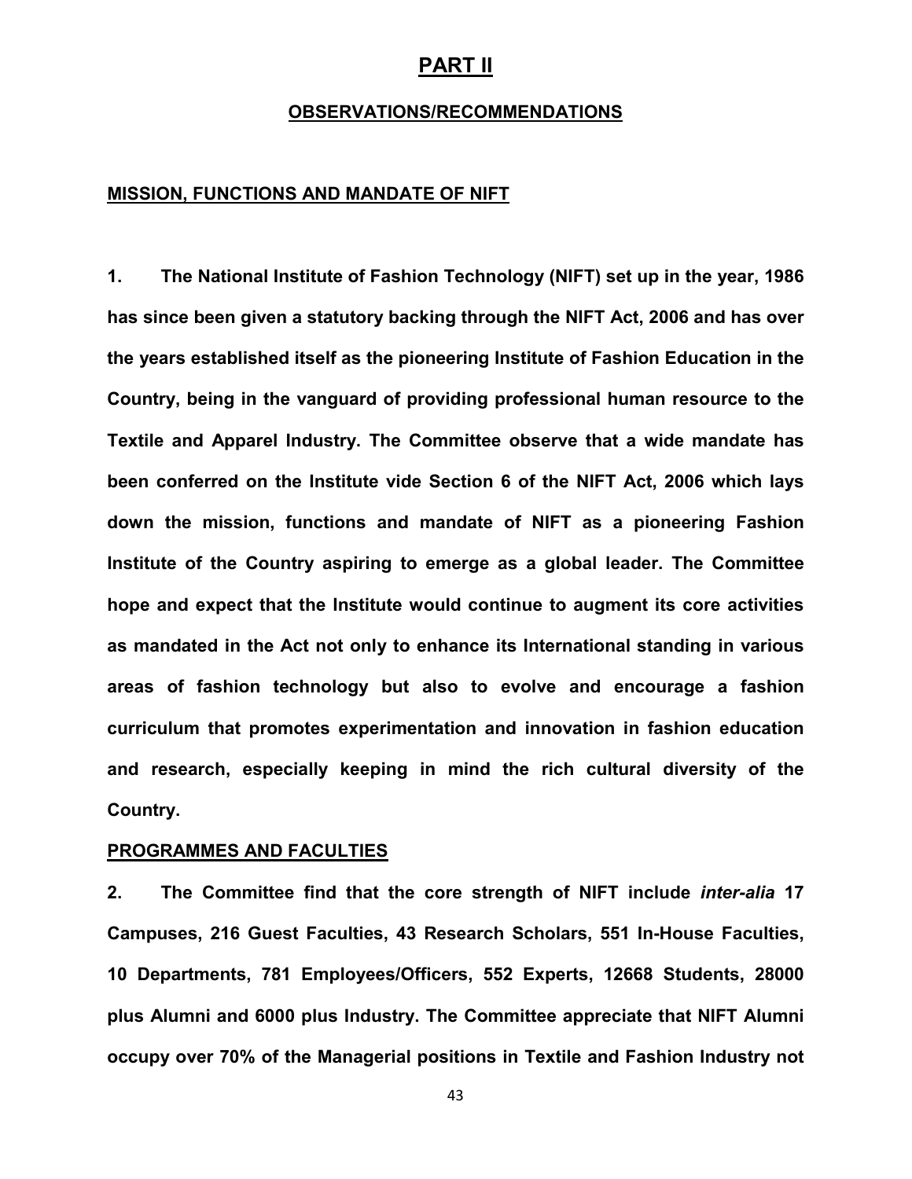# PART II

## OBSERVATIONS/RECOMMENDATIONS

### MISSION, FUNCTIONS AND MANDATE OF NIFT

**1. The National Institute of Fashion Technology (NIFT) set up in the year, 1986 has since been given a statutory backing through the NIFT Act, 2006 and has over the years established itself as the pioneering Institute of Fashion Education in the Country, being in the vanguard of providing professional human resource to the Textile and Apparel Industry. The Committee observe that a wide mandate has been conferred on the Institute vide Section 6 of the NIFT Act, 2006 which lays down the mission, functions and mandate of NIFT as a pioneering Fashion Institute of the Country aspiring to emerge as a global leader. The Committee hope and expect that the Institute would continue to augment its core activities as mandated in the Act not only to enhance its International standing in various areas of fashion technology but also to evolve and encourage a fashion curriculum that promotes experimentation and innovation in fashion education and research, especially keeping in mind the rich cultural diversity of the Country.**

### PROGRAMMES AND FACULTIES

**2. The Committee find that the core strength of NIFT include *inter-alia* 17 Campuses, 216 Guest Faculties, 43 Research Scholars, 551 In-House Faculties, 10 Departments, 781 Employees/Officers, 552 Experts, 12668 Students, 28000 plus Alumni and 6000 plus Industry. The Committee appreciate that NIFT Alumni occupy over 70% of the Managerial positions in Textile and Fashion Industry not**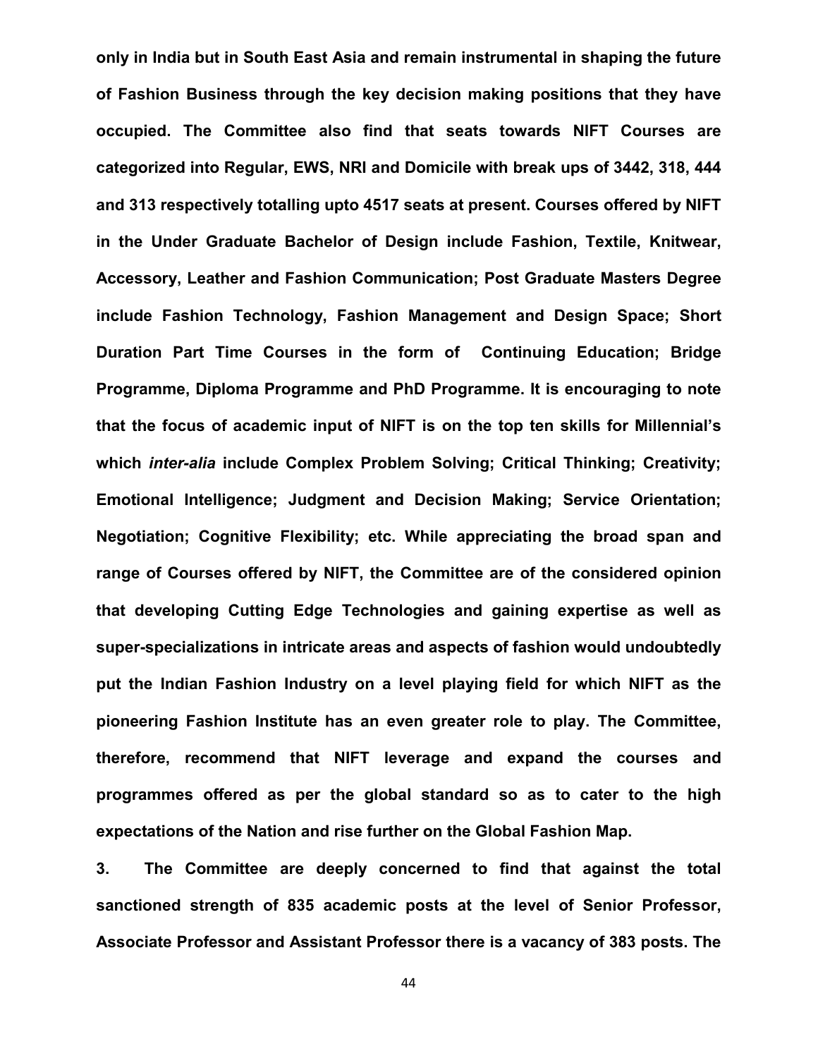**only in India but in South East Asia and remain instrumental in shaping the future of Fashion Business through the key decision making positions that they have occupied. The Committee also find that seats towards NIFT Courses are categorized into Regular, EWS, NRI and Domicile with break ups of 3442, 318, 444 and 313 respectively totalling upto 4517 seats at present. Courses offered by NIFT in the Under Graduate Bachelor of Design include Fashion, Textile, Knitwear, Accessory, Leather and Fashion Communication; Post Graduate Masters Degree include Fashion Technology, Fashion Management and Design Space; Short Duration Part Time Courses in the form of Continuing Education; Bridge Programme, Diploma Programme and PhD Programme. It is encouraging to note that the focus of academic input of NIFT is on the top ten skills for Millennial's which *inter-alia* include Complex Problem Solving; Critical Thinking; Creativity; Emotional Intelligence; Judgment and Decision Making; Service Orientation; Negotiation; Cognitive Flexibility; etc. While appreciating the broad span and range of Courses offered by NIFT, the Committee are of the considered opinion that developing Cutting Edge Technologies and gaining expertise as well as super-specializations in intricate areas and aspects of fashion would undoubtedly put the Indian Fashion Industry on a level playing field for which NIFT as the pioneering Fashion Institute has an even greater role to play. The Committee, therefore, recommend that NIFT leverage and expand the courses and programmes offered as per the global standard so as to cater to the high expectations of the Nation and rise further on the Global Fashion Map.**

**3. The Committee are deeply concerned to find that against the total sanctioned strength of 835 academic posts at the level of Senior Professor, Associate Professor and Assistant Professor there is a vacancy of 383 posts. The**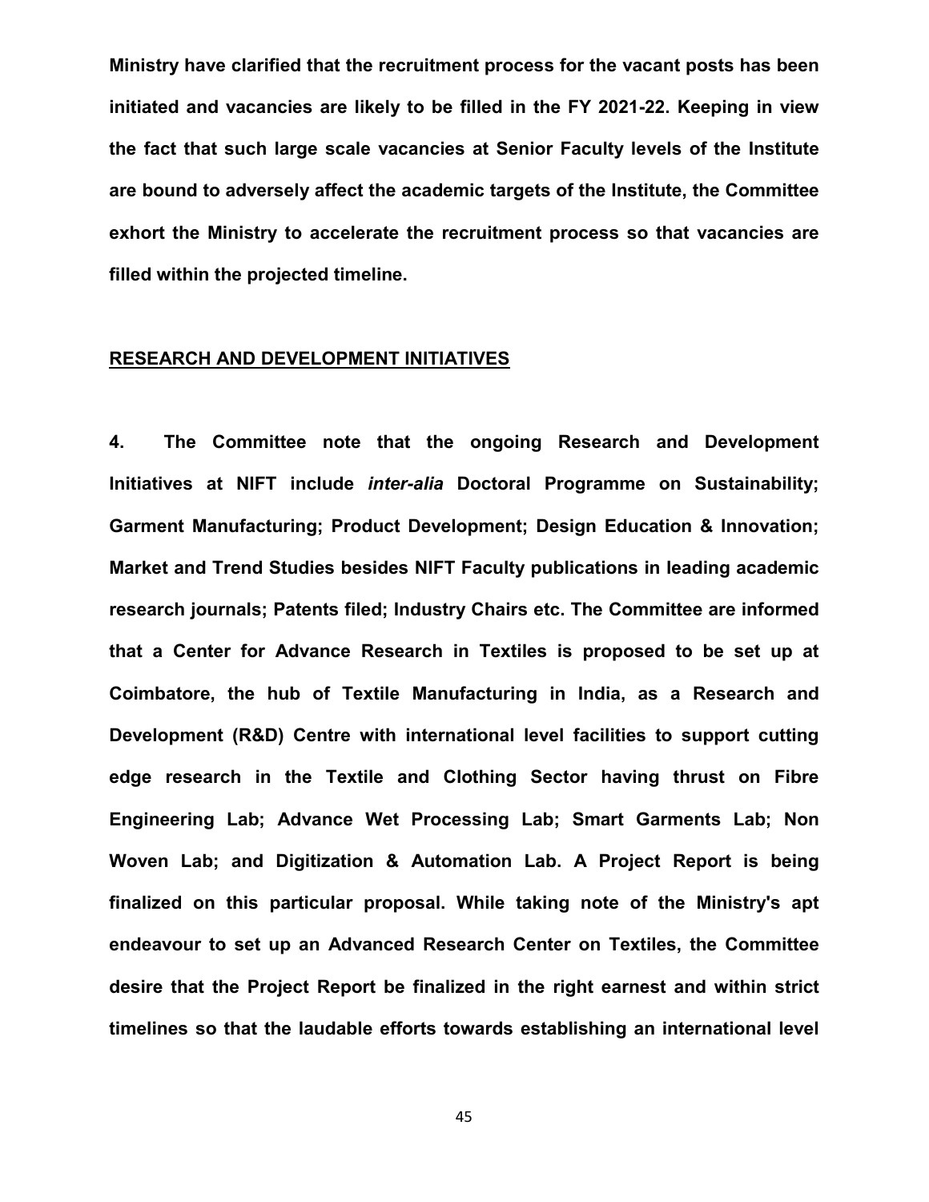**Ministry have clarified that the recruitment process for the vacant posts has been initiated and vacancies are likely to be filled in the FY 2021-22. Keeping in view the fact that such large scale vacancies at Senior Faculty levels of the Institute are bound to adversely affect the academic targets of the Institute, the Committee exhort the Ministry to accelerate the recruitment process so that vacancies are filled within the projected timeline.**

## RESEARCH AND DEVELOPMENT INITIATIVES

**4. The Committee note that the ongoing Research and Development Initiatives at NIFT include *inter-alia* Doctoral Programme on Sustainability; Garment Manufacturing; Product Development; Design Education & Innovation; Market and Trend Studies besides NIFT Faculty publications in leading academic research journals; Patents filed; Industry Chairs etc. The Committee are informed that a Center for Advance Research in Textiles is proposed to be set up at Coimbatore, the hub of Textile Manufacturing in India, as a Research and Development (R&D) Centre with international level facilities to support cutting edge research in the Textile and Clothing Sector having thrust on Fibre Engineering Lab; Advance Wet Processing Lab; Smart Garments Lab; Non Woven Lab; and Digitization & Automation Lab. A Project Report is being finalized on this particular proposal. While taking note of the Ministry's apt endeavour to set up an Advanced Research Center on Textiles, the Committee desire that the Project Report be finalized in the right earnest and within strict timelines so that the laudable efforts towards establishing an international level**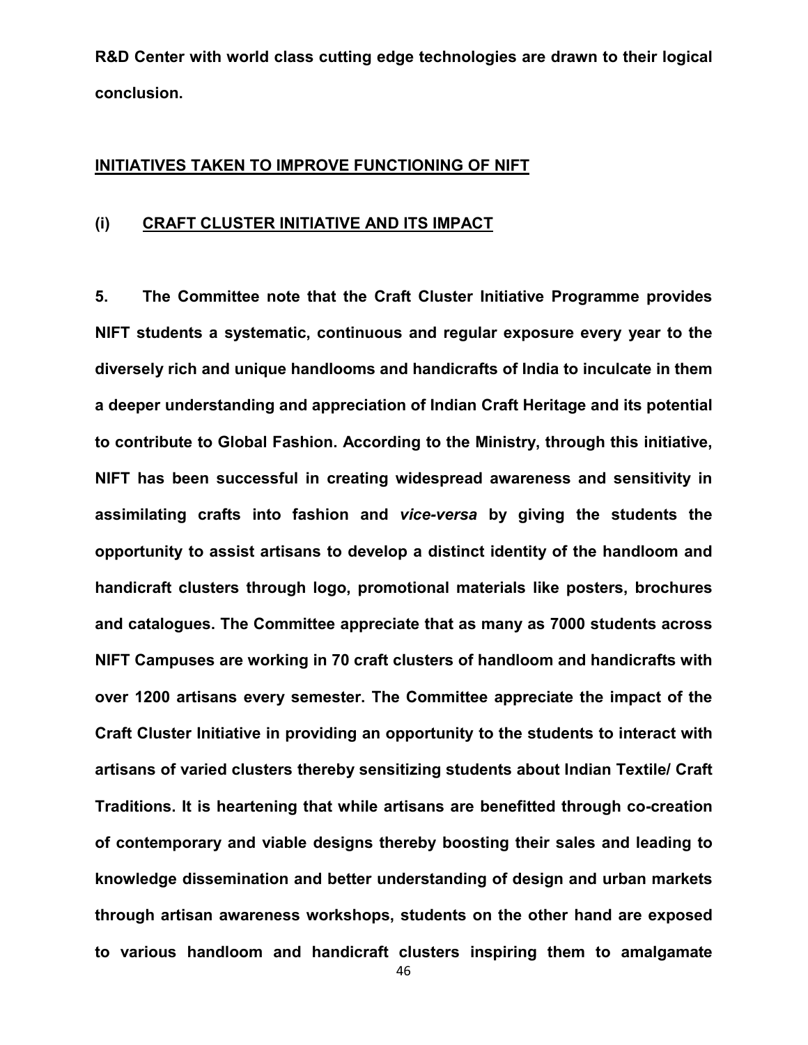**R&D Center with world class cutting edge technologies are drawn to their logical conclusion.**

## INITIATIVES TAKEN TO IMPROVE FUNCTIONING OF NIFT

### (i) CRAFT CLUSTER INITIATIVE AND ITS IMPACT

**5. The Committee note that the Craft Cluster Initiative Programme provides NIFT students a systematic, continuous and regular exposure every year to the diversely rich and unique handlooms and handicrafts of India to inculcate in them a deeper understanding and appreciation of Indian Craft Heritage and its potential to contribute to Global Fashion. According to the Ministry, through this initiative, NIFT has been successful in creating widespread awareness and sensitivity in assimilating crafts into fashion and *vice-versa* by giving the students the opportunity to assist artisans to develop a distinct identity of the handloom and handicraft clusters through logo, promotional materials like posters, brochures and catalogues. The Committee appreciate that as many as 7000 students across NIFT Campuses are working in 70 craft clusters of handloom and handicrafts with over 1200 artisans every semester. The Committee appreciate the impact of the Craft Cluster Initiative in providing an opportunity to the students to interact with artisans of varied clusters thereby sensitizing students about Indian Textile/ Craft Traditions. It is heartening that while artisans are benefitted through co-creation of contemporary and viable designs thereby boosting their sales and leading to knowledge dissemination and better understanding of design and urban markets through artisan awareness workshops, students on the other hand are exposed to various handloom and handicraft clusters inspiring them to amalgamate**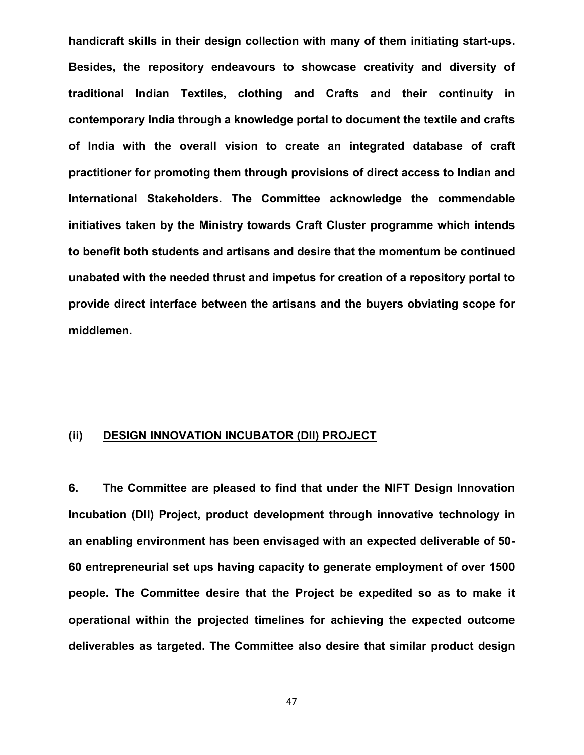**handicraft skills in their design collection with many of them initiating start-ups. Besides, the repository endeavours to showcase creativity and diversity of traditional Indian Textiles, clothing and Crafts and their continuity in contemporary India through a knowledge portal to document the textile and crafts of India with the overall vision to create an integrated database of craft practitioner for promoting them through provisions of direct access to Indian and International Stakeholders. The Committee acknowledge the commendable initiatives taken by the Ministry towards Craft Cluster programme which intends to benefit both students and artisans and desire that the momentum be continued unabated with the needed thrust and impetus for creation of a repository portal to provide direct interface between the artisans and the buyers obviating scope for middlemen.**

### (ii) <u>DESIGN INNOVATION INCUBATOR (DII) PROJECT</u>

**6. The Committee are pleased to find that under the NIFT Design Innovation Incubation (DII) Project, product development through innovative technology in an enabling environment has been envisaged with an expected deliverable of 50-60 entrepreneurial set ups having capacity to generate employment of over 1500 people. The Committee desire that the Project be expedited so as to make it operational within the projected timelines for achieving the expected outcome deliverables as targeted. The Committee also desire that similar product design**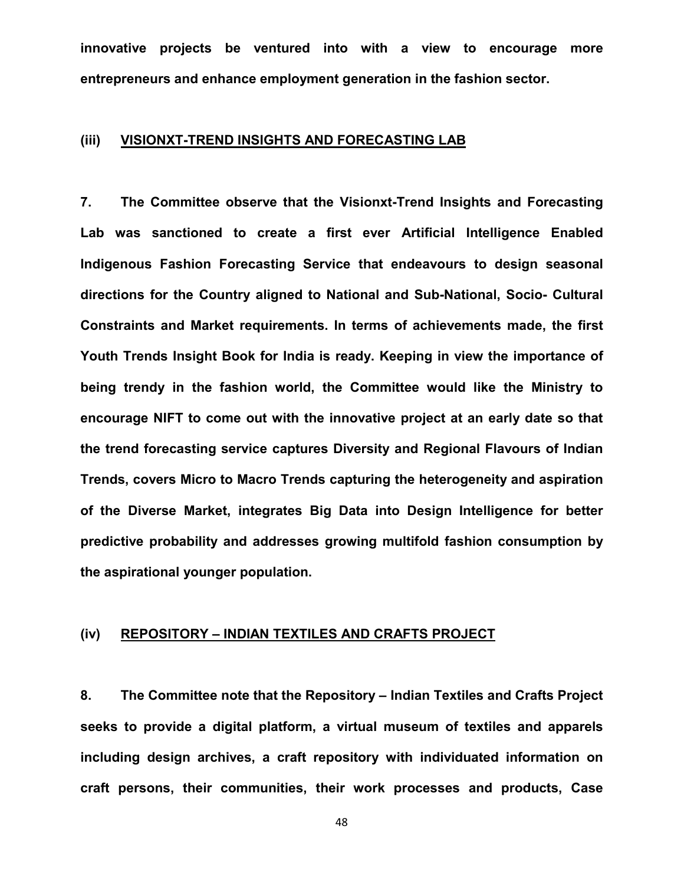**innovative projects be ventured into with a view to encourage more entrepreneurs and enhance employment generation in the fashion sector.**

### **(iii) VISIONXT-TREND INSIGHTS AND FORECASTING LAB**

**7. The Committee observe that the Visionxt-Trend Insights and Forecasting Lab was sanctioned to create a first ever Artificial Intelligence Enabled Indigenous Fashion Forecasting Service that endeavours to design seasonal directions for the Country aligned to National and Sub-National, Socio- Cultural Constraints and Market requirements. In terms of achievements made, the first Youth Trends Insight Book for India is ready. Keeping in view the importance of being trendy in the fashion world, the Committee would like the Ministry to encourage NIFT to come out with the innovative project at an early date so that the trend forecasting service captures Diversity and Regional Flavours of Indian Trends, covers Micro to Macro Trends capturing the heterogeneity and aspiration of the Diverse Market, integrates Big Data into Design Intelligence for better predictive probability and addresses growing multifold fashion consumption by the aspirational younger population.**

### **(iv) REPOSITORY – INDIAN TEXTILES AND CRAFTS PROJECT**

**8. The Committee note that the Repository – Indian Textiles and Crafts Project seeks to provide a digital platform, a virtual museum of textiles and apparels including design archives, a craft repository with individuated information on craft persons, their communities, their work processes and products, Case**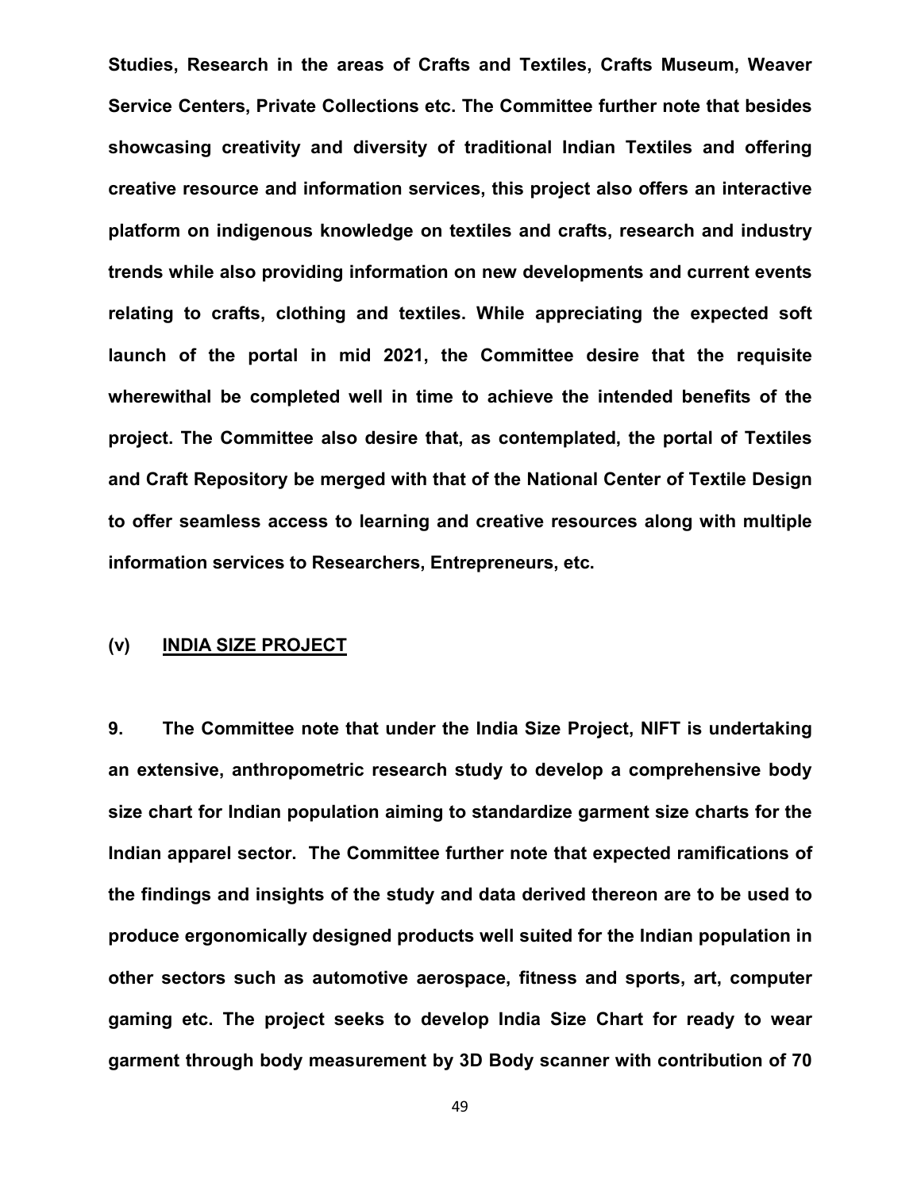**Studies, Research in the areas of Crafts and Textiles, Crafts Museum, Weaver Service Centers, Private Collections etc. The Committee further note that besides showcasing creativity and diversity of traditional Indian Textiles and offering creative resource and information services, this project also offers an interactive platform on indigenous knowledge on textiles and crafts, research and industry trends while also providing information on new developments and current events relating to crafts, clothing and textiles. While appreciating the expected soft launch of the portal in mid 2021, the Committee desire that the requisite wherewithal be completed well in time to achieve the intended benefits of the project. The Committee also desire that, as contemplated, the portal of Textiles and Craft Repository be merged with that of the National Center of Textile Design to offer seamless access to learning and creative resources along with multiple information services to Researchers, Entrepreneurs, etc.**

**(v) <u>INDIA SIZE PROJECT</u>**

**9. The Committee note that under the India Size Project, NIFT is undertaking an extensive, anthropometric research study to develop a comprehensive body size chart for Indian population aiming to standardize garment size charts for the Indian apparel sector. The Committee further note that expected ramifications of the findings and insights of the study and data derived thereon are to be used to produce ergonomically designed products well suited for the Indian population in other sectors such as automotive aerospace, fitness and sports, art, computer gaming etc. The project seeks to develop India Size Chart for ready to wear garment through body measurement by 3D Body scanner with contribution of 70**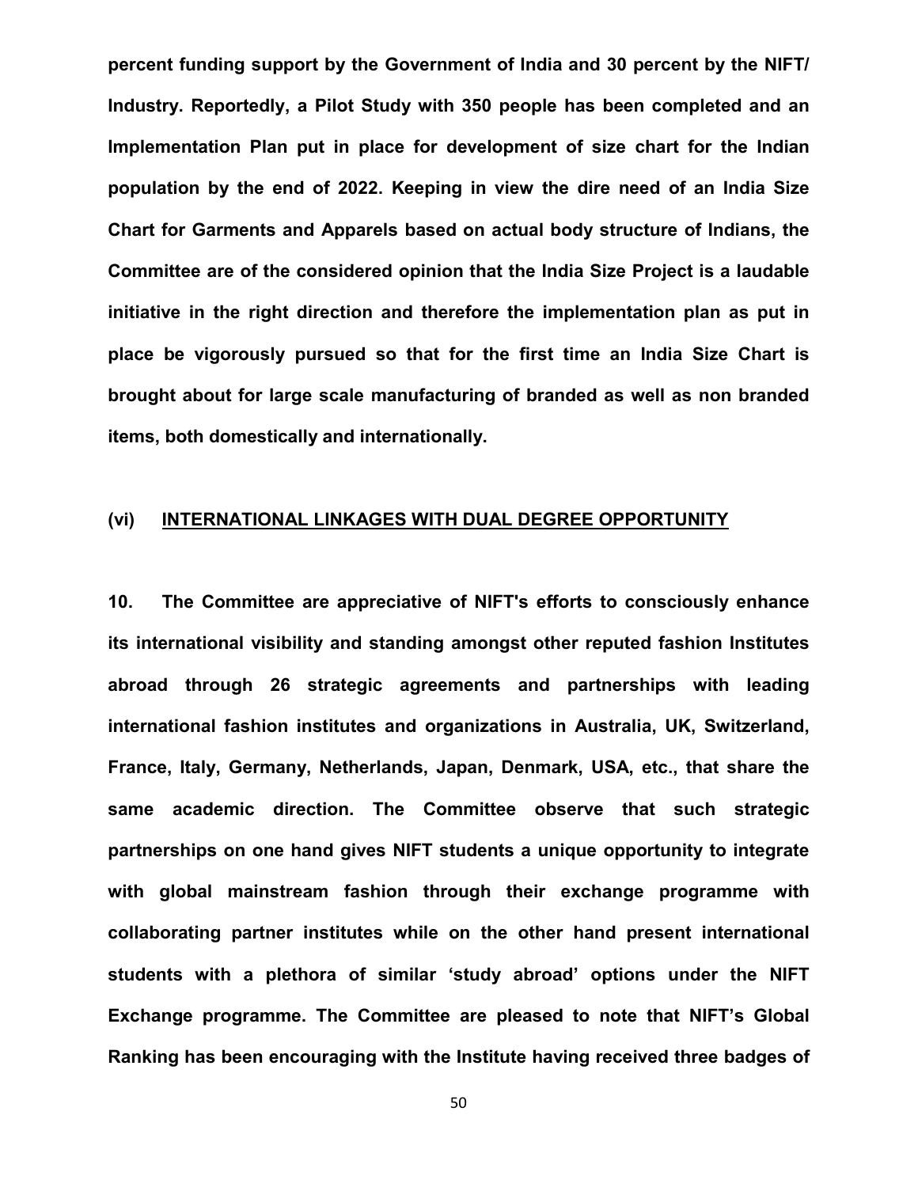**percent funding support by the Government of India and 30 percent by the NIFT/ Industry. Reportedly, a Pilot Study with 350 people has been completed and an Implementation Plan put in place for development of size chart for the Indian population by the end of 2022. Keeping in view the dire need of an India Size Chart for Garments and Apparels based on actual body structure of Indians, the Committee are of the considered opinion that the India Size Project is a laudable initiative in the right direction and therefore the implementation plan as put in place be vigorously pursued so that for the first time an India Size Chart is brought about for large scale manufacturing of branded as well as non branded items, both domestically and internationally.**

### (vi) INTERNATIONAL LINKAGES WITH DUAL DEGREE OPPORTUNITY

**10. The Committee are appreciative of NIFT's efforts to consciously enhance its international visibility and standing amongst other reputed fashion Institutes abroad through 26 strategic agreements and partnerships with leading international fashion institutes and organizations in Australia, UK, Switzerland, France, Italy, Germany, Netherlands, Japan, Denmark, USA, etc., that share the same academic direction. The Committee observe that such strategic partnerships on one hand gives NIFT students a unique opportunity to integrate with global mainstream fashion through their exchange programme with collaborating partner institutes while on the other hand present international students with a plethora of similar 'study abroad' options under the NIFT Exchange programme. The Committee are pleased to note that NIFT's Global Ranking has been encouraging with the Institute having received three badges of**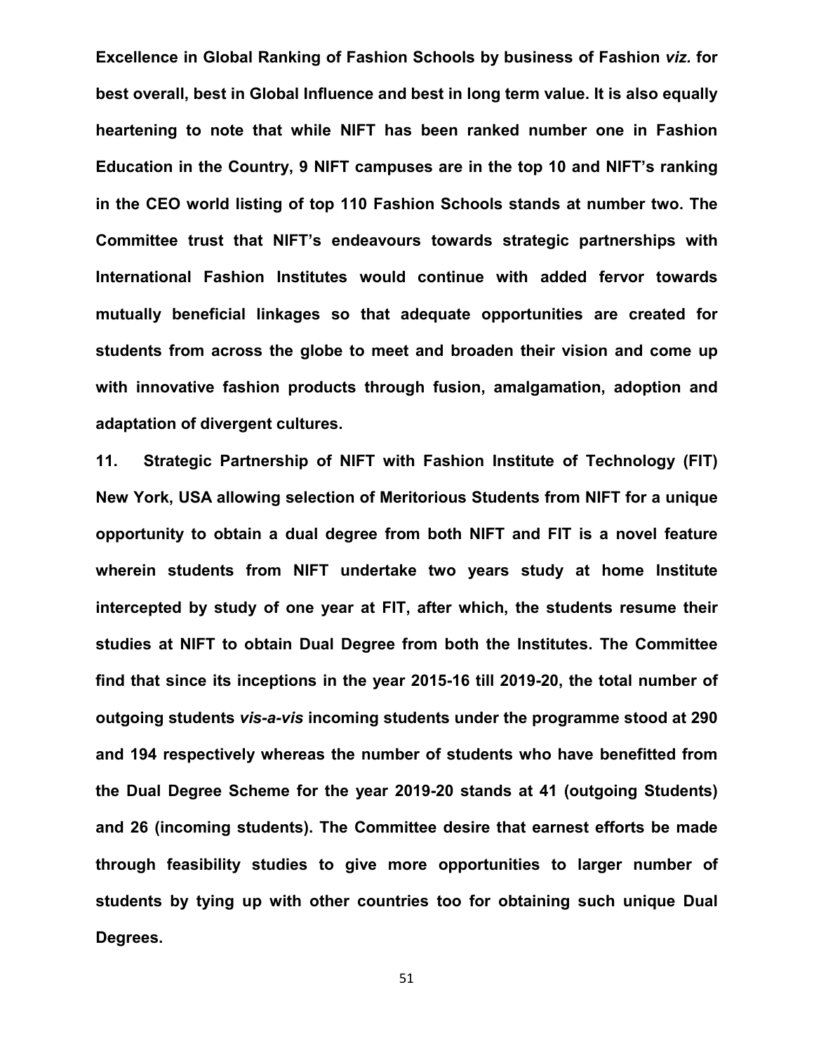**Excellence in Global Ranking of Fashion Schools by business of Fashion *viz.* for best overall, best in Global Influence and best in long term value. It is also equally heartening to note that while NIFT has been ranked number one in Fashion Education in the Country, 9 NIFT campuses are in the top 10 and NIFT's ranking in the CEO world listing of top 110 Fashion Schools stands at number two. The Committee trust that NIFT's endeavours towards strategic partnerships with International Fashion Institutes would continue with added fervor towards mutually beneficial linkages so that adequate opportunities are created for students from across the globe to meet and broaden their vision and come up with innovative fashion products through fusion, amalgamation, adoption and adaptation of divergent cultures.**

**11. Strategic Partnership of NIFT with Fashion Institute of Technology (FIT) New York, USA allowing selection of Meritorious Students from NIFT for a unique opportunity to obtain a dual degree from both NIFT and FIT is a novel feature wherein students from NIFT undertake two years study at home Institute intercepted by study of one year at FIT, after which, the students resume their studies at NIFT to obtain Dual Degree from both the Institutes. The Committee find that since its inceptions in the year 2015-16 till 2019-20, the total number of outgoing students *vis-a-vis* incoming students under the programme stood at 290 and 194 respectively whereas the number of students who have benefitted from the Dual Degree Scheme for the year 2019-20 stands at 41 (outgoing Students) and 26 (incoming students). The Committee desire that earnest efforts be made through feasibility studies to give more opportunities to larger number of students by tying up with other countries too for obtaining such unique Dual Degrees.**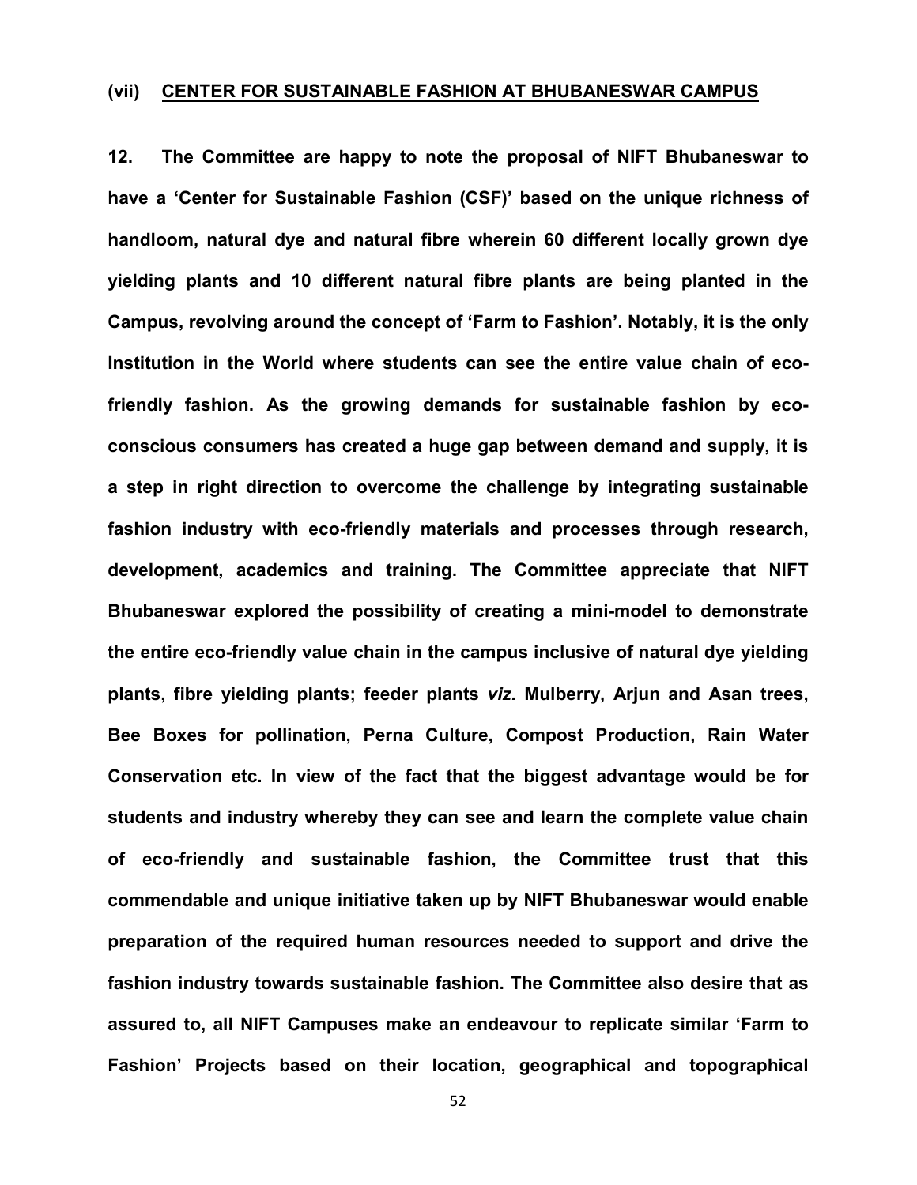### (vii) CENTER FOR SUSTAINABLE FASHION AT BHUBANESWAR CAMPUS

**12. The Committee are happy to note the proposal of NIFT Bhubaneswar to have a 'Center for Sustainable Fashion (CSF)' based on the unique richness of handloom, natural dye and natural fibre wherein 60 different locally grown dye yielding plants and 10 different natural fibre plants are being planted in the Campus, revolving around the concept of 'Farm to Fashion'. Notably, it is the only Institution in the World where students can see the entire value chain of eco-friendly fashion. As the growing demands for sustainable fashion by eco-conscious consumers has created a huge gap between demand and supply, it is a step in right direction to overcome the challenge by integrating sustainable fashion industry with eco-friendly materials and processes through research, development, academics and training. The Committee appreciate that NIFT Bhubaneswar explored the possibility of creating a mini-model to demonstrate the entire eco-friendly value chain in the campus inclusive of natural dye yielding plants, fibre yielding plants; feeder plants *viz.* Mulberry, Arjun and Asan trees, Bee Boxes for pollination, Perna Culture, Compost Production, Rain Water Conservation etc. In view of the fact that the biggest advantage would be for students and industry whereby they can see and learn the complete value chain of eco-friendly and sustainable fashion, the Committee trust that this commendable and unique initiative taken up by NIFT Bhubaneswar would enable preparation of the required human resources needed to support and drive the fashion industry towards sustainable fashion. The Committee also desire that as assured to, all NIFT Campuses make an endeavour to replicate similar 'Farm to Fashion' Projects based on their location, geographical and topographical**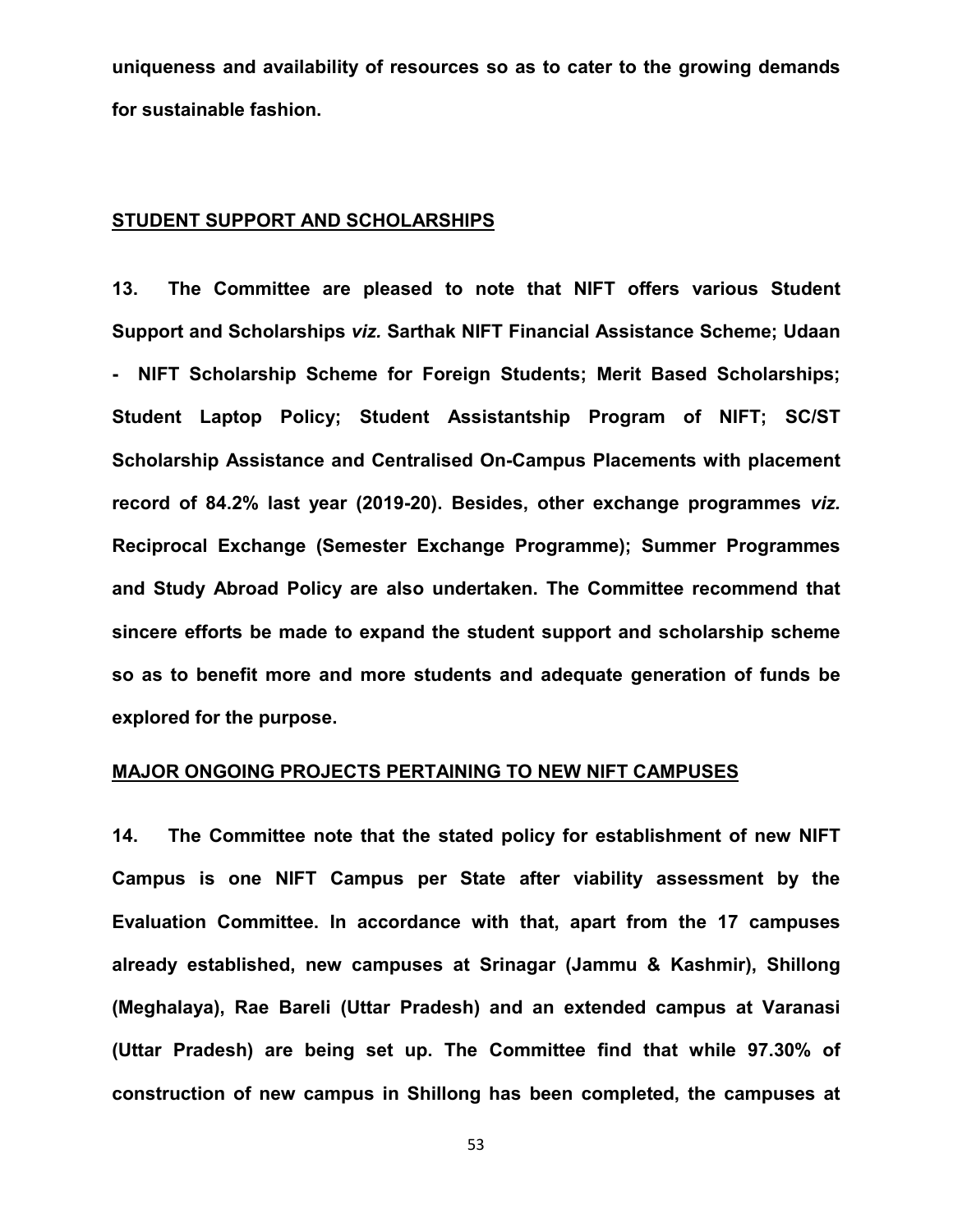**uniqueness and availability of resources so as to cater to the growing demands for sustainable fashion.**

## STUDENT SUPPORT AND SCHOLARSHIPS

**13. The Committee are pleased to note that NIFT offers various Student Support and Scholarships *viz.* Sarthak NIFT Financial Assistance Scheme; Udaan - NIFT Scholarship Scheme for Foreign Students; Merit Based Scholarships; Student Laptop Policy; Student Assistantship Program of NIFT; SC/ST Scholarship Assistance and Centralised On-Campus Placements with placement record of 84.2% last year (2019-20). Besides, other exchange programmes *viz.* Reciprocal Exchange (Semester Exchange Programme); Summer Programmes and Study Abroad Policy are also undertaken. The Committee recommend that sincere efforts be made to expand the student support and scholarship scheme so as to benefit more and more students and adequate generation of funds be explored for the purpose.**

## MAJOR ONGOING PROJECTS PERTAINING TO NEW NIFT CAMPUSES

**14. The Committee note that the stated policy for establishment of new NIFT Campus is one NIFT Campus per State after viability assessment by the Evaluation Committee. In accordance with that, apart from the 17 campuses already established, new campuses at Srinagar (Jammu & Kashmir), Shillong (Meghalaya), Rae Bareli (Uttar Pradesh) and an extended campus at Varanasi (Uttar Pradesh) are being set up. The Committee find that while 97.30% of construction of new campus in Shillong has been completed, the campuses at**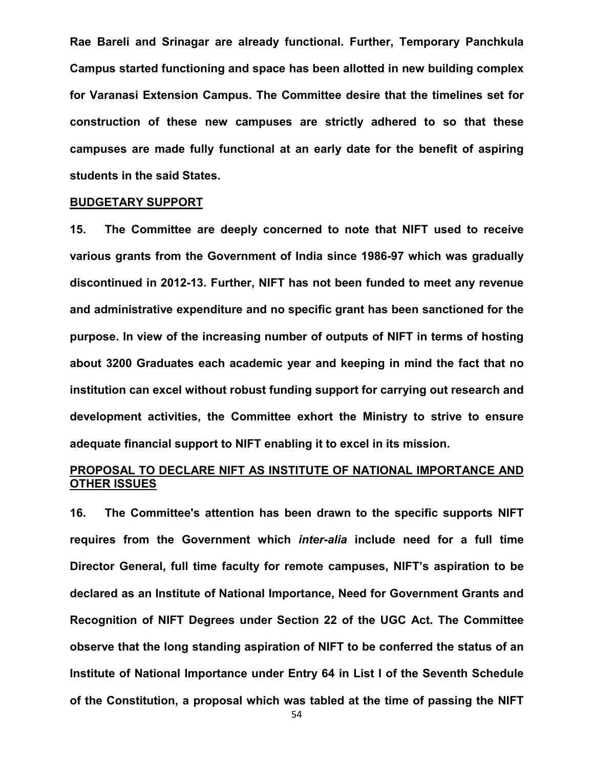**Rae Bareli and Srinagar are already functional. Further, Temporary Panchkula Campus started functioning and space has been allotted in new building complex for Varanasi Extension Campus. The Committee desire that the timelines set for construction of these new campuses are strictly adhered to so that these campuses are made fully functional at an early date for the benefit of aspiring students in the said States.**

**BUDGETARY SUPPORT**

**15. The Committee are deeply concerned to note that NIFT used to receive various grants from the Government of India since 1986-97 which was gradually discontinued in 2012-13. Further, NIFT has not been funded to meet any revenue and administrative expenditure and no specific grant has been sanctioned for the purpose. In view of the increasing number of outputs of NIFT in terms of hosting about 3200 Graduates each academic year and keeping in mind the fact that no institution can excel without robust funding support for carrying out research and development activities, the Committee exhort the Ministry to strive to ensure adequate financial support to NIFT enabling it to excel in its mission.**

**PROPOSAL TO DECLARE NIFT AS INSTITUTE OF NATIONAL IMPORTANCE AND OTHER ISSUES**

**16. The Committee's attention has been drawn to the specific supports NIFT requires from the Government which *inter-alia* include need for a full time Director General, full time faculty for remote campuses, NIFT's aspiration to be declared as an Institute of National Importance, Need for Government Grants and Recognition of NIFT Degrees under Section 22 of the UGC Act. The Committee observe that the long standing aspiration of NIFT to be conferred the status of an Institute of National Importance under Entry 64 in List I of the Seventh Schedule of the Constitution, a proposal which was tabled at the time of passing the NIFT**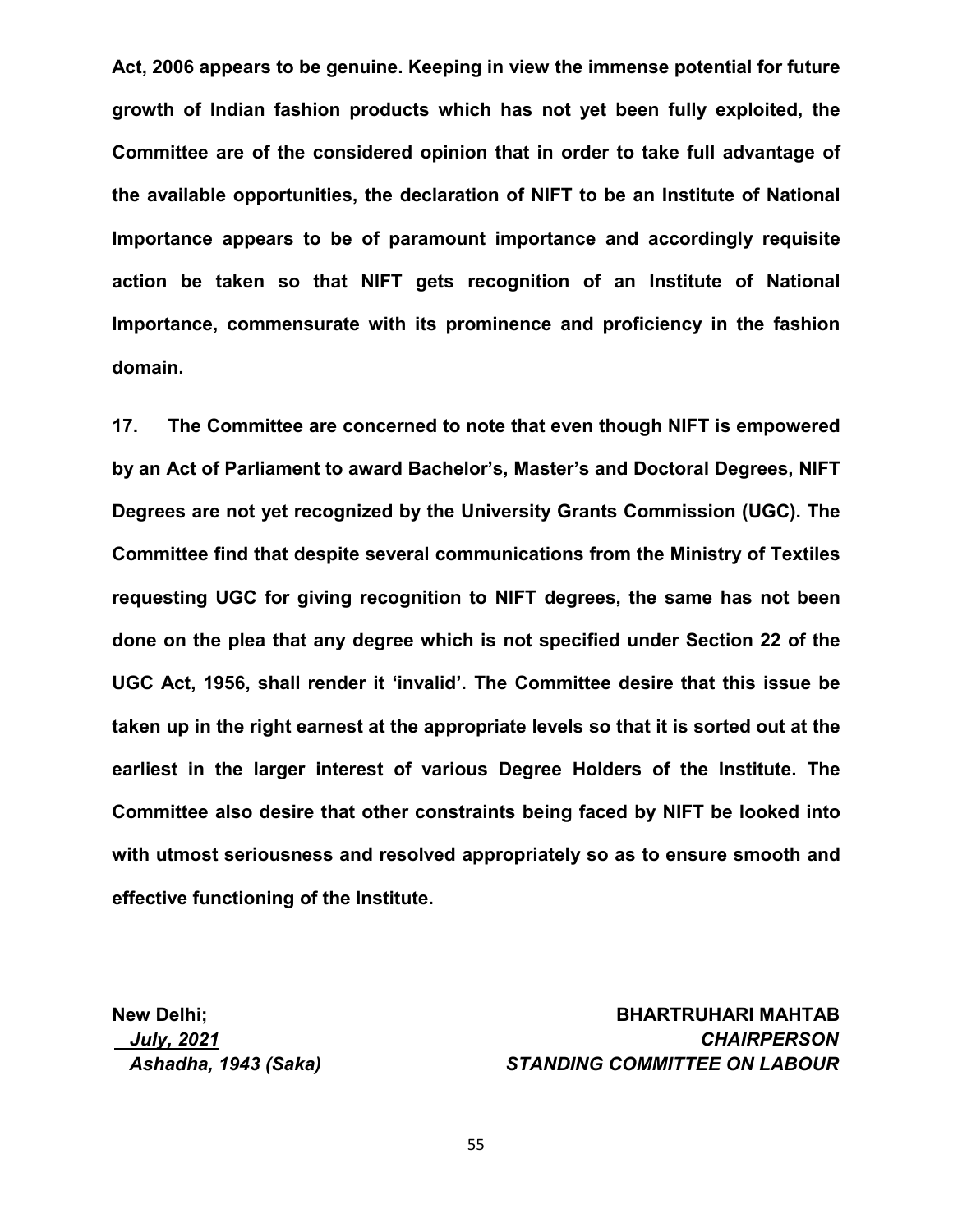**Act, 2006 appears to be genuine. Keeping in view the immense potential for future growth of Indian fashion products which has not yet been fully exploited, the Committee are of the considered opinion that in order to take full advantage of the available opportunities, the declaration of NIFT to be an Institute of National Importance appears to be of paramount importance and accordingly requisite action be taken so that NIFT gets recognition of an Institute of National Importance, commensurate with its prominence and proficiency in the fashion domain.**

**17. The Committee are concerned to note that even though NIFT is empowered by an Act of Parliament to award Bachelor's, Master's and Doctoral Degrees, NIFT Degrees are not yet recognized by the University Grants Commission (UGC). The Committee find that despite several communications from the Ministry of Textiles requesting UGC for giving recognition to NIFT degrees, the same has not been done on the plea that any degree which is not specified under Section 22 of the UGC Act, 1956, shall render it 'invalid'. The Committee desire that this issue be taken up in the right earnest at the appropriate levels so that it is sorted out at the earliest in the larger interest of various Degree Holders of the Institute. The Committee also desire that other constraints being faced by NIFT be looked into with utmost seriousness and resolved appropriately so as to ensure smooth and effective functioning of the Institute.**

**New Delhi;**
***July, 2021***
***Ashadha, 1943 (Saka)***

**BHARTRUHARI MAHTAB**
***CHAIRPERSON***
***STANDING COMMITTEE ON LABOUR***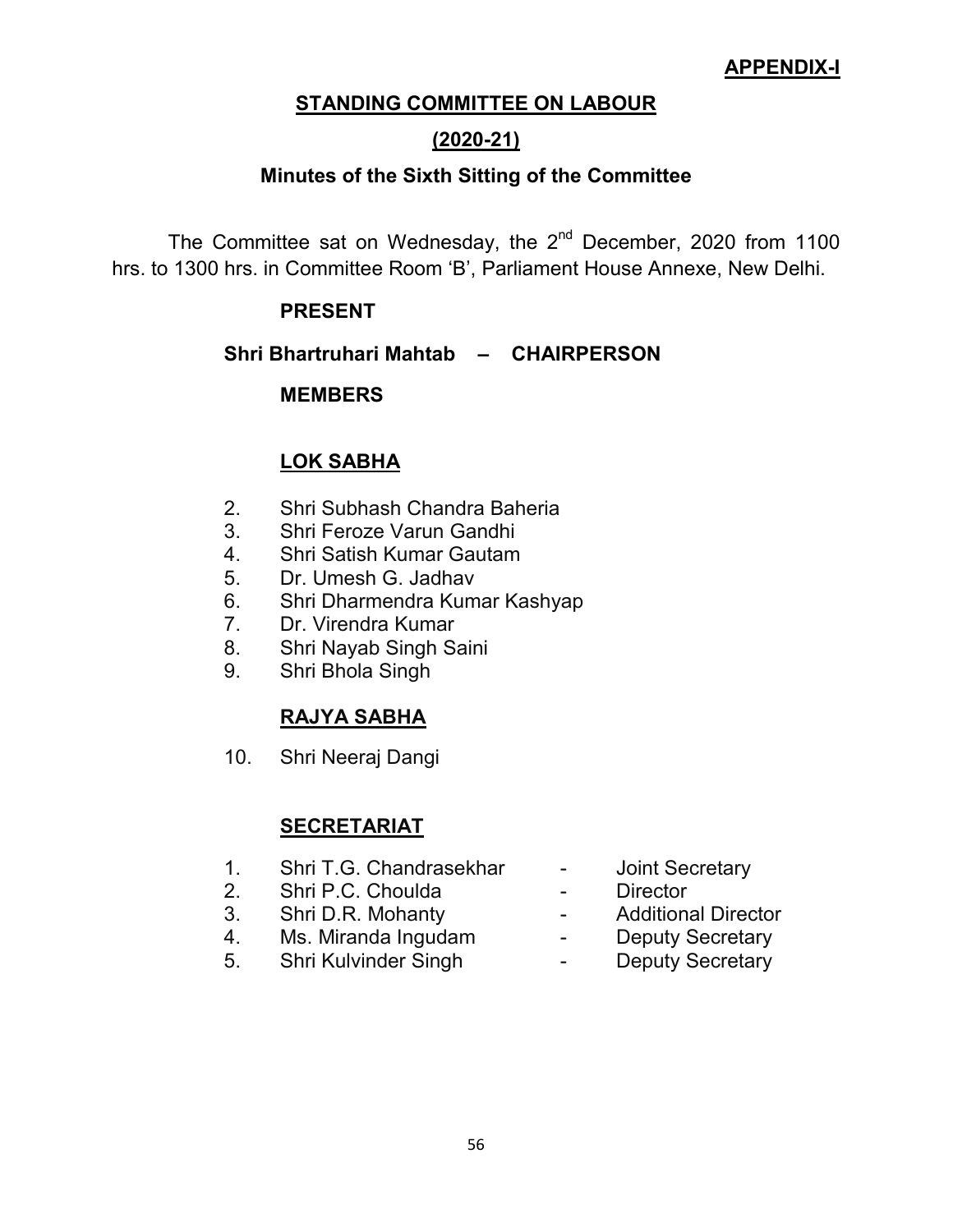**APPENDIX-I**

## STANDING COMMITTEE ON LABOUR

## (2020-21)

### Minutes of the Sixth Sitting of the Committee

The Committee sat on Wednesday, the 2nd December, 2020 from 1100 hrs. to 1300 hrs. in Committee Room 'B', Parliament House Annexe, New Delhi.

**PRESENT**

**Shri Bhartruhari Mahtab – CHAIRPERSON**

**MEMBERS**

**LOK SABHA**

2. Shri Subhash Chandra Baheria
3. Shri Feroze Varun Gandhi
4. Shri Satish Kumar Gautam
5. Dr. Umesh G. Jadhav
6. Shri Dharmendra Kumar Kashyap
7. Dr. Virendra Kumar
8. Shri Nayab Singh Saini
9. Shri Bhola Singh

**RAJYA SABHA**

10. Shri Neeraj Dangi

**SECRETARIAT**

1. Shri T.G. Chandrasekhar - Joint Secretary
2. Shri P.C. Choulda - Director
3. Shri D.R. Mohanty - Additional Director
4. Ms. Miranda Ingudam - Deputy Secretary
5. Shri Kulvinder Singh - Deputy Secretary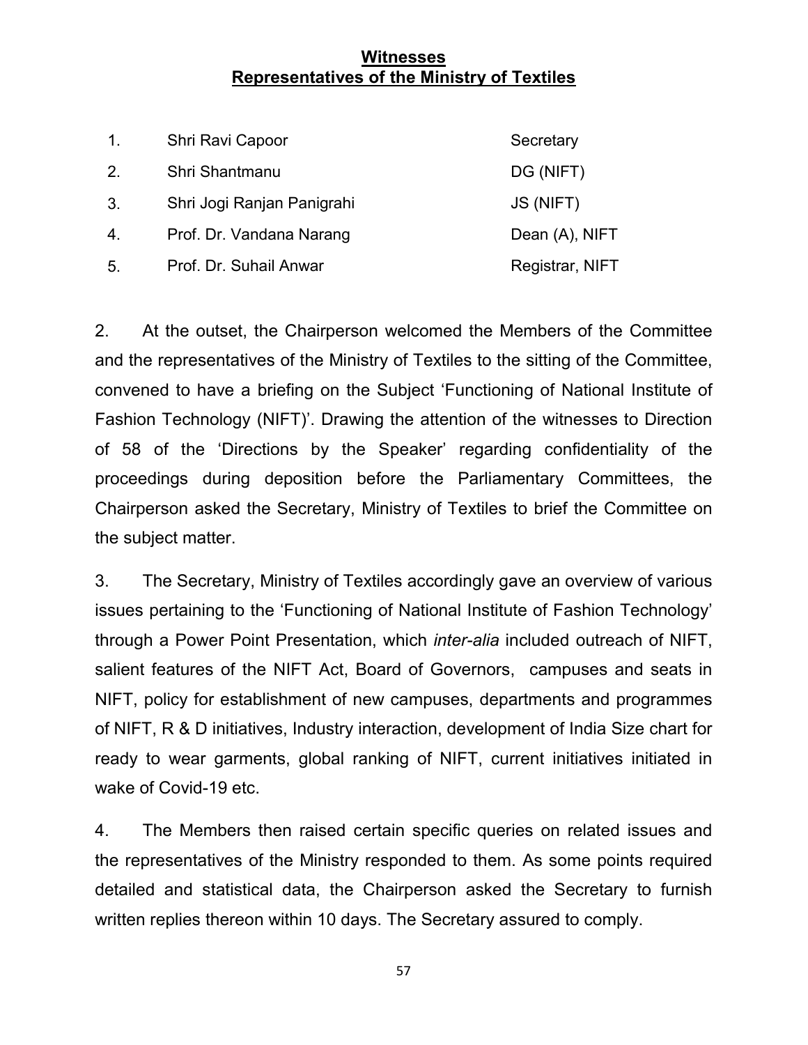**Witnesses**
**Representatives of the Ministry of Textiles**

| | | |
|---|---|---|
| 1. | Shri Ravi Capoor | Secretary |
| 2. | Shri Shantmanu | DG (NIFT) |
| 3. | Shri Jogi Ranjan Panigrahi | JS (NIFT) |
| 4. | Prof. Dr. Vandana Narang | Dean (A), NIFT |
| 5. | Prof. Dr. Suhail Anwar | Registrar, NIFT |

2. At the outset, the Chairperson welcomed the Members of the Committee and the representatives of the Ministry of Textiles to the sitting of the Committee, convened to have a briefing on the Subject 'Functioning of National Institute of Fashion Technology (NIFT)'. Drawing the attention of the witnesses to Direction of 58 of the 'Directions by the Speaker' regarding confidentiality of the proceedings during deposition before the Parliamentary Committees, the Chairperson asked the Secretary, Ministry of Textiles to brief the Committee on the subject matter.

3. The Secretary, Ministry of Textiles accordingly gave an overview of various issues pertaining to the 'Functioning of National Institute of Fashion Technology' through a Power Point Presentation, which *inter-alia* included outreach of NIFT, salient features of the NIFT Act, Board of Governors, campuses and seats in NIFT, policy for establishment of new campuses, departments and programmes of NIFT, R & D initiatives, Industry interaction, development of India Size chart for ready to wear garments, global ranking of NIFT, current initiatives initiated in wake of Covid-19 etc.

4. The Members then raised certain specific queries on related issues and the representatives of the Ministry responded to them. As some points required detailed and statistical data, the Chairperson asked the Secretary to furnish written replies thereon within 10 days. The Secretary assured to comply.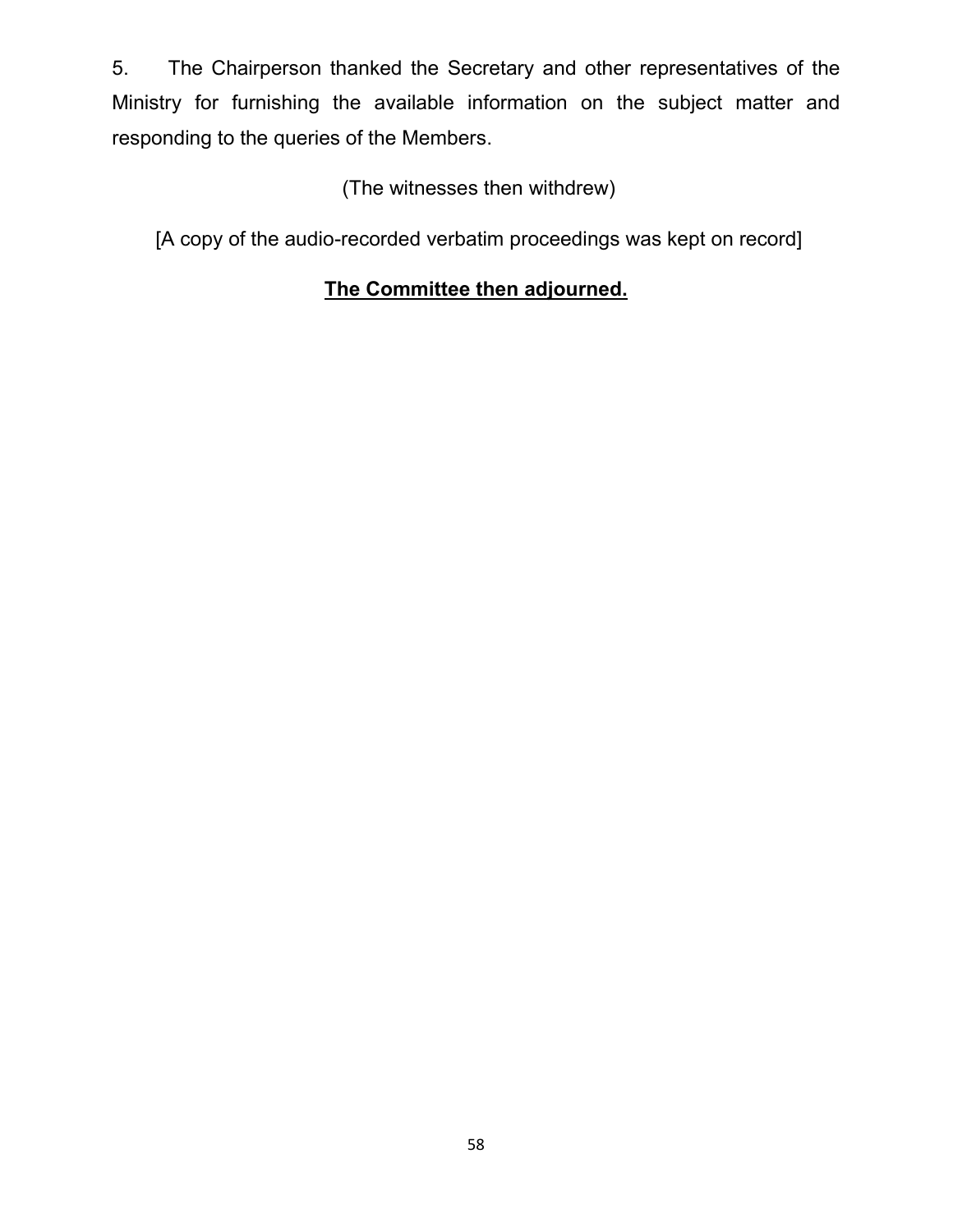5. The Chairperson thanked the Secretary and other representatives of the Ministry for furnishing the available information on the subject matter and responding to the queries of the Members.

(The witnesses then withdrew)

[A copy of the audio-recorded verbatim proceedings was kept on record]

**The Committee then adjourned.**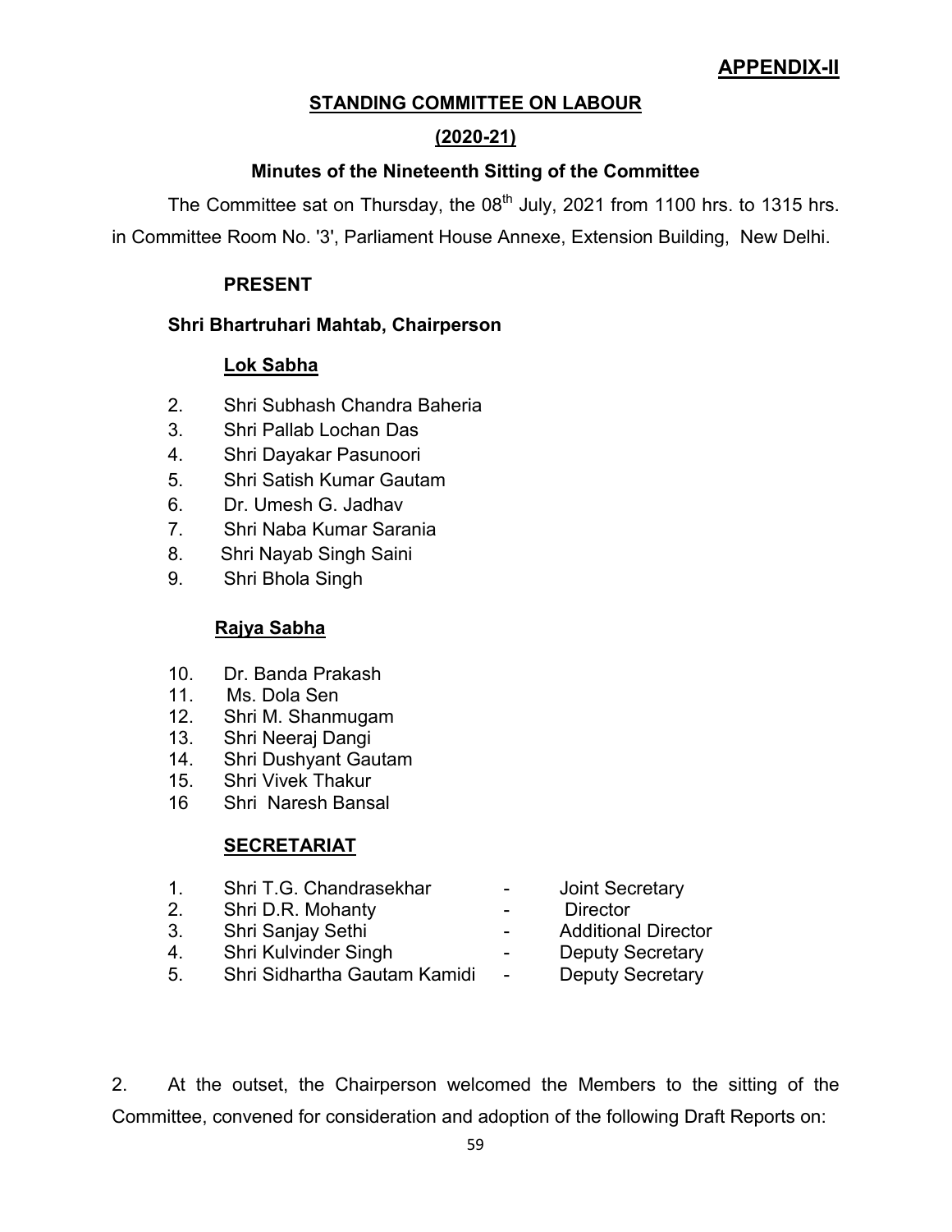**APPENDIX-II**

## STANDING COMMITTEE ON LABOUR

## (2020-21)

### Minutes of the Nineteenth Sitting of the Committee

The Committee sat on Thursday, the 08th July, 2021 from 1100 hrs. to 1315 hrs. in Committee Room No. '3', Parliament House Annexe, Extension Building, New Delhi.

**PRESENT**

**Shri Bhartruhari Mahtab, Chairperson**

**Lok Sabha**

2. Shri Subhash Chandra Baheria
3. Shri Pallab Lochan Das
4. Shri Dayakar Pasunoori
5. Shri Satish Kumar Gautam
6. Dr. Umesh G. Jadhav
7. Shri Naba Kumar Sarania
8. Shri Nayab Singh Saini
9. Shri Bhola Singh

**Rajya Sabha**

10. Dr. Banda Prakash
11. Ms. Dola Sen
12. Shri M. Shanmugam
13. Shri Neeraj Dangi
14. Shri Dushyant Gautam
15. Shri Vivek Thakur
16. Shri Naresh Bansal

**SECRETARIAT**

1. Shri T.G. Chandrasekhar - Joint Secretary
2. Shri D.R. Mohanty - Director
3. Shri Sanjay Sethi - Additional Director
4. Shri Kulvinder Singh - Deputy Secretary
5. Shri Sidhartha Gautam Kamidi - Deputy Secretary

2. At the outset, the Chairperson welcomed the Members to the sitting of the Committee, convened for consideration and adoption of the following Draft Reports on: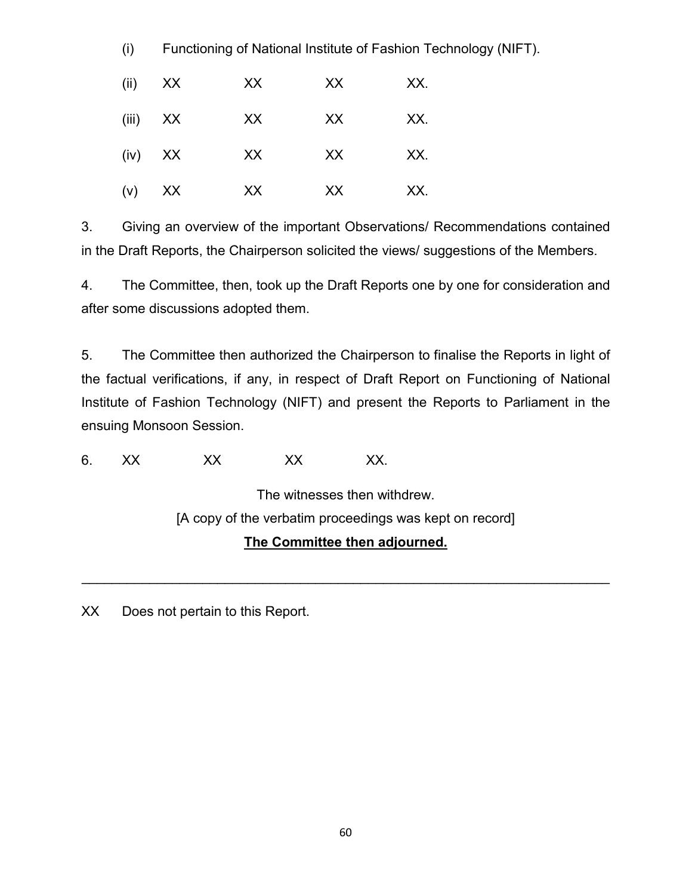(i) Functioning of National Institute of Fashion Technology (NIFT).

(ii) XX XX XX XX.

(iii) XX XX XX XX.

(iv) XX XX XX XX.

(v) XX XX XX XX.

3. Giving an overview of the important Observations/ Recommendations contained in the Draft Reports, the Chairperson solicited the views/ suggestions of the Members.

4. The Committee, then, took up the Draft Reports one by one for consideration and after some discussions adopted them.

5. The Committee then authorized the Chairperson to finalise the Reports in light of the factual verifications, if any, in respect of Draft Report on Functioning of National Institute of Fashion Technology (NIFT) and present the Reports to Parliament in the ensuing Monsoon Session.

6. XX XX XX XX.

The witnesses then withdrew.

[A copy of the verbatim proceedings was kept on record]

**The Committee then adjourned.**

---

XX Does not pertain to this Report.